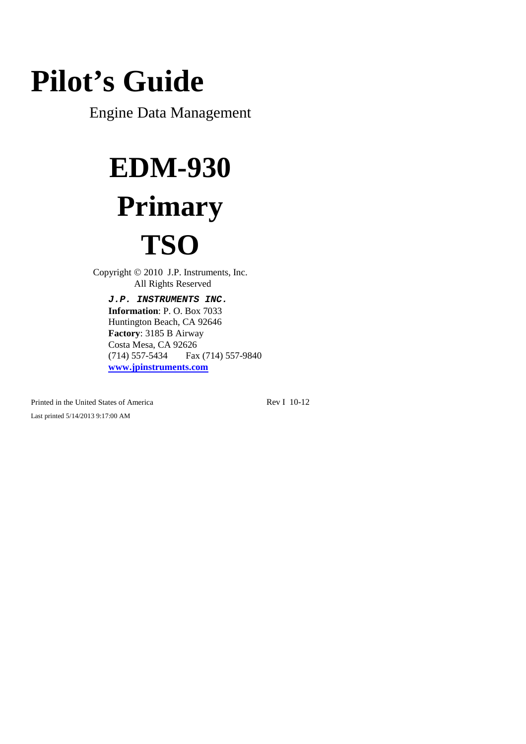# Pilot's Guide

Engine Data Management

# EDM-930

# Primary

# TSO

Copyright © 2010 J.P. Instruments, Inc.
All Rights Reserved

***J.P. INSTRUMENTS INC.***
**Information**: P. O. Box 7033
Huntington Beach, CA 92646
**Factory**: 3185 B Airway
Costa Mesa, CA 92626
(714) 557-5434 Fax (714) 557-9840
**www.jpinstruments.com**

Printed in the United States of America Rev I 10-12

Last printed 5/14/2013 9:17:00 AM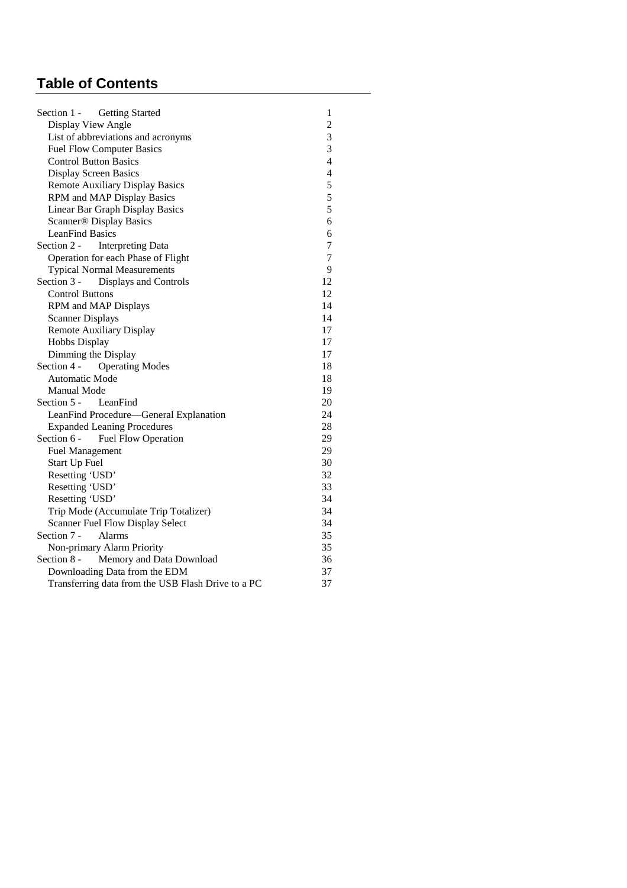# Table of Contents

| | |
|---|---|
| Section 1 - Getting Started | 1 |
| Display View Angle | 2 |
| List of abbreviations and acronyms | 3 |
| Fuel Flow Computer Basics | 3 |
| Control Button Basics | 4 |
| Display Screen Basics | 4 |
| Remote Auxiliary Display Basics | 5 |
| RPM and MAP Display Basics | 5 |
| Linear Bar Graph Display Basics | 5 |
| Scanner® Display Basics | 6 |
| LeanFind Basics | 6 |
| Section 2 - Interpreting Data | 7 |
| Operation for each Phase of Flight | 7 |
| Typical Normal Measurements | 9 |
| Section 3 - Displays and Controls | 12 |
| Control Buttons | 12 |
| RPM and MAP Displays | 14 |
| Scanner Displays | 14 |
| Remote Auxiliary Display | 17 |
| Hobbs Display | 17 |
| Dimming the Display | 17 |
| Section 4 - Operating Modes | 18 |
| Automatic Mode | 18 |
| Manual Mode | 19 |
| Section 5 - LeanFind | 20 |
| LeanFind Procedure—General Explanation | 24 |
| Expanded Leaning Procedures | 28 |
| Section 6 - Fuel Flow Operation | 29 |
| Fuel Management | 29 |
| Start Up Fuel | 30 |
| Resetting 'USD' | 32 |
| Resetting 'USD' | 33 |
| Resetting 'USD' | 34 |
| Trip Mode (Accumulate Trip Totalizer) | 34 |
| Scanner Fuel Flow Display Select | 34 |
| Section 7 - Alarms | 35 |
| Non-primary Alarm Priority | 35 |
| Section 8 - Memory and Data Download | 36 |
| Downloading Data from the EDM | 37 |
| Transferring data from the USB Flash Drive to a PC | 37 |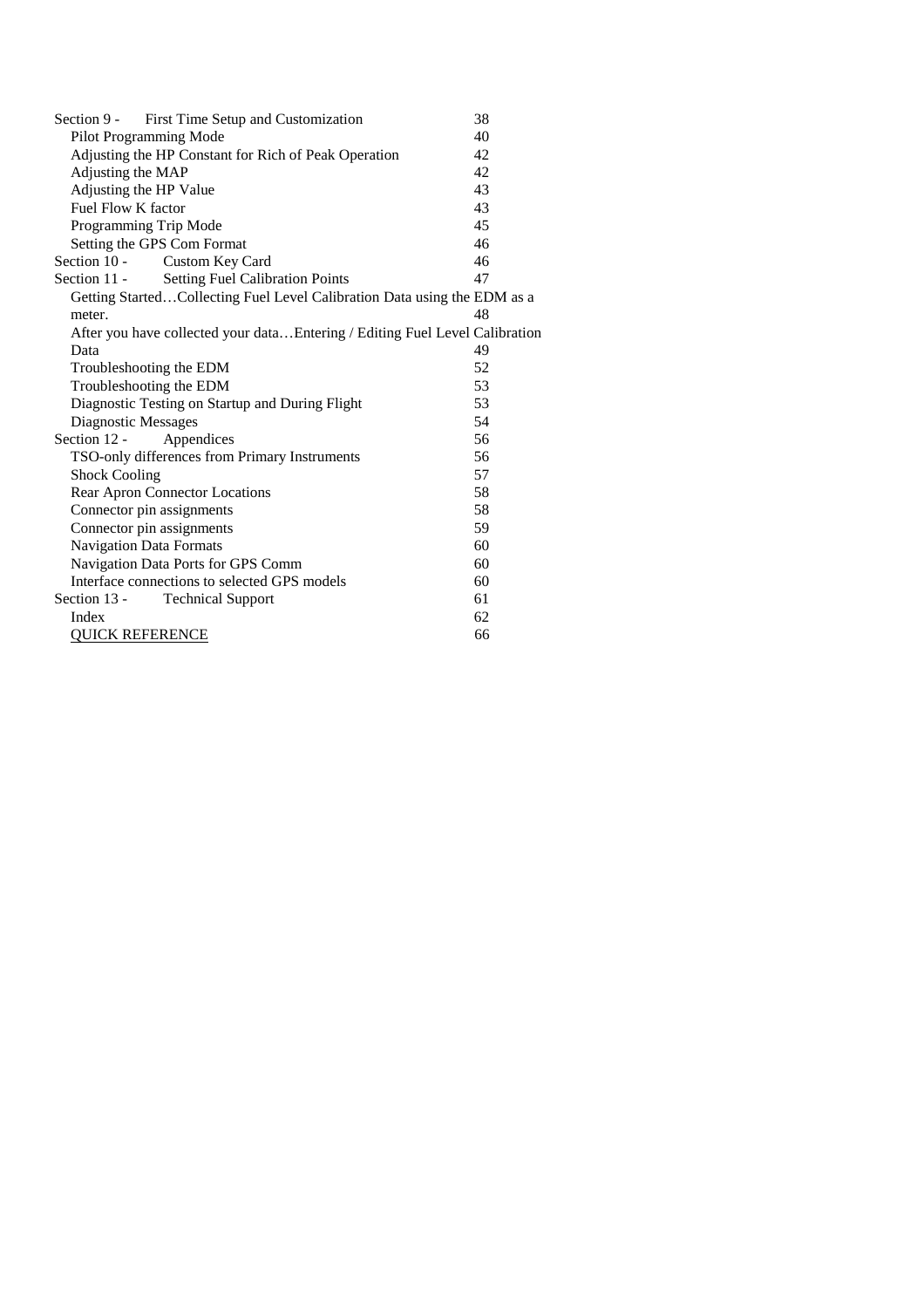| | |
|---|---|
| Section 9 - First Time Setup and Customization | 38 |
| Pilot Programming Mode | 40 |
| Adjusting the HP Constant for Rich of Peak Operation | 42 |
| Adjusting the MAP | 42 |
| Adjusting the HP Value | 43 |
| Fuel Flow K factor | 43 |
| Programming Trip Mode | 45 |
| Setting the GPS Com Format | 46 |
| Section 10 - Custom Key Card | 46 |
| Section 11 - Setting Fuel Calibration Points | 47 |
| Getting Started…Collecting Fuel Level Calibration Data using the EDM as a meter. | 48 |
| After you have collected your data…Entering / Editing Fuel Level Calibration Data | 49 |
| Troubleshooting the EDM | 52 |
| Troubleshooting the EDM | 53 |
| Diagnostic Testing on Startup and During Flight | 53 |
| Diagnostic Messages | 54 |
| Section 12 - Appendices | 56 |
| TSO-only differences from Primary Instruments | 56 |
| Shock Cooling | 57 |
| Rear Apron Connector Locations | 58 |
| Connector pin assignments | 58 |
| Connector pin assignments | 59 |
| Navigation Data Formats | 60 |
| Navigation Data Ports for GPS Comm | 60 |
| Interface connections to selected GPS models | 60 |
| Section 13 - Technical Support | 61 |
| Index | 62 |
| QUICK REFERENCE | 66 |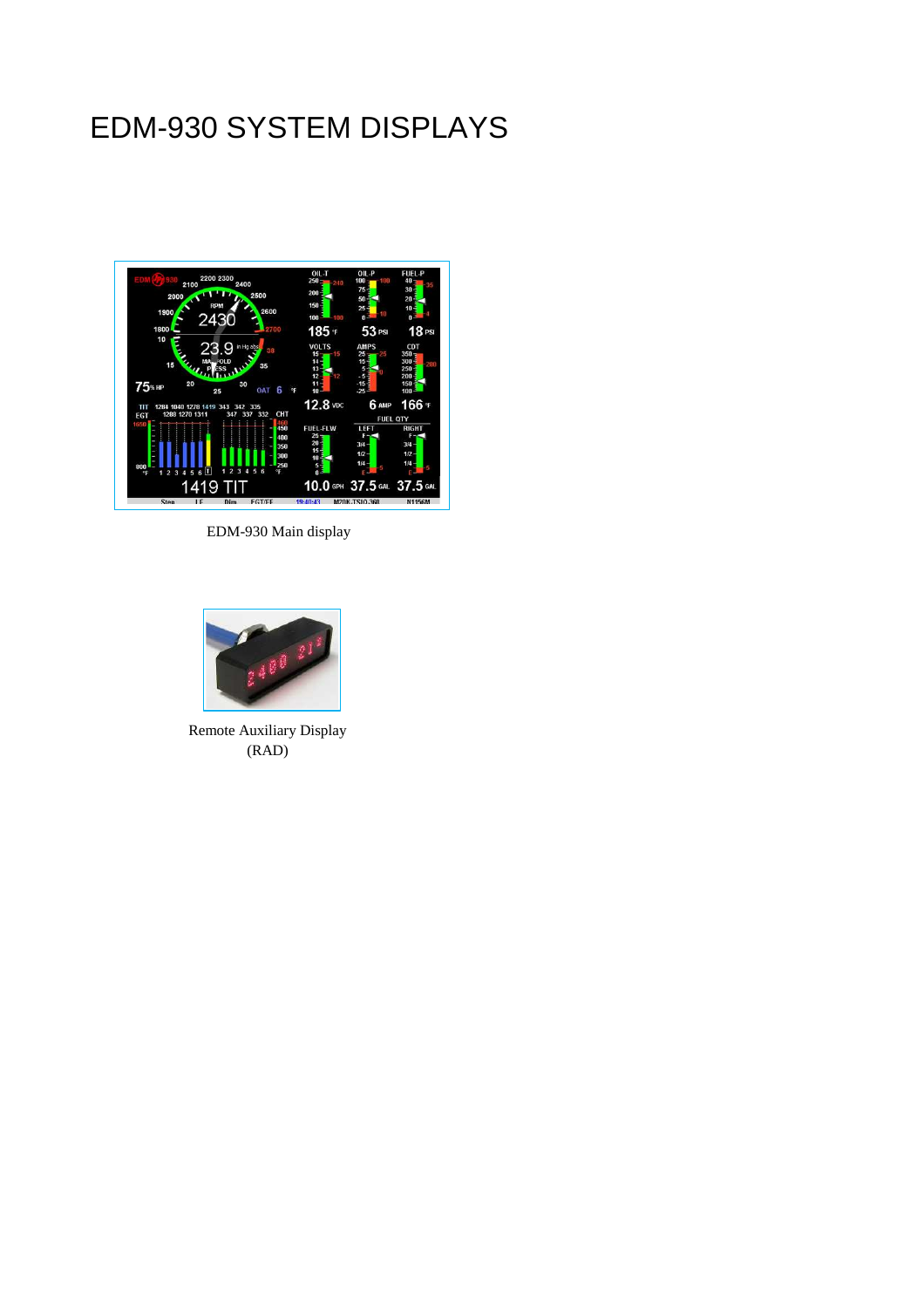# EDM-930 SYSTEM DISPLAYS

EDM-930 Main display

Remote Auxiliary Display (RAD)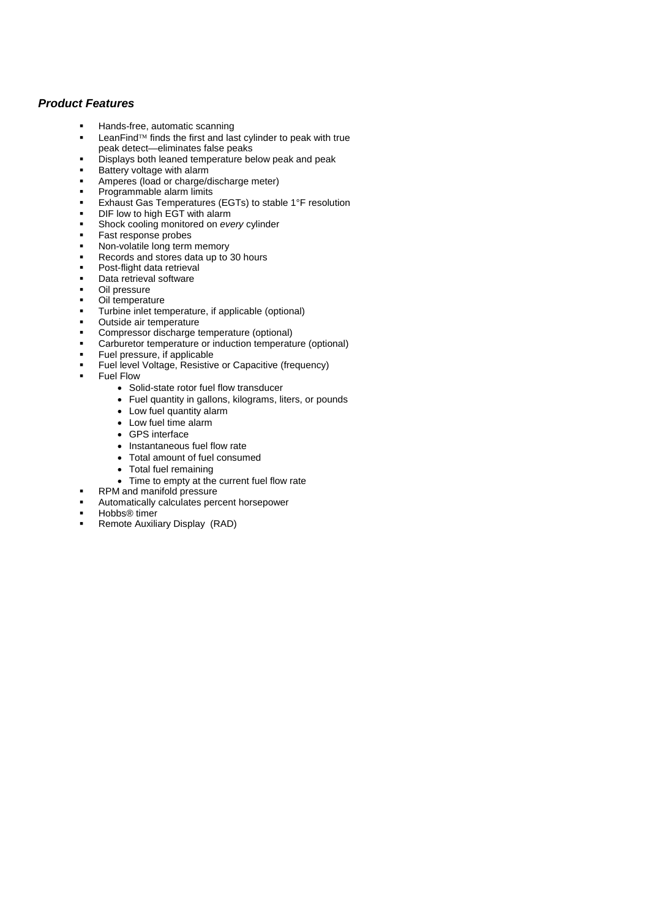### ***Product Features***

- Hands-free, automatic scanning
- LeanFind™ finds the first and last cylinder to peak with true peak detect—eliminates false peaks
- Displays both leaned temperature below peak and peak
- Battery voltage with alarm
- Amperes (load or charge/discharge meter)
- Programmable alarm limits
- Exhaust Gas Temperatures (EGTs) to stable 1°F resolution
- DIF low to high EGT with alarm
- Shock cooling monitored on *every* cylinder
- Fast response probes
- Non-volatile long term memory
- Records and stores data up to 30 hours
- Post-flight data retrieval
- Data retrieval software
- Oil pressure
- Oil temperature
- Turbine inlet temperature, if applicable (optional)
- Outside air temperature
- Compressor discharge temperature (optional)
- Carburetor temperature or induction temperature (optional)
- Fuel pressure, if applicable
- Fuel level Voltage, Resistive or Capacitive (frequency)
- Fuel Flow
  - Solid-state rotor fuel flow transducer
  - Fuel quantity in gallons, kilograms, liters, or pounds
  - Low fuel quantity alarm
  - Low fuel time alarm
  - GPS interface
  - Instantaneous fuel flow rate
  - Total amount of fuel consumed
  - Total fuel remaining
  - Time to empty at the current fuel flow rate
- RPM and manifold pressure
- Automatically calculates percent horsepower
- Hobbs® timer
- Remote Auxiliary Display (RAD)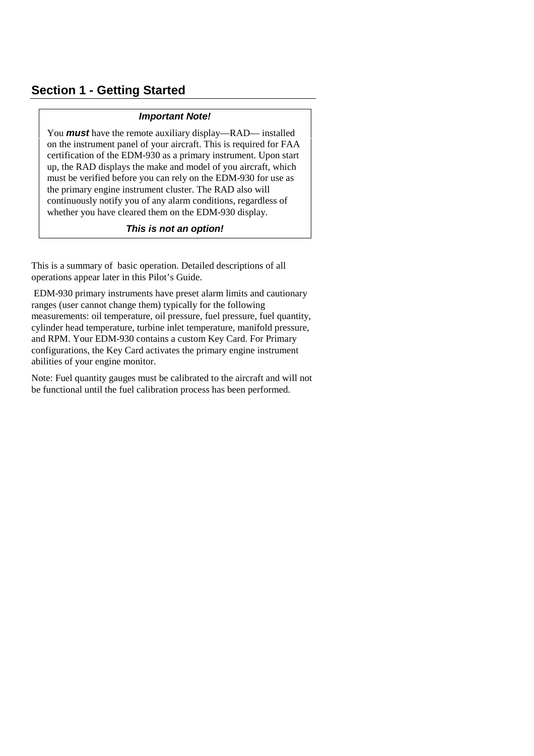## Section 1 - Getting Started

> ***Important Note!***
>
> You ***must*** have the remote auxiliary display—RAD— installed on the instrument panel of your aircraft. This is required for FAA certification of the EDM-930 as a primary instrument. Upon start up, the RAD displays the make and model of you aircraft, which must be verified before you can rely on the EDM-930 for use as the primary engine instrument cluster. The RAD also will continuously notify you of any alarm conditions, regardless of whether you have cleared them on the EDM-930 display.
>
> ***This is not an option!***

This is a summary of basic operation. Detailed descriptions of all operations appear later in this Pilot's Guide.

EDM-930 primary instruments have preset alarm limits and cautionary ranges (user cannot change them) typically for the following measurements: oil temperature, oil pressure, fuel pressure, fuel quantity, cylinder head temperature, turbine inlet temperature, manifold pressure, and RPM. Your EDM-930 contains a custom Key Card. For Primary configurations, the Key Card activates the primary engine instrument abilities of your engine monitor.

Note: Fuel quantity gauges must be calibrated to the aircraft and will not be functional until the fuel calibration process has been performed.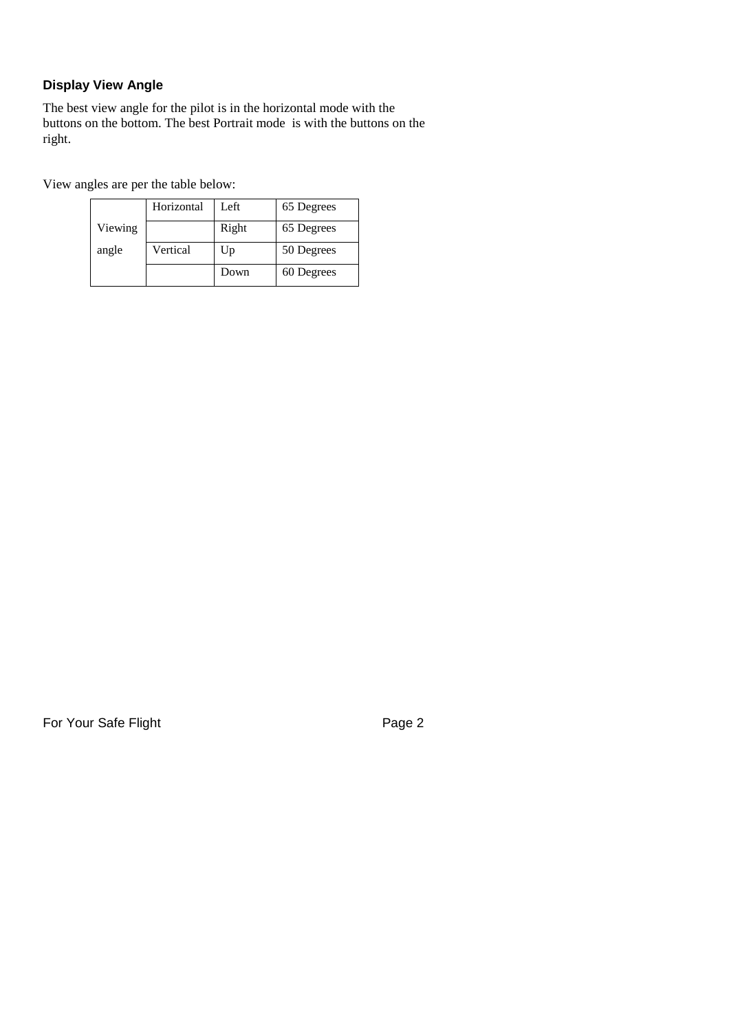### Display View Angle

The best view angle for the pilot is in the horizontal mode with the buttons on the bottom. The best Portrait mode is with the buttons on the right.

View angles are per the table below:

| | | | |
|---|---|---|---|
| Viewing angle | Horizontal | Left | 65 Degrees |
| | | Right | 65 Degrees |
| | Vertical | Up | 50 Degrees |
| | | Down | 60 Degrees |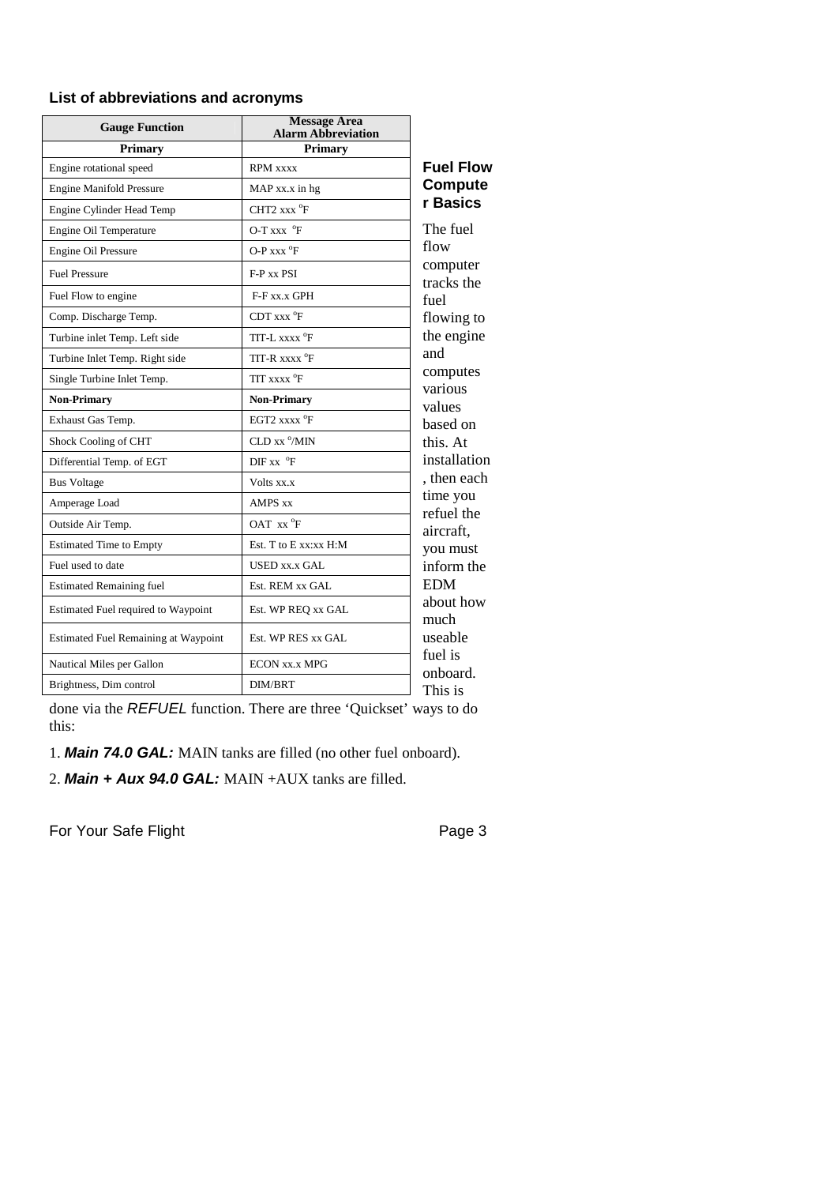### List of abbreviations and acronyms

| Gauge Function | Message Area Alarm Abbreviation |
|---|---|
| **Primary** | **Primary** |
| Engine rotational speed | RPM xxxx |
| Engine Manifold Pressure | MAP xx.x in hg |
| Engine Cylinder Head Temp | CHT2 xxx °F |
| Engine Oil Temperature | O-T xxx °F |
| Engine Oil Pressure | O-P xxx °F |
| Fuel Pressure | F-P xx PSI |
| Fuel Flow to engine | F-F xx.x GPH |
| Comp. Discharge Temp. | CDT xxx °F |
| Turbine inlet Temp. Left side | TIT-L xxxx °F |
| Turbine Inlet Temp. Right side | TIT-R xxxx °F |
| Single Turbine Inlet Temp. | TIT xxxx °F |
| **Non-Primary** | **Non-Primary** |
| Exhaust Gas Temp. | EGT2 xxxx °F |
| Shock Cooling of CHT | CLD xx °/MIN |
| Differential Temp. of EGT | DIF xx °F |
| Bus Voltage | Volts xx.x |
| Amperage Load | AMPS xx |
| Outside Air Temp. | OAT xx °F |
| Estimated Time to Empty | Est. T to E xx:xx H:M |
| Fuel used to date | USED xx.x GAL |
| Estimated Remaining fuel | Est. REM xx GAL |
| Estimated Fuel required to Waypoint | Est. WP REQ xx GAL |
| Estimated Fuel Remaining at Waypoint | Est. WP RES xx GAL |
| Nautical Miles per Gallon | ECON xx.x MPG |
| Brightness, Dim control | DIM/BRT |

### Fuel Flow Computer Basics

The fuel flow computer tracks the fuel flowing to the engine and computes various values based on this. At installation, then each time you refuel the aircraft, you must inform the EDM about how much useable fuel is onboard. This is done via the *REFUEL* function. There are three 'Quickset' ways to do this:

1. ***Main 74.0 GAL:*** MAIN tanks are filled (no other fuel onboard).

2. ***Main + Aux 94.0 GAL:*** MAIN +AUX tanks are filled.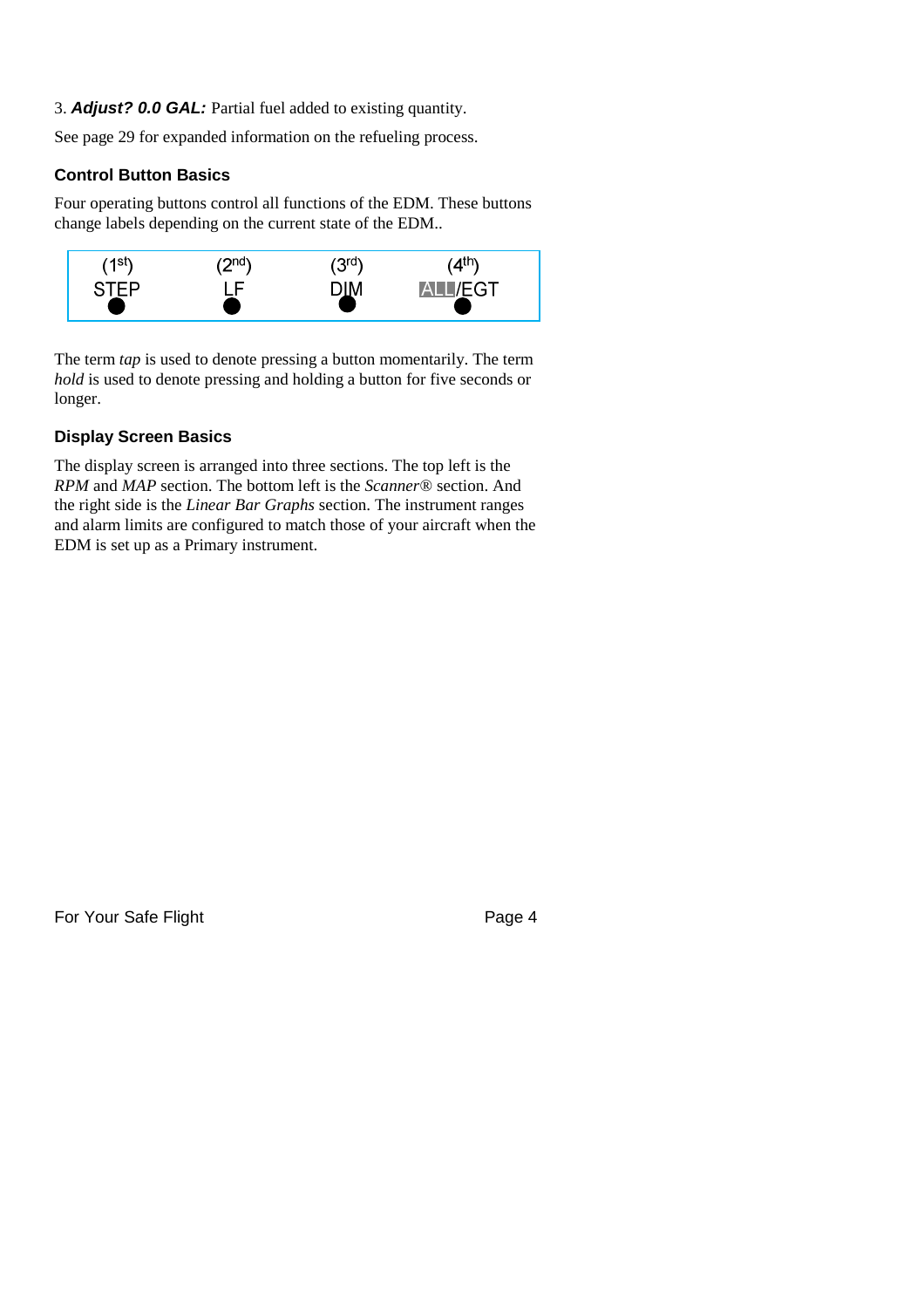3. ***Adjust? 0.0 GAL:*** Partial fuel added to existing quantity.

See page 29 for expanded information on the refueling process.

### Control Button Basics

Four operating buttons control all functions of the EDM. These buttons change labels depending on the current state of the EDM..

| (1st) | (2nd) | (3rd) | (4th) |
|---|---|---|---|
| STEP | LF | DIM | ALL/EGT |

The term *tap* is used to denote pressing a button momentarily. The term *hold* is used to denote pressing and holding a button for five seconds or longer.

### Display Screen Basics

The display screen is arranged into three sections. The top left is the *RPM* and *MAP* section. The bottom left is the *Scanner®* section. And the right side is the *Linear Bar Graphs* section. The instrument ranges and alarm limits are configured to match those of your aircraft when the EDM is set up as a Primary instrument.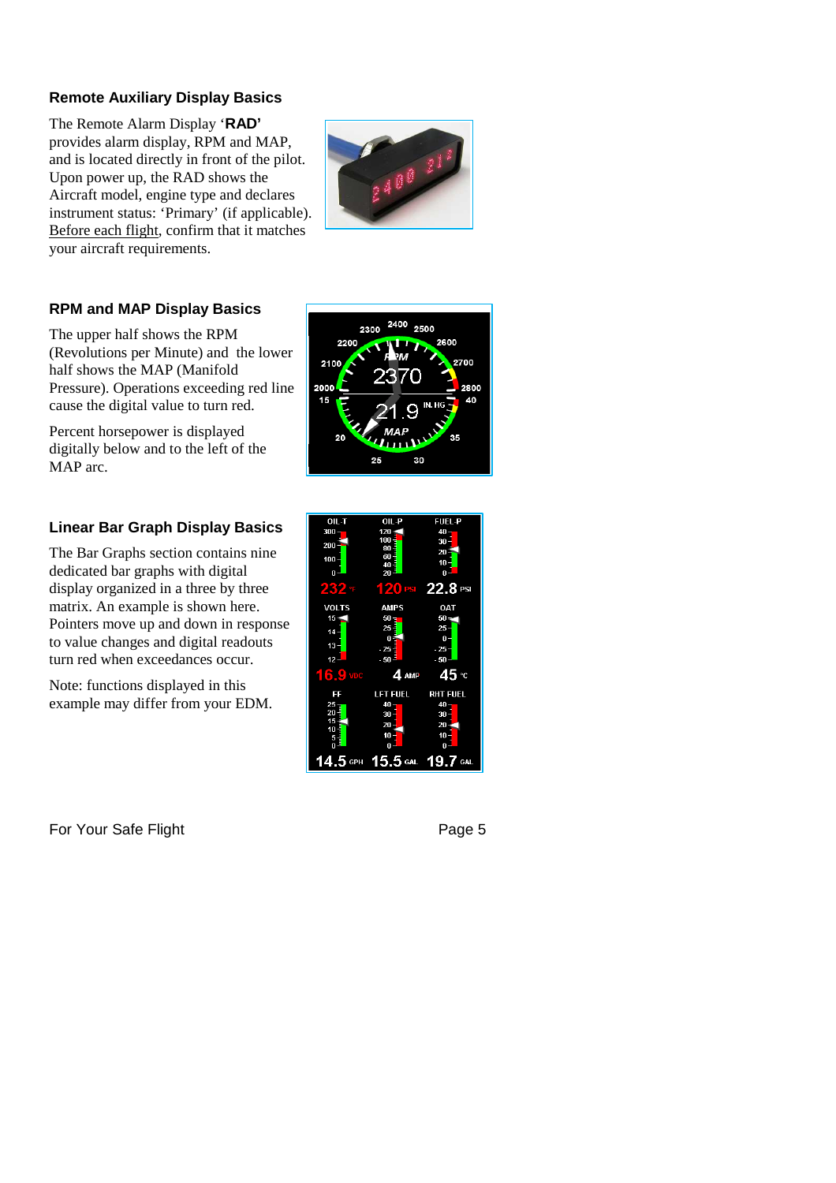### Remote Auxiliary Display Basics

The Remote Alarm Display '**RAD'** provides alarm display, RPM and MAP, and is located directly in front of the pilot. Upon power up, the RAD shows the Aircraft model, engine type and declares instrument status: 'Primary' (if applicable). Before each flight, confirm that it matches your aircraft requirements.

### RPM and MAP Display Basics

The upper half shows the RPM (Revolutions per Minute) and the lower half shows the MAP (Manifold Pressure). Operations exceeding red line cause the digital value to turn red.

Percent horsepower is displayed digitally below and to the left of the MAP arc.

### Linear Bar Graph Display Basics

The Bar Graphs section contains nine dedicated bar graphs with digital display organized in a three by three matrix. An example is shown here. Pointers move up and down in response to value changes and digital readouts turn red when exceedances occur.

Note: functions displayed in this example may differ from your EDM.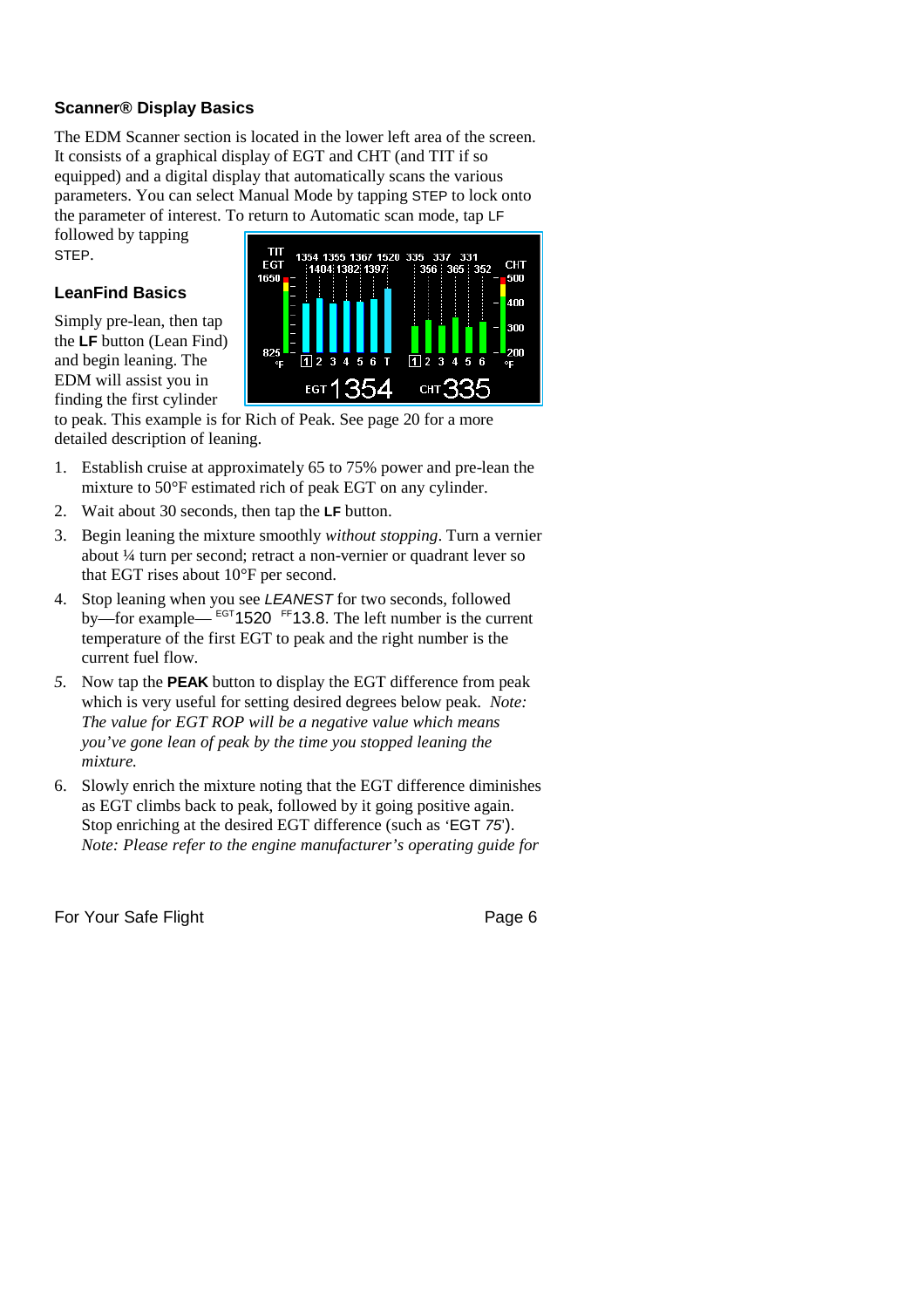### Scanner® Display Basics

The EDM Scanner section is located in the lower left area of the screen. It consists of a graphical display of EGT and CHT (and TIT if so equipped) and a digital display that automatically scans the various parameters. You can select Manual Mode by tapping STEP to lock onto the parameter of interest. To return to Automatic scan mode, tap LF followed by tapping STEP.

### LeanFind Basics

Simply pre-lean, then tap the **LF** button (Lean Find) and begin leaning. The EDM will assist you in finding the first cylinder to peak. This example is for Rich of Peak. See page 20 for a more detailed description of leaning.

1. Establish cruise at approximately 65 to 75% power and pre-lean the mixture to 50°F estimated rich of peak EGT on any cylinder.
2. Wait about 30 seconds, then tap the **LF** button.
3. Begin leaning the mixture smoothly *without stopping*. Turn a vernier about ¼ turn per second; retract a non-vernier or quadrant lever so that EGT rises about 10°F per second.
4. Stop leaning when you see *LEANEST* for two seconds, followed by—for example— EGT 1520 FF 13.8. The left number is the current temperature of the first EGT to peak and the right number is the current fuel flow.
5. Now tap the **PEAK** button to display the EGT difference from peak which is very useful for setting desired degrees below peak. *Note: The value for EGT ROP will be a negative value which means you've gone lean of peak by the time you stopped leaning the mixture.*
6. Slowly enrich the mixture noting that the EGT difference diminishes as EGT climbs back to peak, followed by it going positive again. Stop enriching at the desired EGT difference (such as 'EGT *75*'). *Note: Please refer to the engine manufacturer's operating guide for*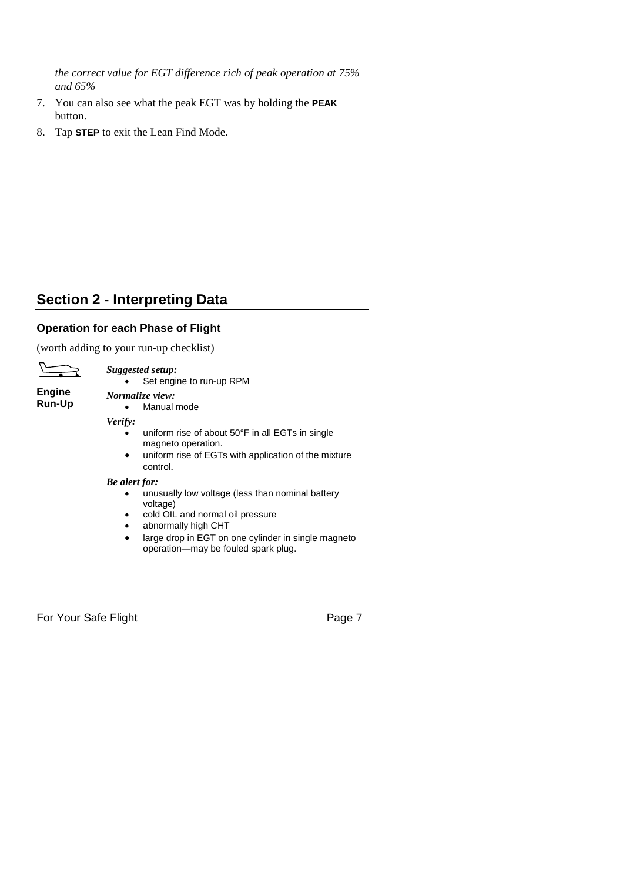*the correct value for EGT difference rich of peak operation at 75% and 65%*

7. You can also see what the peak EGT was by holding the **PEAK** button.
8. Tap **STEP** to exit the Lean Find Mode.

## Section 2 - Interpreting Data

### Operation for each Phase of Flight

(worth adding to your run-up checklist)

**Engine Run-Up**

***Suggested setup:***

- Set engine to run-up RPM

***Normalize view:***

- Manual mode

***Verify:***

- uniform rise of about 50°F in all EGTs in single magneto operation.
- uniform rise of EGTs with application of the mixture control.

***Be alert for:***

- unusually low voltage (less than nominal battery voltage)
- cold OIL and normal oil pressure
- abnormally high CHT
- large drop in EGT on one cylinder in single magneto operation—may be fouled spark plug.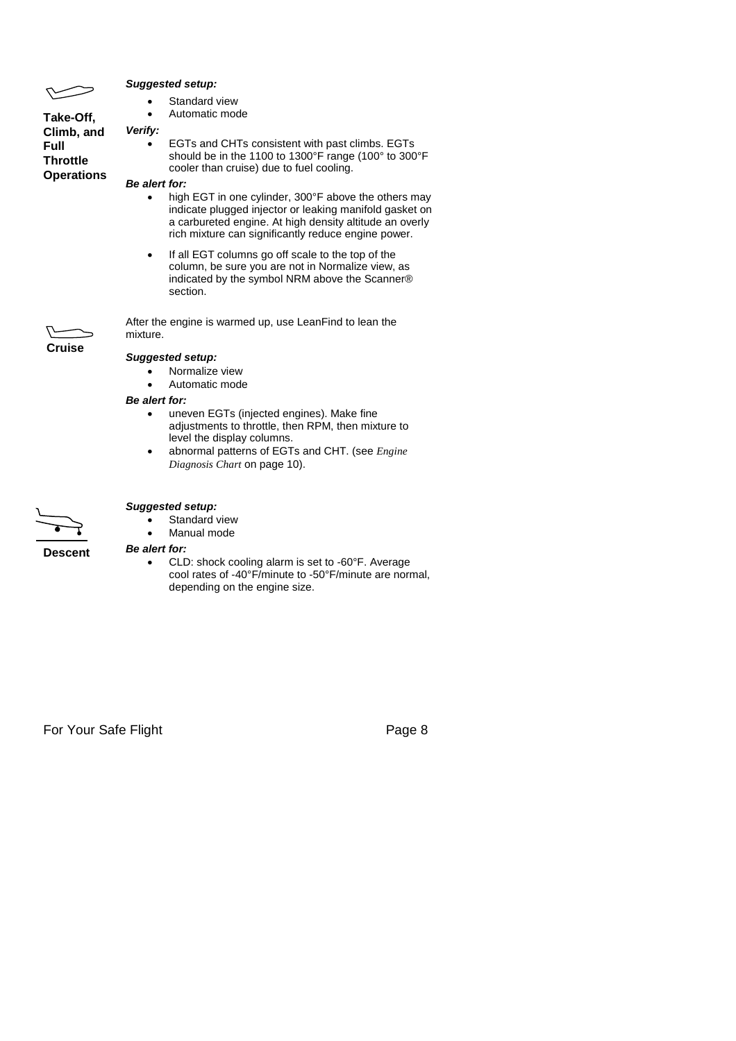## Take-Off, Climb, and Full Throttle Operations

***Suggested setup:***

- Standard view
- Automatic mode

***Verify:***

- EGTs and CHTs consistent with past climbs. EGTs should be in the 1100 to 1300°F range (100° to 300°F cooler than cruise) due to fuel cooling.

***Be alert for:***

- high EGT in one cylinder, 300°F above the others may indicate plugged injector or leaking manifold gasket on a carbureted engine. At high density altitude an overly rich mixture can significantly reduce engine power.
- If all EGT columns go off scale to the top of the column, be sure you are not in Normalize view, as indicated by the symbol NRM above the Scanner® section.

## Cruise

After the engine is warmed up, use LeanFind to lean the mixture.

***Suggested setup:***

- Normalize view
- Automatic mode

***Be alert for:***

- uneven EGTs (injected engines). Make fine adjustments to throttle, then RPM, then mixture to level the display columns.
- abnormal patterns of EGTs and CHT. (see *Engine Diagnosis Chart* on page 10).

## Descent

***Suggested setup:***

- Standard view
- Manual mode

***Be alert for:***

- CLD: shock cooling alarm is set to -60°F. Average cool rates of -40°F/minute to -50°F/minute are normal, depending on the engine size.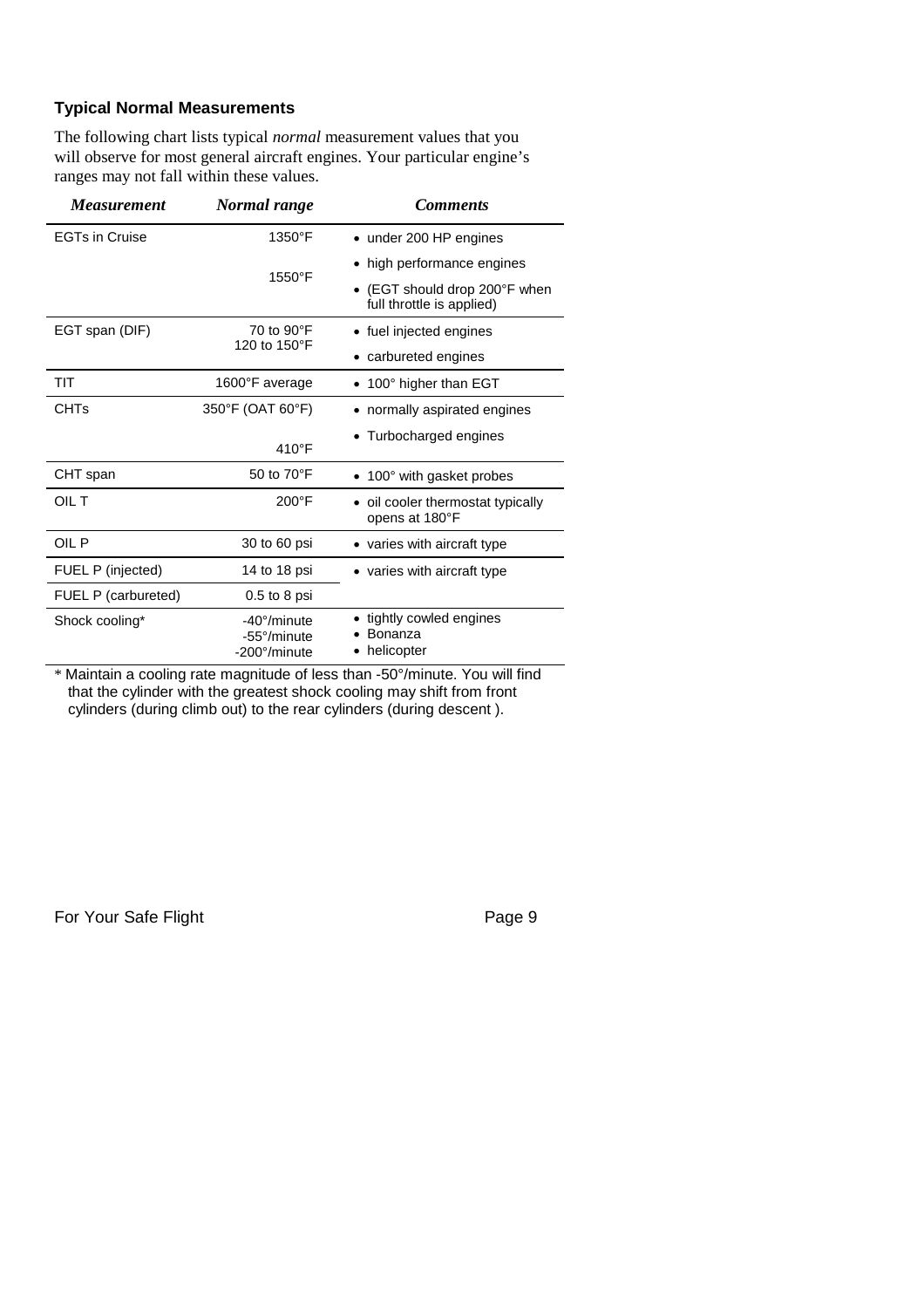### Typical Normal Measurements

The following chart lists typical *normal* measurement values that you will observe for most general aircraft engines. Your particular engine's ranges may not fall within these values.

| *Measurement* | *Normal range* | *Comments* |
|---|---|---|
| EGTs in Cruise | 1350°F | • under 200 HP engines |
| | 1550°F | • high performance engines<br>• (EGT should drop 200°F when full throttle is applied) |
| EGT span (DIF) | 70 to 90°F<br>120 to 150°F | • fuel injected engines<br>• carbureted engines |
| TIT | 1600°F average | • 100° higher than EGT |
| CHTs | 350°F (OAT 60°F) | • normally aspirated engines |
| | 410°F | • Turbocharged engines |
| CHT span | 50 to 70°F | • 100° with gasket probes |
| OIL T | 200°F | • oil cooler thermostat typically opens at 180°F |
| OIL P | 30 to 60 psi | • varies with aircraft type |
| FUEL P (injected) | 14 to 18 psi | • varies with aircraft type |
| FUEL P (carbureted) | 0.5 to 8 psi | |
| Shock cooling* | -40°/minute<br>-55°/minute<br>-200°/minute | • tightly cowled engines<br>• Bonanza<br>• helicopter |

* Maintain a cooling rate magnitude of less than -50°/minute. You will find that the cylinder with the greatest shock cooling may shift from front cylinders (during climb out) to the rear cylinders (during descent ).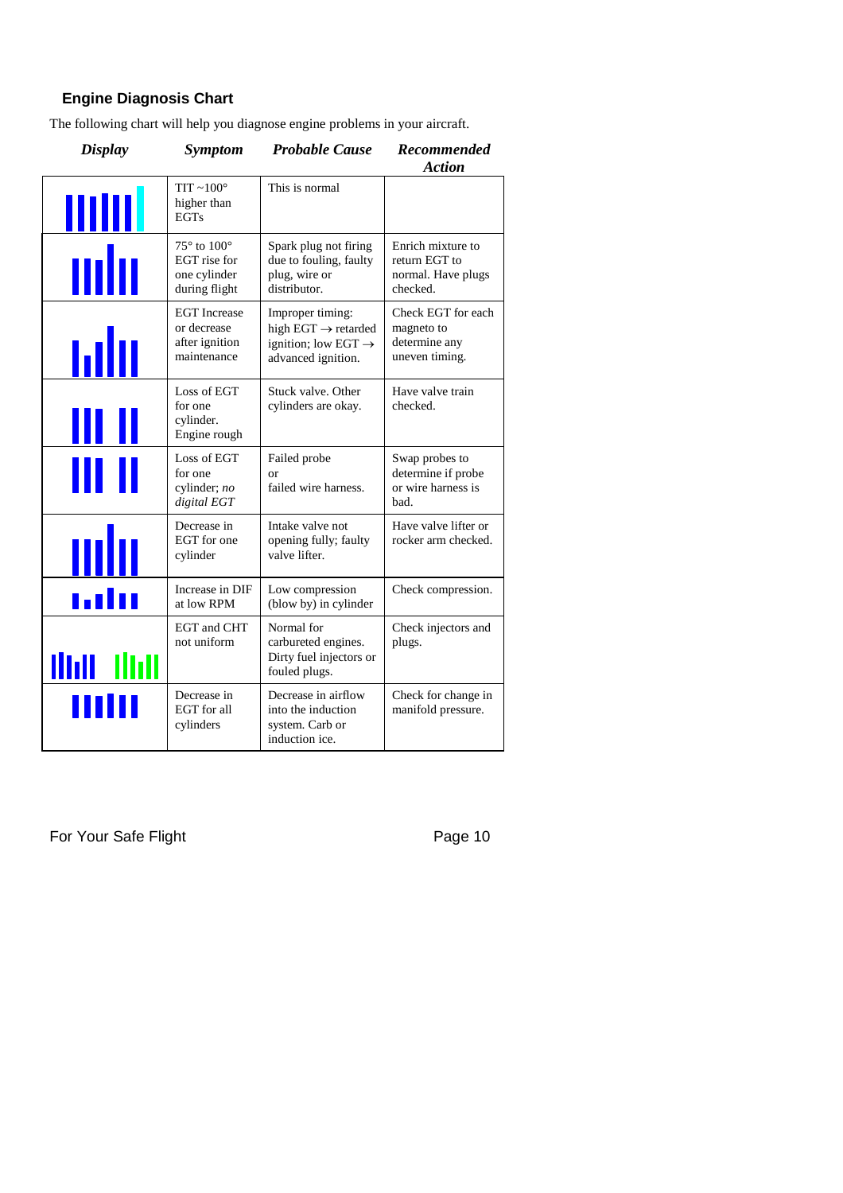## Engine Diagnosis Chart

The following chart will help you diagnose engine problems in your aircraft.

| *Display* | *Symptom* | *Probable Cause* | *Recommended Action* |
|---|---|---|---|
| | TIT ~100° higher than EGTs | This is normal | |
| | 75° to 100° EGT rise for one cylinder during flight | Spark plug not firing due to fouling, faulty plug, wire or distributor. | Enrich mixture to return EGT to normal. Have plugs checked. |
| | EGT Increase or decrease after ignition maintenance | Improper timing: high EGT → retarded ignition; low EGT → advanced ignition. | Check EGT for each magneto to determine any uneven timing. |
| | Loss of EGT for one cylinder. Engine rough | Stuck valve. Other cylinders are okay. | Have valve train checked. |
| | Loss of EGT for one cylinder; *no digital EGT* | Failed probe or failed wire harness. | Swap probes to determine if probe or wire harness is bad. |
| | Decrease in EGT for one cylinder | Intake valve not opening fully; faulty valve lifter. | Have valve lifter or rocker arm checked. |
| | Increase in DIF at low RPM | Low compression (blow by) in cylinder | Check compression. |
| | EGT and CHT not uniform | Normal for carbureted engines. Dirty fuel injectors or fouled plugs. | Check injectors and plugs. |
| | Decrease in EGT for all cylinders | Decrease in airflow into the induction system. Carb or induction ice. | Check for change in manifold pressure. |

For Your Safe Flight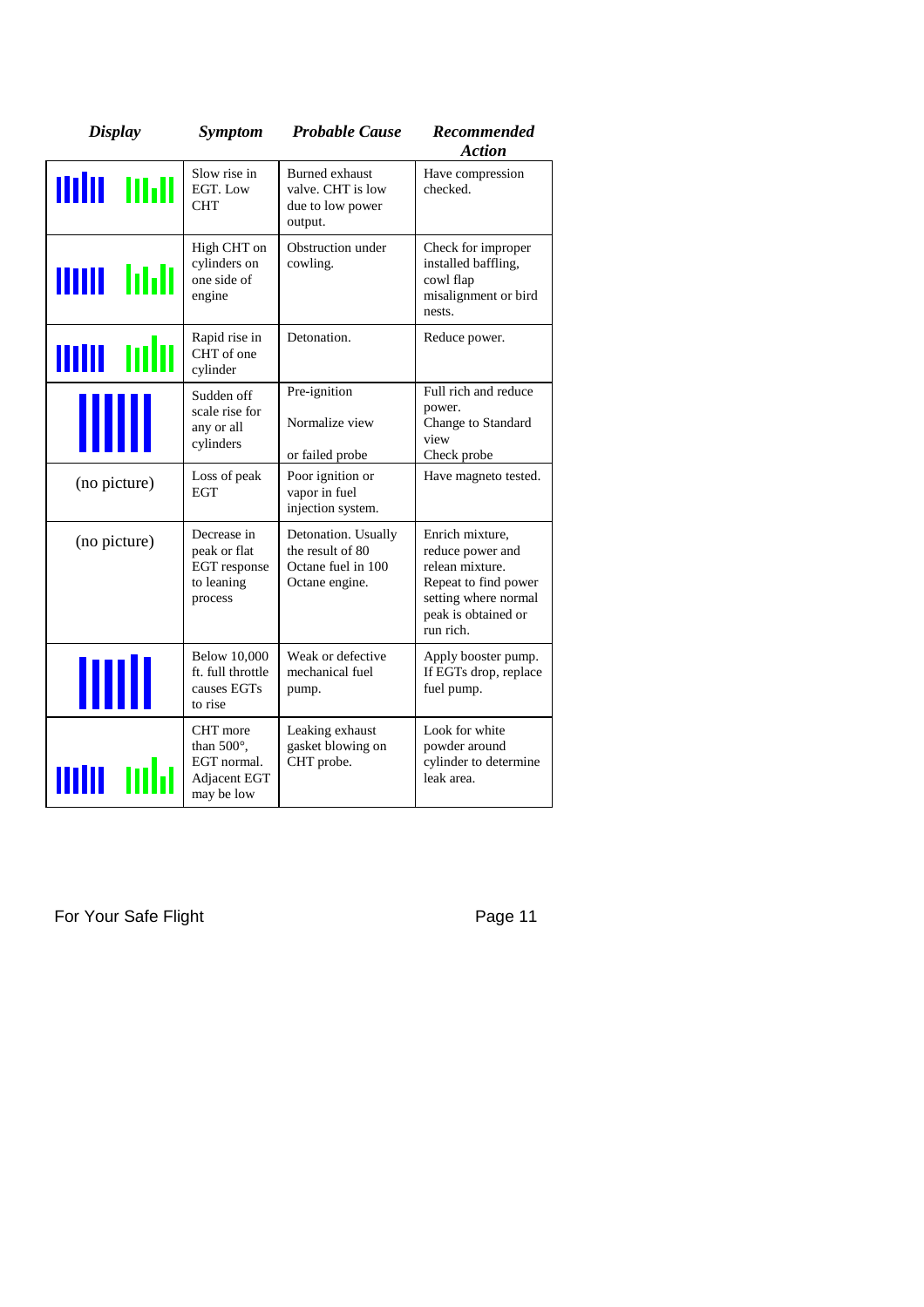| *Display* | *Symptom* | *Probable Cause* | *Recommended Action* |
|---|---|---|---|
| | Slow rise in EGT. Low CHT | Burned exhaust valve. CHT is low due to low power output. | Have compression checked. |
| | High CHT on cylinders on one side of engine | Obstruction under cowling. | Check for improper installed baffling, cowl flap misalignment or bird nests. |
| | Rapid rise in CHT of one cylinder | Detonation. | Reduce power. |
| | Sudden off scale rise for any or all cylinders | Pre-ignition<br><br>Normalize view<br><br>or failed probe | Full rich and reduce power.<br>Change to Standard view<br>Check probe |
| (no picture) | Loss of peak EGT | Poor ignition or vapor in fuel injection system. | Have magneto tested. |
| (no picture) | Decrease in peak or flat EGT response to leaning process | Detonation. Usually the result of 80 Octane fuel in 100 Octane engine. | Enrich mixture, reduce power and relean mixture. Repeat to find power setting where normal peak is obtained or run rich. |
| | Below 10,000 ft. full throttle causes EGTs to rise | Weak or defective mechanical fuel pump. | Apply booster pump. If EGTs drop, replace fuel pump. |
| | CHT more than 500°, EGT normal. Adjacent EGT may be low | Leaking exhaust gasket blowing on CHT probe. | Look for white powder around cylinder to determine leak area. |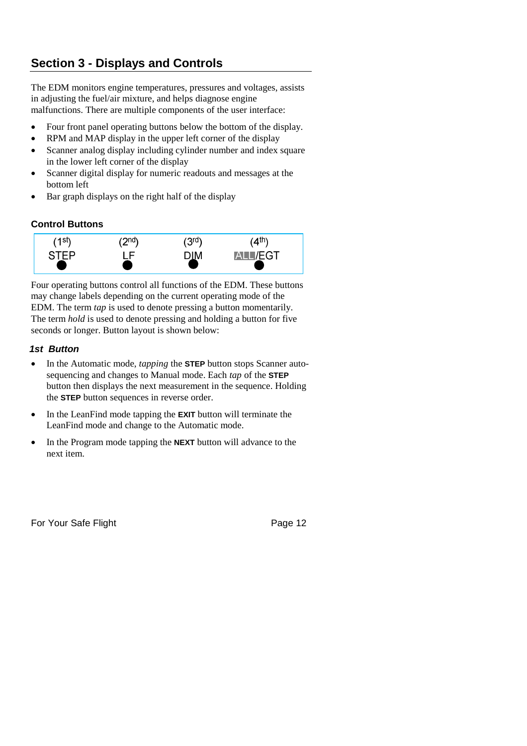## Section 3 - Displays and Controls

The EDM monitors engine temperatures, pressures and voltages, assists in adjusting the fuel/air mixture, and helps diagnose engine malfunctions. There are multiple components of the user interface:

- Four front panel operating buttons below the bottom of the display.
- RPM and MAP display in the upper left corner of the display
- Scanner analog display including cylinder number and index square in the lower left corner of the display
- Scanner digital display for numeric readouts and messages at the bottom left
- Bar graph displays on the right half of the display

### Control Buttons

| (1st) | (2nd) | (3rd) | (4th) |
| --- | --- | --- | --- |
| STEP | LF | DIM | ALL/EGT |

Four operating buttons control all functions of the EDM. These buttons may change labels depending on the current operating mode of the EDM. The term *tap* is used to denote pressing a button momentarily. The term *hold* is used to denote pressing and holding a button for five seconds or longer. Button layout is shown below:

#### *1st Button*

- In the Automatic mode, *tapping* the **STEP** button stops Scanner auto-sequencing and changes to Manual mode. Each *tap* of the **STEP** button then displays the next measurement in the sequence. Holding the **STEP** button sequences in reverse order.
- In the LeanFind mode tapping the **EXIT** button will terminate the LeanFind mode and change to the Automatic mode.
- In the Program mode tapping the **NEXT** button will advance to the next item.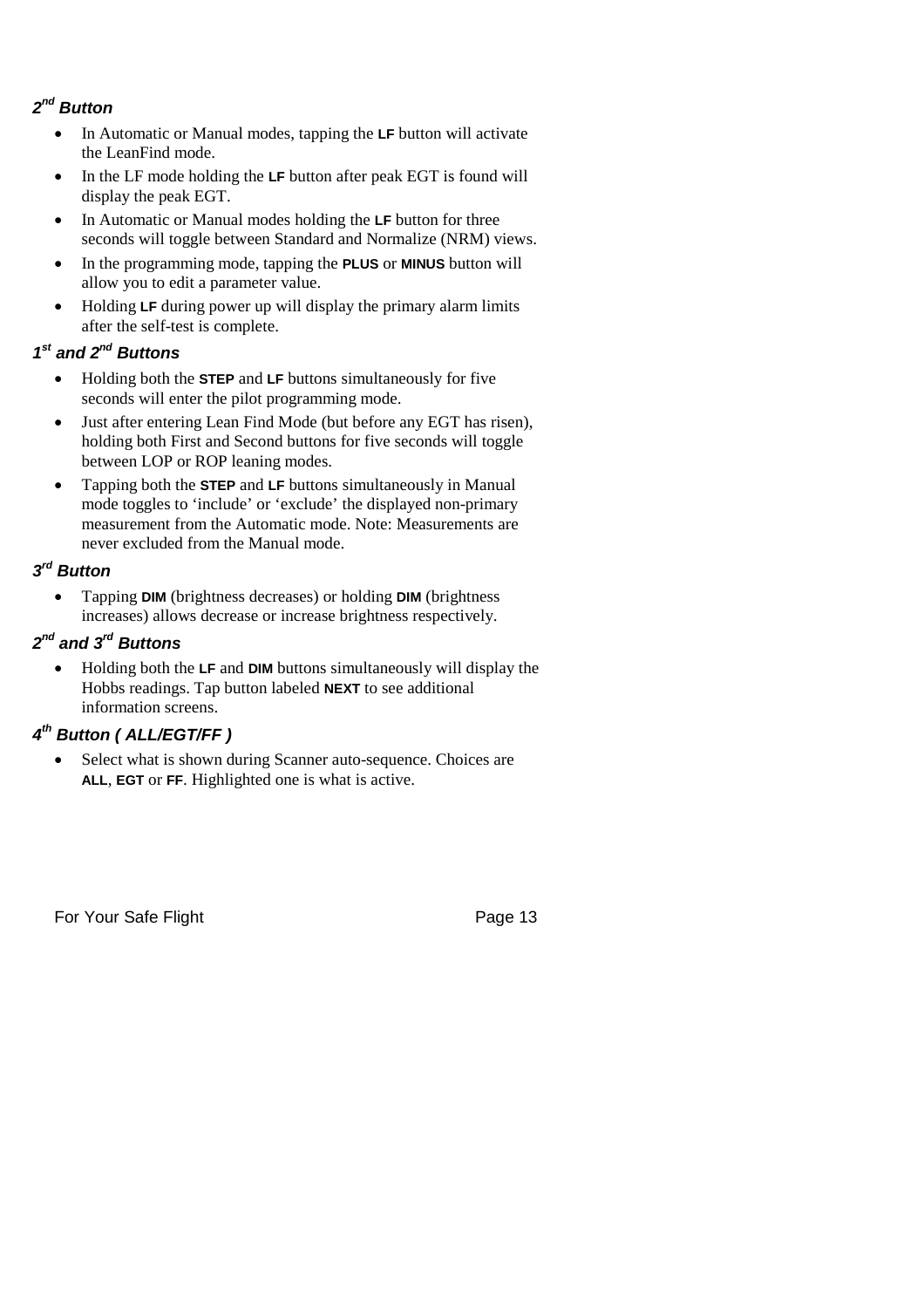### *2nd Button*

- In Automatic or Manual modes, tapping the **LF** button will activate the LeanFind mode.
- In the LF mode holding the **LF** button after peak EGT is found will display the peak EGT.
- In Automatic or Manual modes holding the **LF** button for three seconds will toggle between Standard and Normalize (NRM) views.
- In the programming mode, tapping the **PLUS** or **MINUS** button will allow you to edit a parameter value.
- Holding **LF** during power up will display the primary alarm limits after the self-test is complete.

### *1st and 2nd Buttons*

- Holding both the **STEP** and **LF** buttons simultaneously for five seconds will enter the pilot programming mode.
- Just after entering Lean Find Mode (but before any EGT has risen), holding both First and Second buttons for five seconds will toggle between LOP or ROP leaning modes.
- Tapping both the **STEP** and **LF** buttons simultaneously in Manual mode toggles to 'include' or 'exclude' the displayed non-primary measurement from the Automatic mode. Note: Measurements are never excluded from the Manual mode.

### *3rd Button*

- Tapping **DIM** (brightness decreases) or holding **DIM** (brightness increases) allows decrease or increase brightness respectively.

### *2nd and 3rd Buttons*

- Holding both the **LF** and **DIM** buttons simultaneously will display the Hobbs readings. Tap button labeled **NEXT** to see additional information screens.

### *4th Button ( ALL/EGT/FF )*

- Select what is shown during Scanner auto-sequence. Choices are **ALL**, **EGT** or **FF**. Highlighted one is what is active.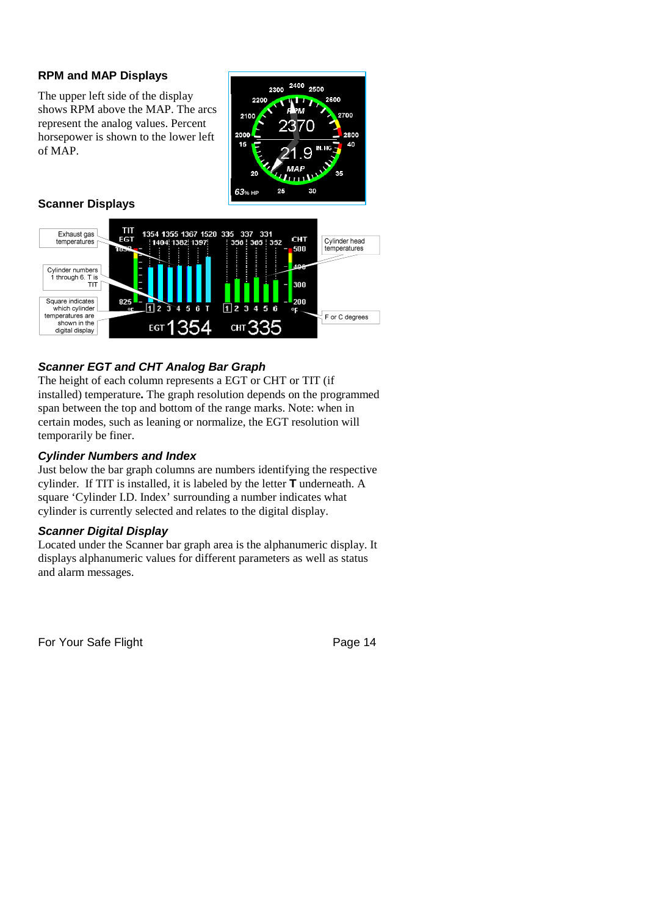### RPM and MAP Displays

The upper left side of the display shows RPM above the MAP. The arcs represent the analog values. Percent horsepower is shown to the lower left of MAP.

### Scanner Displays

#### *Scanner EGT and CHT Analog Bar Graph*

The height of each column represents a EGT or CHT or TIT (if installed) temperature**.** The graph resolution depends on the programmed span between the top and bottom of the range marks. Note: when in certain modes, such as leaning or normalize, the EGT resolution will temporarily be finer.

#### *Cylinder Numbers and Index*

Just below the bar graph columns are numbers identifying the respective cylinder. If TIT is installed, it is labeled by the letter **T** underneath. A square 'Cylinder I.D. Index' surrounding a number indicates what cylinder is currently selected and relates to the digital display.

#### *Scanner Digital Display*

Located under the Scanner bar graph area is the alphanumeric display. It displays alphanumeric values for different parameters as well as status and alarm messages.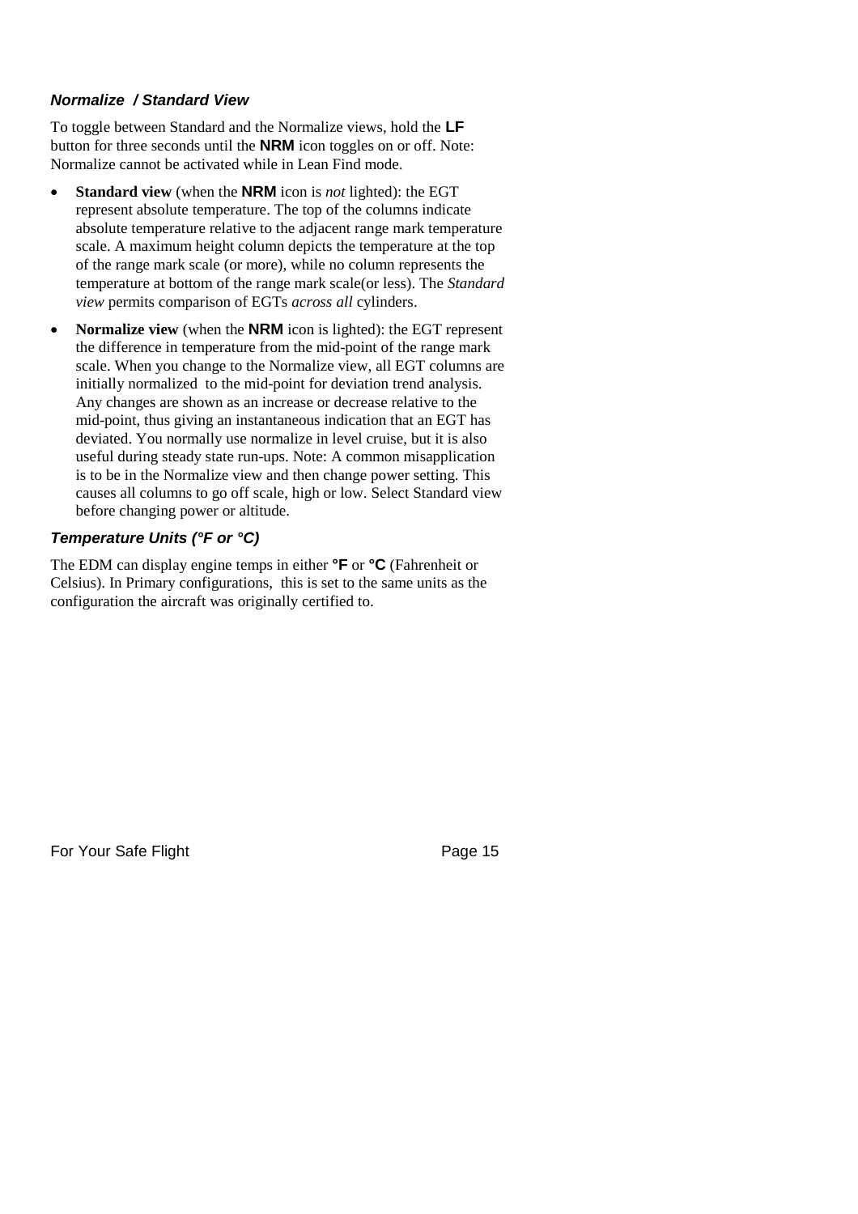### *Normalize / Standard View*

To toggle between Standard and the Normalize views, hold the **LF** button for three seconds until the **NRM** icon toggles on or off. Note: Normalize cannot be activated while in Lean Find mode.

- **Standard view** (when the **NRM** icon is *not* lighted): the EGT represent absolute temperature. The top of the columns indicate absolute temperature relative to the adjacent range mark temperature scale. A maximum height column depicts the temperature at the top of the range mark scale (or more), while no column represents the temperature at bottom of the range mark scale(or less). The *Standard view* permits comparison of EGTs *across all* cylinders.
- **Normalize view** (when the **NRM** icon is lighted): the EGT represent the difference in temperature from the mid-point of the range mark scale. When you change to the Normalize view, all EGT columns are initially normalized to the mid-point for deviation trend analysis. Any changes are shown as an increase or decrease relative to the mid-point, thus giving an instantaneous indication that an EGT has deviated. You normally use normalize in level cruise, but it is also useful during steady state run-ups. Note: A common misapplication is to be in the Normalize view and then change power setting. This causes all columns to go off scale, high or low. Select Standard view before changing power or altitude.

### *Temperature Units (°F or °C)*

The EDM can display engine temps in either **°F** or **°C** (Fahrenheit or Celsius). In Primary configurations, this is set to the same units as the configuration the aircraft was originally certified to.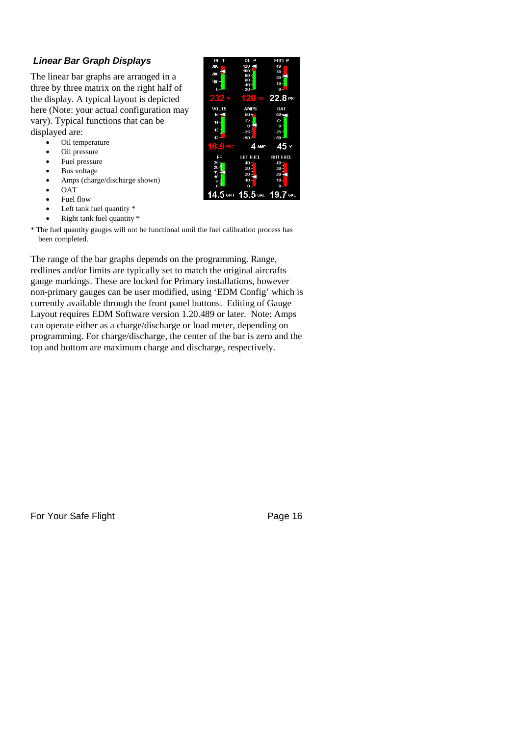### *Linear Bar Graph Displays*

The linear bar graphs are arranged in a three by three matrix on the right half of the display. A typical layout is depicted here (Note: your actual configuration may vary). Typical functions that can be displayed are:

- Oil temperature
- Oil pressure
- Fuel pressure
- Bus voltage
- Amps (charge/discharge shown)
- OAT
- Fuel flow
- Left tank fuel quantity *
- Right tank fuel quantity *

* The fuel quantity gauges will not be functional until the fuel calibration process has been completed.

The range of the bar graphs depends on the programming. Range, redlines and/or limits are typically set to match the original aircrafts gauge markings. These are locked for Primary installations, however non-primary gauges can be user modified, using 'EDM Config' which is currently available through the front panel buttons. Editing of Gauge Layout requires EDM Software version 1.20.489 or later. Note: Amps can operate either as a charge/discharge or load meter, depending on programming. For charge/discharge, the center of the bar is zero and the top and bottom are maximum charge and discharge, respectively.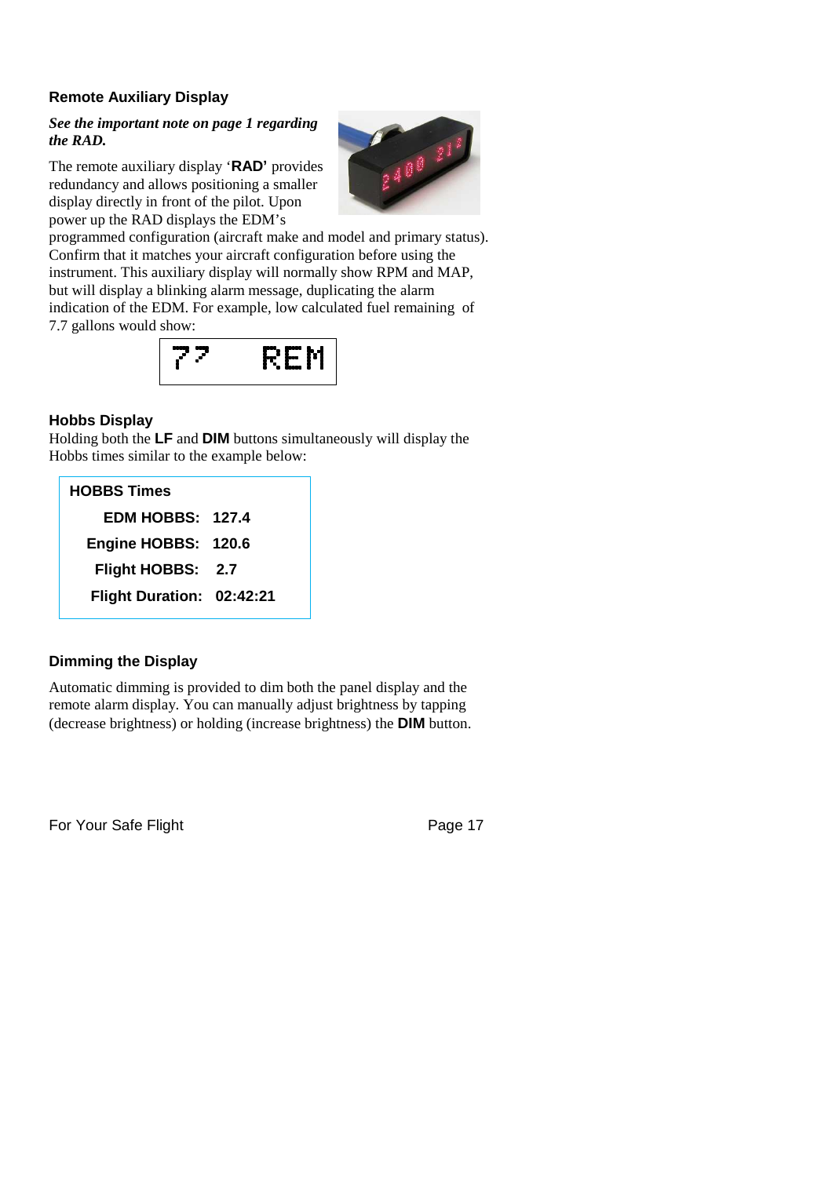## Remote Auxiliary Display

***See the important note on page 1 regarding the RAD.***

The remote auxiliary display '**RAD'** provides redundancy and allows positioning a smaller display directly in front of the pilot. Upon power up the RAD displays the EDM's programmed configuration (aircraft make and model and primary status). Confirm that it matches your aircraft configuration before using the instrument. This auxiliary display will normally show RPM and MAP, but will display a blinking alarm message, duplicating the alarm indication of the EDM. For example, low calculated fuel remaining of 7.7 gallons would show:

```
77    REM
```

## Hobbs Display

Holding both the **LF** and **DIM** buttons simultaneously will display the Hobbs times similar to the example below:

| **HOBBS Times** | |
|---|---|
| **EDM HOBBS:** | **127.4** |
| **Engine HOBBS:** | **120.6** |
| **Flight HOBBS:** | **2.7** |
| **Flight Duration:** | **02:42:21** |

## Dimming the Display

Automatic dimming is provided to dim both the panel display and the remote alarm display. You can manually adjust brightness by tapping (decrease brightness) or holding (increase brightness) the **DIM** button.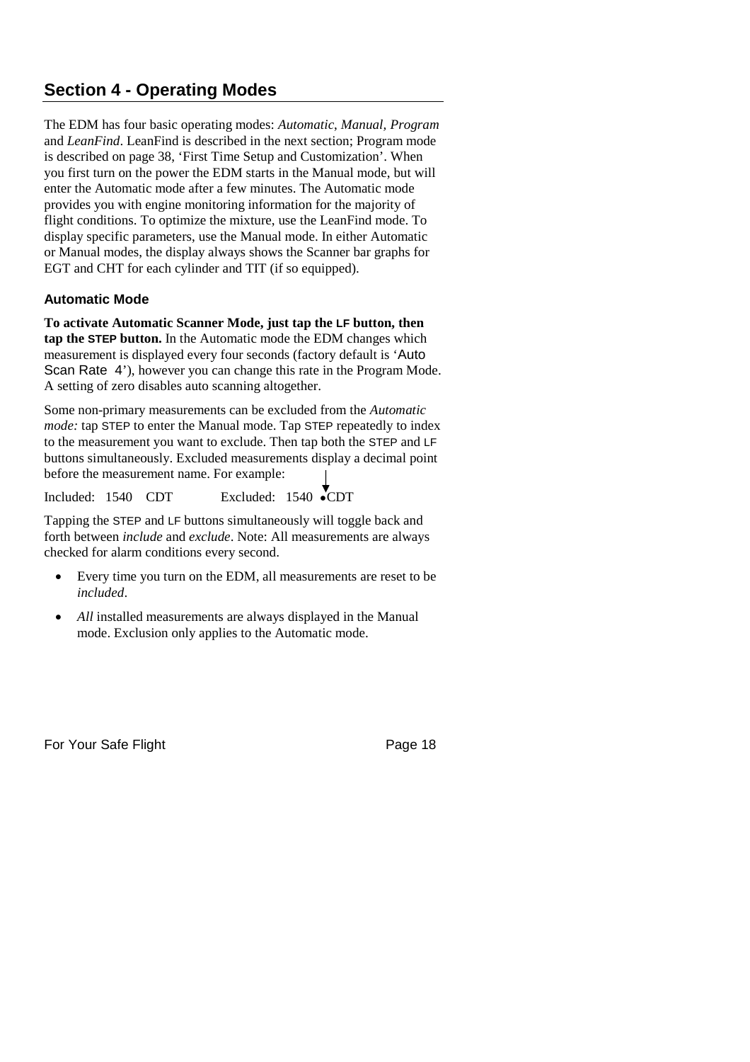# Section 4 - Operating Modes

The EDM has four basic operating modes: *Automatic*, *Manual*, *Program* and *LeanFind*. LeanFind is described in the next section; Program mode is described on page 38, 'First Time Setup and Customization'. When you first turn on the power the EDM starts in the Manual mode, but will enter the Automatic mode after a few minutes. The Automatic mode provides you with engine monitoring information for the majority of flight conditions. To optimize the mixture, use the LeanFind mode. To display specific parameters, use the Manual mode. In either Automatic or Manual modes, the display always shows the Scanner bar graphs for EGT and CHT for each cylinder and TIT (if so equipped).

### Automatic Mode

**To activate Automatic Scanner Mode, just tap the LF button, then tap the STEP button.** In the Automatic mode the EDM changes which measurement is displayed every four seconds (factory default is 'Auto Scan Rate 4'), however you can change this rate in the Program Mode. A setting of zero disables auto scanning altogether.

Some non-primary measurements can be excluded from the *Automatic mode:* tap STEP to enter the Manual mode. Tap STEP repeatedly to index to the measurement you want to exclude. Then tap both the STEP and LF buttons simultaneously. Excluded measurements display a decimal point before the measurement name. For example:

Included: 1540 CDT Excluded: 1540 •CDT

Tapping the STEP and LF buttons simultaneously will toggle back and forth between *include* and *exclude*. Note: All measurements are always checked for alarm conditions every second.

- Every time you turn on the EDM, all measurements are reset to be *included*.
- *All* installed measurements are always displayed in the Manual mode. Exclusion only applies to the Automatic mode.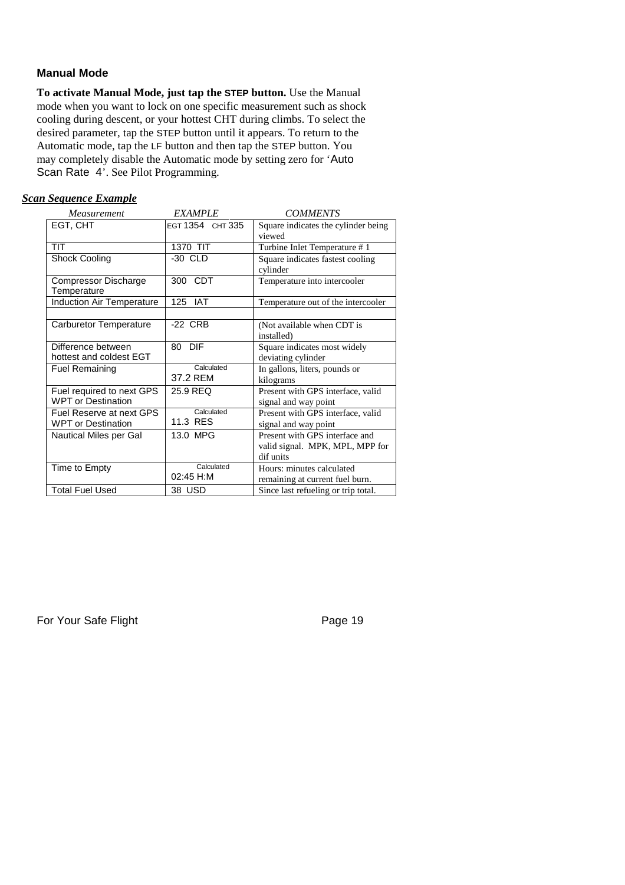## Manual Mode

**To activate Manual Mode, just tap the STEP button.** Use the Manual mode when you want to lock on one specific measurement such as shock cooling during descent, or your hottest CHT during climbs. To select the desired parameter, tap the STEP button until it appears. To return to the Automatic mode, tap the LF button and then tap the STEP button. You may completely disable the Automatic mode by setting zero for 'Auto Scan Rate 4'. See Pilot Programming.

***Scan Sequence Example***

| *Measurement* | *EXAMPLE* | *COMMENTS* |
|---|---|---|
| EGT, CHT | EGT 1354 CHT 335 | Square indicates the cylinder being viewed |
| TIT | 1370 TIT | Turbine Inlet Temperature # 1 |
| Shock Cooling | -30 CLD | Square indicates fastest cooling cylinder |
| Compressor Discharge Temperature | 300 CDT | Temperature into intercooler |
| Induction Air Temperature | 125 IAT | Temperature out of the intercooler |
| | | |
| Carburetor Temperature | -22 CRB | (Not available when CDT is installed) |
| Difference between hottest and coldest EGT | 80 DIF | Square indicates most widely deviating cylinder |
| Fuel Remaining | Calculated 37.2 REM | In gallons, liters, pounds or kilograms |
| Fuel required to next GPS WPT or Destination | 25.9 REQ | Present with GPS interface, valid signal and way point |
| Fuel Reserve at next GPS WPT or Destination | Calculated 11.3 RES | Present with GPS interface, valid signal and way point |
| Nautical Miles per Gal | 13.0 MPG | Present with GPS interface and valid signal. MPK, MPL, MPP for dif units |
| Time to Empty | Calculated 02:45 H:M | Hours: minutes calculated remaining at current fuel burn. |
| Total Fuel Used | 38 USD | Since last refueling or trip total. |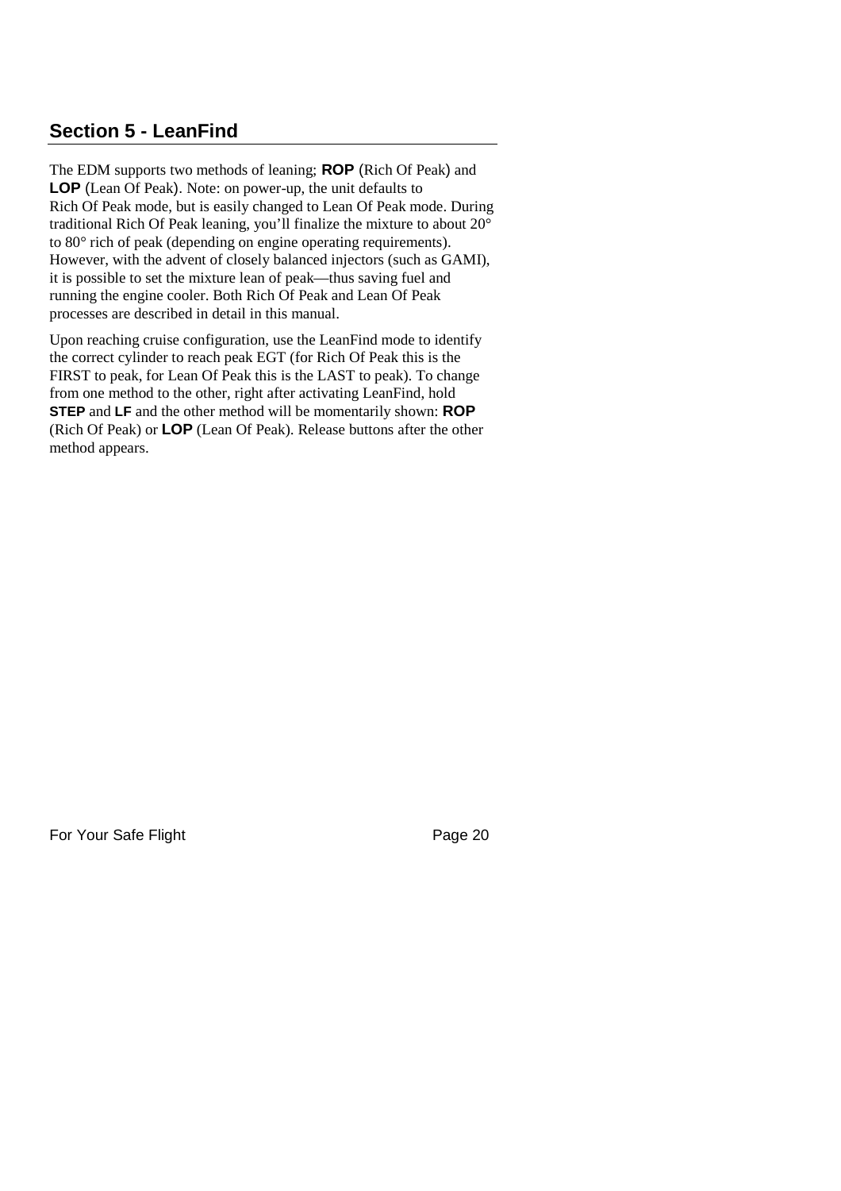## Section 5 - LeanFind

The EDM supports two methods of leaning; **ROP** (Rich Of Peak) and **LOP** (Lean Of Peak). Note: on power-up, the unit defaults to Rich Of Peak mode, but is easily changed to Lean Of Peak mode. During traditional Rich Of Peak leaning, you'll finalize the mixture to about 20° to 80° rich of peak (depending on engine operating requirements). However, with the advent of closely balanced injectors (such as GAMI), it is possible to set the mixture lean of peak—thus saving fuel and running the engine cooler. Both Rich Of Peak and Lean Of Peak processes are described in detail in this manual.

Upon reaching cruise configuration, use the LeanFind mode to identify the correct cylinder to reach peak EGT (for Rich Of Peak this is the FIRST to peak, for Lean Of Peak this is the LAST to peak). To change from one method to the other, right after activating LeanFind, hold **STEP** and **LF** and the other method will be momentarily shown: **ROP** (Rich Of Peak) or **LOP** (Lean Of Peak). Release buttons after the other method appears.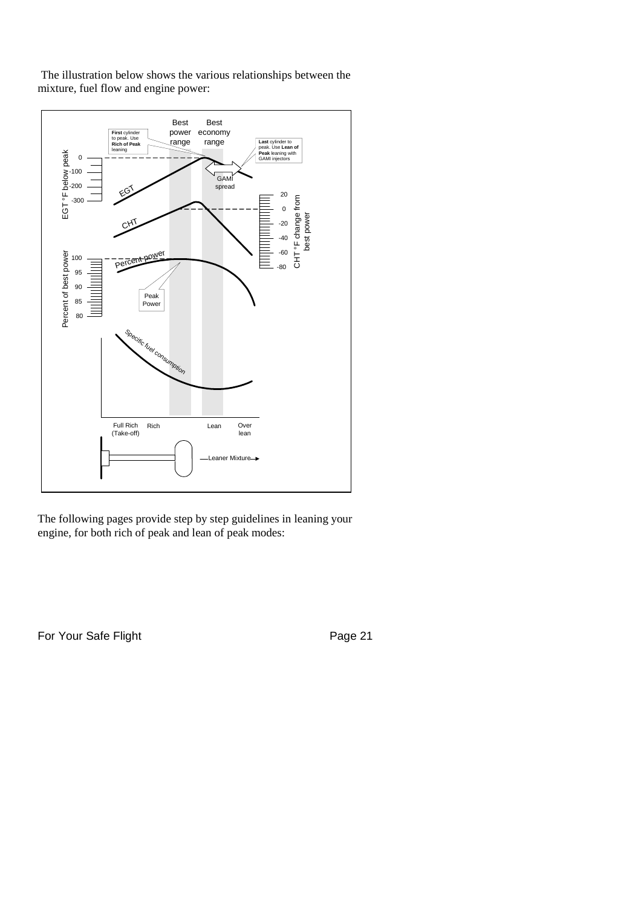The illustration below shows the various relationships between the mixture, fuel flow and engine power:

The following pages provide step by step guidelines in leaning your engine, for both rich of peak and lean of peak modes: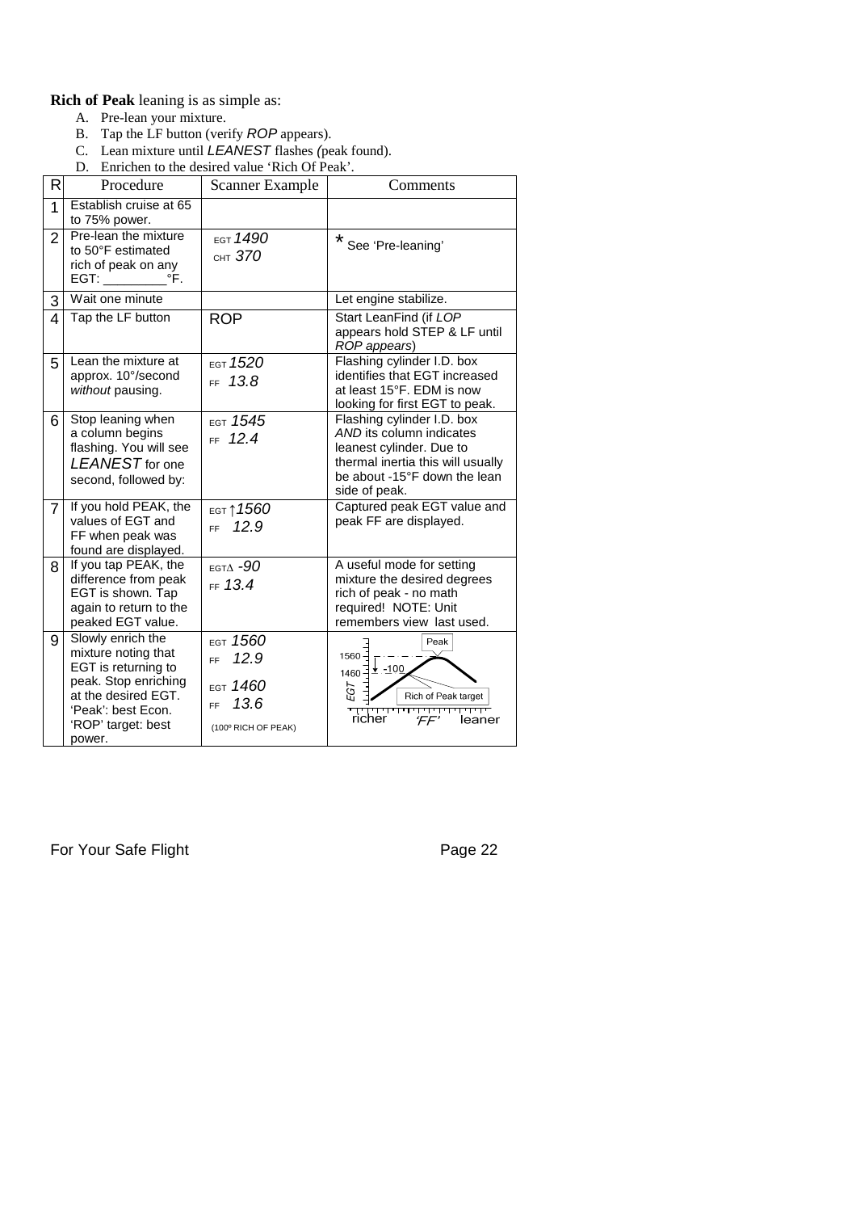**Rich of Peak** leaning is as simple as:

A. Pre-lean your mixture.
B. Tap the LF button (verify *ROP* appears).
C. Lean mixture until *LEANEST* flashes (peak found).
D. Enrichen to the desired value 'Rich Of Peak'.

| R | Procedure | Scanner Example | Comments |
|---|---|---|---|
| 1 | Establish cruise at 65 to 75% power. | | |
| 2 | Pre-lean the mixture to 50°F estimated rich of peak on any EGT: _________°F. | EGT *1490* CHT *370* | * See 'Pre-leaning' |
| 3 | Wait one minute | | Let engine stabilize. |
| 4 | Tap the LF button | ROP | Start LeanFind (if *LOP* appears hold STEP & LF until *ROP appears*) |
| 5 | Lean the mixture at approx. 10°/second *without* pausing. | EGT *1520* FF *13.8* | Flashing cylinder I.D. box identifies that EGT increased at least 15°F. EDM is now looking for first EGT to peak. |
| 6 | Stop leaning when a column begins flashing. You will see *LEANEST* for one second, followed by: | EGT *1545* FF *12.4* | Flashing cylinder I.D. box *AND* its column indicates leanest cylinder. Due to thermal inertia this will usually be about -15°F down the lean side of peak. |
| 7 | If you hold PEAK, the values of EGT and FF when peak was found are displayed. | EGT ↑*1560* FF *12.9* | Captured peak EGT value and peak FF are displayed. |
| 8 | If you tap PEAK, the difference from peak EGT is shown. Tap again to return to the peaked EGT value. | EGTΔ *-90* FF *13.4* | A useful mode for setting mixture the desired degrees rich of peak - no math required! NOTE: Unit remembers view last used. |
| 9 | Slowly enrich the mixture noting that EGT is returning to peak. Stop enriching at the desired EGT. 'Peak': best Econ. 'ROP' target: best power. | EGT *1560* FF *12.9* EGT *1460* FF *13.6* (100º RICH OF PEAK) | Peak; 1560; 1460; -100; EGT; Rich of Peak target; richer; 'FF'; leaner |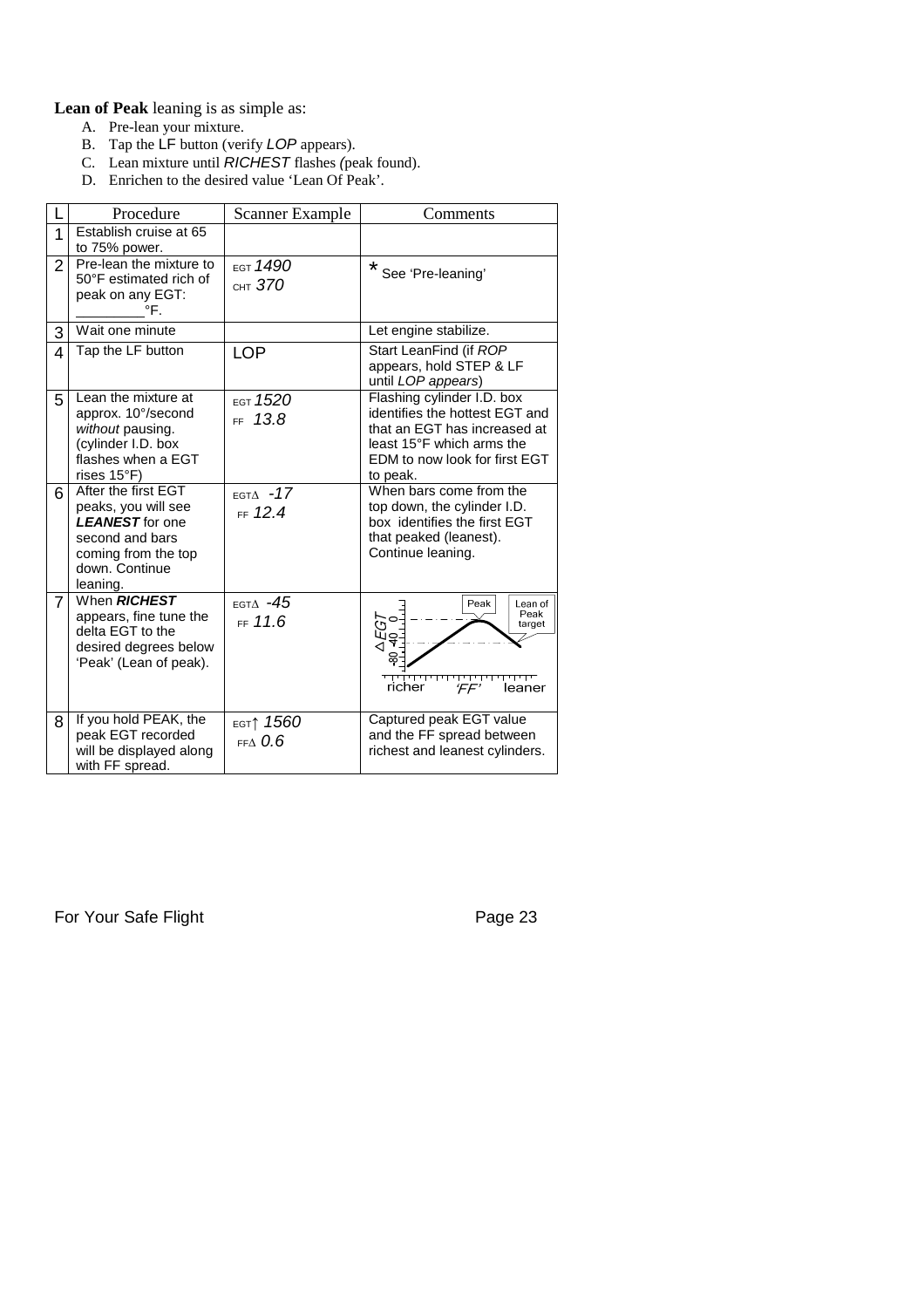**Lean of Peak** leaning is as simple as:

A. Pre-lean your mixture.
B. Tap the LF button (verify *LOP* appears).
C. Lean mixture until *RICHEST* flashes (peak found).
D. Enrichen to the desired value 'Lean Of Peak'.

| L | Procedure | Scanner Example | Comments |
|---|---|---|---|
| 1 | Establish cruise at 65 to 75% power. | | |
| 2 | Pre-lean the mixture to 50°F estimated rich of peak on any EGT: ________°F. | EGT *1490* CHT *370* | * See 'Pre-leaning' |
| 3 | Wait one minute | | Let engine stabilize. |
| 4 | Tap the LF button | LOP | Start LeanFind (if *ROP* appears, hold STEP & LF until *LOP appears*) |
| 5 | Lean the mixture at approx. 10°/second *without* pausing. (cylinder I.D. box flashes when a EGT rises 15°F) | EGT *1520* FF *13.8* | Flashing cylinder I.D. box identifies the hottest EGT and that an EGT has increased at least 15°F which arms the EDM to now look for first EGT to peak. |
| 6 | After the first EGT peaks, you will see ***LEANEST*** for one second and bars coming from the top down. Continue leaning. | EGTΔ *-17* FF *12.4* | When bars come from the top down, the cylinder I.D. box identifies the first EGT that peaked (leanest). Continue leaning. |
| 7 | When ***RICHEST*** appears, fine tune the delta EGT to the desired degrees below 'Peak' (Lean of peak). | EGTΔ *-45* FF *11.6* | (Graph: ΔEGT 0, -40, -80 vs 'FF' richer to leaner; Peak; Lean of Peak target) |
| 8 | If you hold PEAK, the peak EGT recorded will be displayed along with FF spread. | EGT↑ *1560* FFΔ *0.6* | Captured peak EGT value and the FF spread between richest and leanest cylinders. |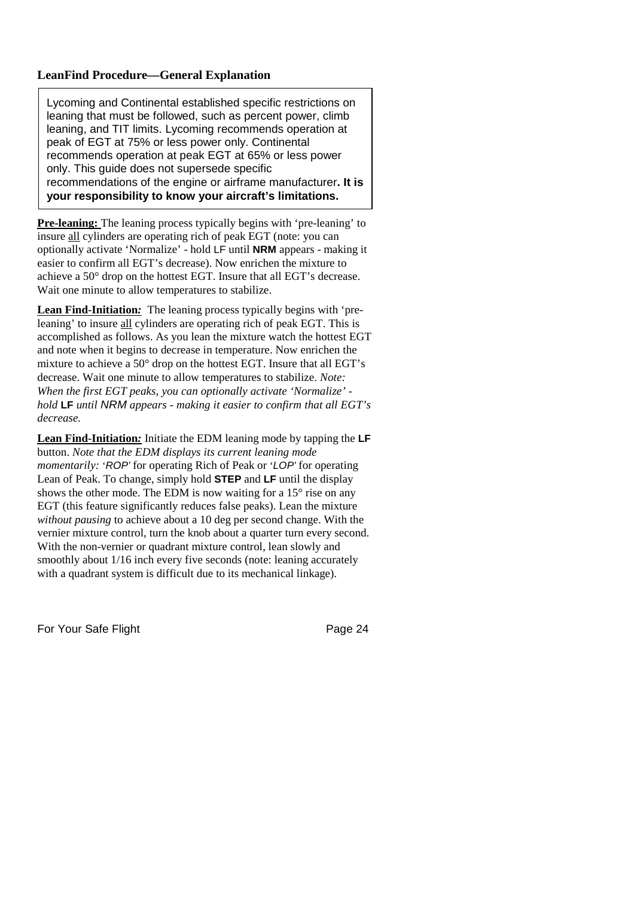### LeanFind Procedure—General Explanation

> Lycoming and Continental established specific restrictions on leaning that must be followed, such as percent power, climb leaning, and TIT limits. Lycoming recommends operation at peak of EGT at 75% or less power only. Continental recommends operation at peak EGT at 65% or less power only. This guide does not supersede specific recommendations of the engine or airframe manufacturer**. It is your responsibility to know your aircraft's limitations.**

**Pre-leaning:** The leaning process typically begins with 'pre-leaning' to insure all cylinders are operating rich of peak EGT (note: you can optionally activate 'Normalize' - hold LF until **NRM** appears - making it easier to confirm all EGT's decrease). Now enrichen the mixture to achieve a 50° drop on the hottest EGT. Insure that all EGT's decrease. Wait one minute to allow temperatures to stabilize.

**Lean Find-Initiation***:* The leaning process typically begins with 'pre-leaning' to insure all cylinders are operating rich of peak EGT. This is accomplished as follows. As you lean the mixture watch the hottest EGT and note when it begins to decrease in temperature. Now enrichen the mixture to achieve a 50° drop on the hottest EGT. Insure that all EGT's decrease. Wait one minute to allow temperatures to stabilize. *Note: When the first EGT peaks, you can optionally activate 'Normalize' - hold* **LF** *until NRM appears - making it easier to confirm that all EGT's decrease.*

**Lean Find-Initiation***:* Initiate the EDM leaning mode by tapping the **LF** button. *Note that the EDM displays its current leaning mode momentarily: 'ROP'* for operating Rich of Peak or *'LOP'* for operating Lean of Peak. To change, simply hold **STEP** and **LF** until the display shows the other mode. The EDM is now waiting for a 15° rise on any EGT (this feature significantly reduces false peaks). Lean the mixture *without pausing* to achieve about a 10 deg per second change. With the vernier mixture control, turn the knob about a quarter turn every second. With the non-vernier or quadrant mixture control, lean slowly and smoothly about 1/16 inch every five seconds (note: leaning accurately with a quadrant system is difficult due to its mechanical linkage).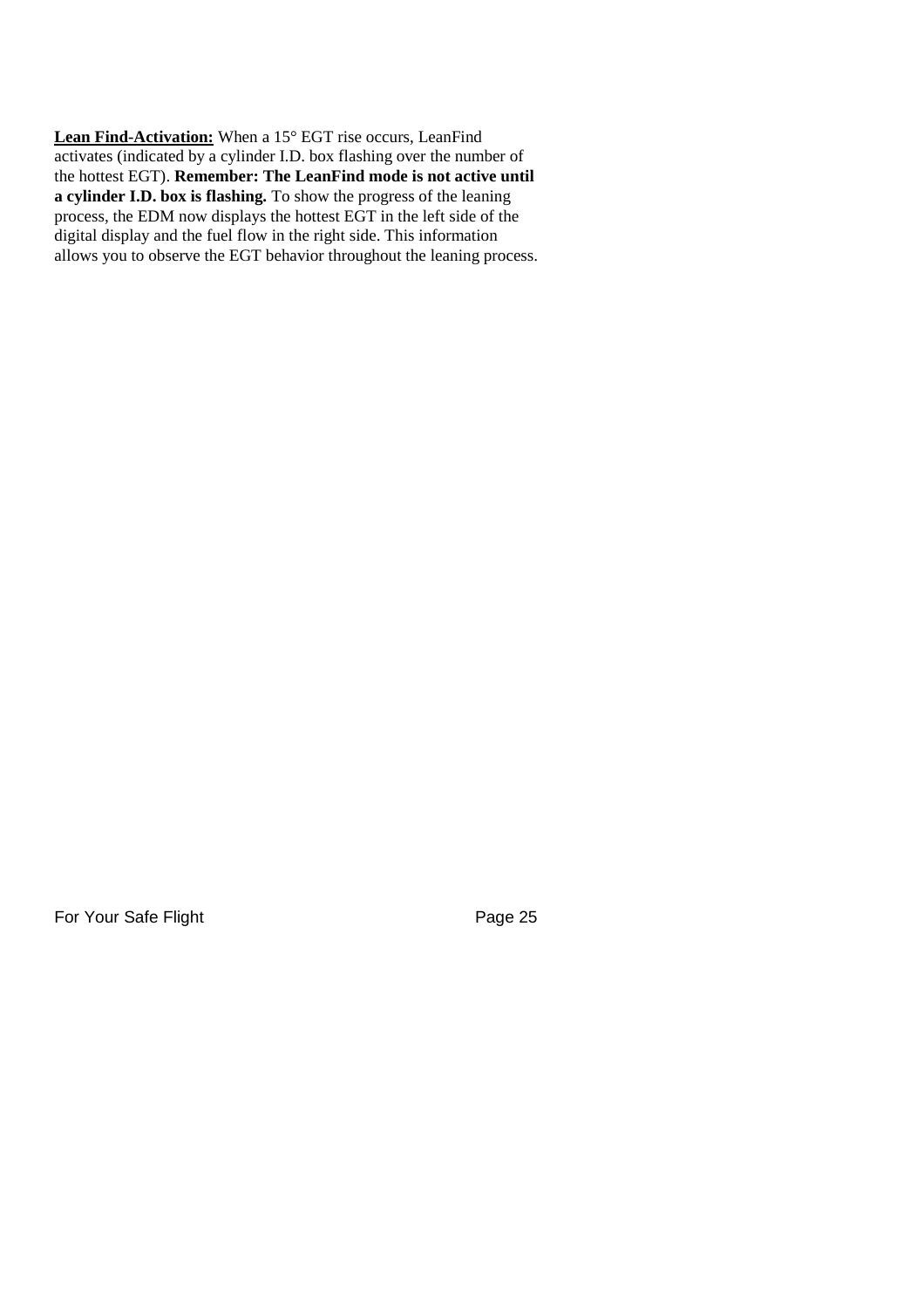**Lean Find-Activation:** When a 15° EGT rise occurs, LeanFind activates (indicated by a cylinder I.D. box flashing over the number of the hottest EGT). **Remember: The LeanFind mode is not active until a cylinder I.D. box is flashing.** To show the progress of the leaning process, the EDM now displays the hottest EGT in the left side of the digital display and the fuel flow in the right side. This information allows you to observe the EGT behavior throughout the leaning process.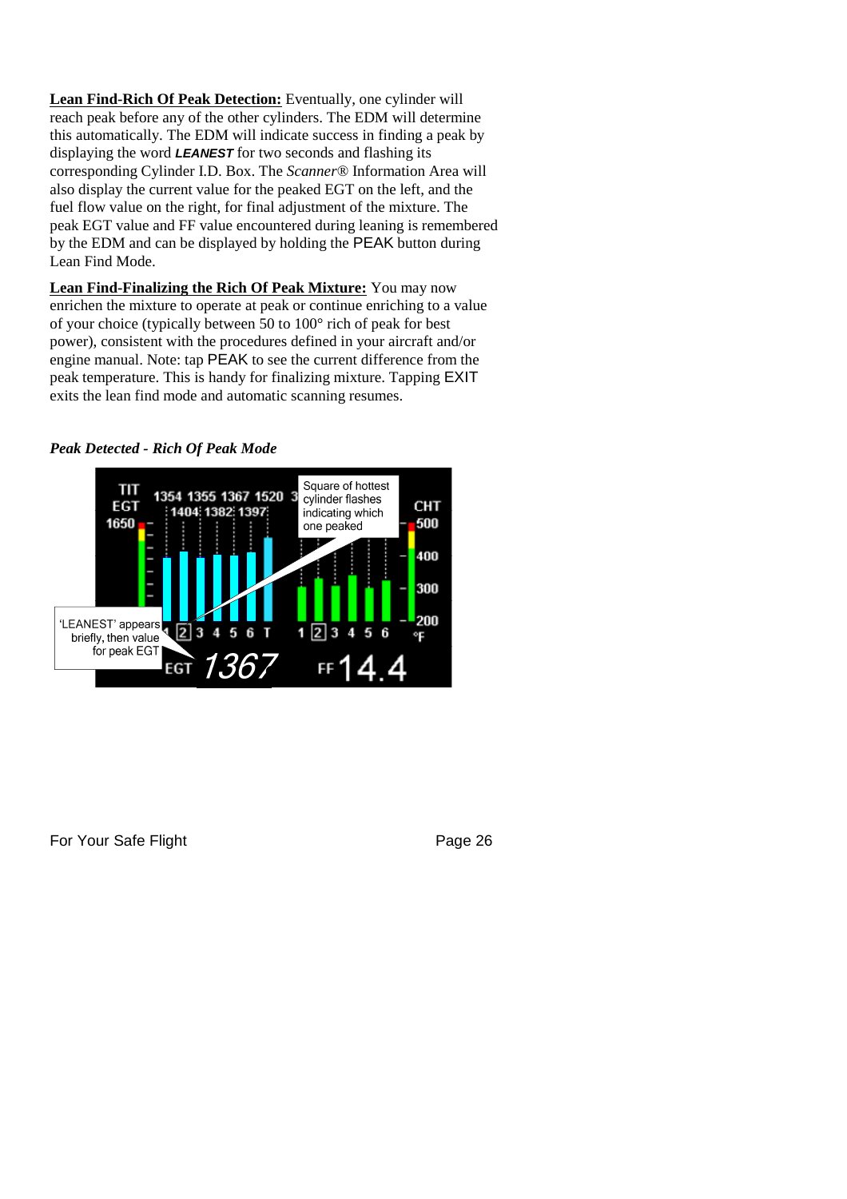**Lean Find-Rich Of Peak Detection:** Eventually, one cylinder will reach peak before any of the other cylinders. The EDM will determine this automatically. The EDM will indicate success in finding a peak by displaying the word ***LEANEST*** for two seconds and flashing its corresponding Cylinder I.D. Box. The *Scanner*® Information Area will also display the current value for the peaked EGT on the left, and the fuel flow value on the right, for final adjustment of the mixture. The peak EGT value and FF value encountered during leaning is remembered by the EDM and can be displayed by holding the PEAK button during Lean Find Mode.

**Lean Find-Finalizing the Rich Of Peak Mixture:** You may now enrichen the mixture to operate at peak or continue enriching to a value of your choice (typically between 50 to 100° rich of peak for best power), consistent with the procedures defined in your aircraft and/or engine manual. Note: tap PEAK to see the current difference from the peak temperature. This is handy for finalizing mixture. Tapping EXIT exits the lean find mode and automatic scanning resumes.

***Peak Detected - Rich Of Peak Mode***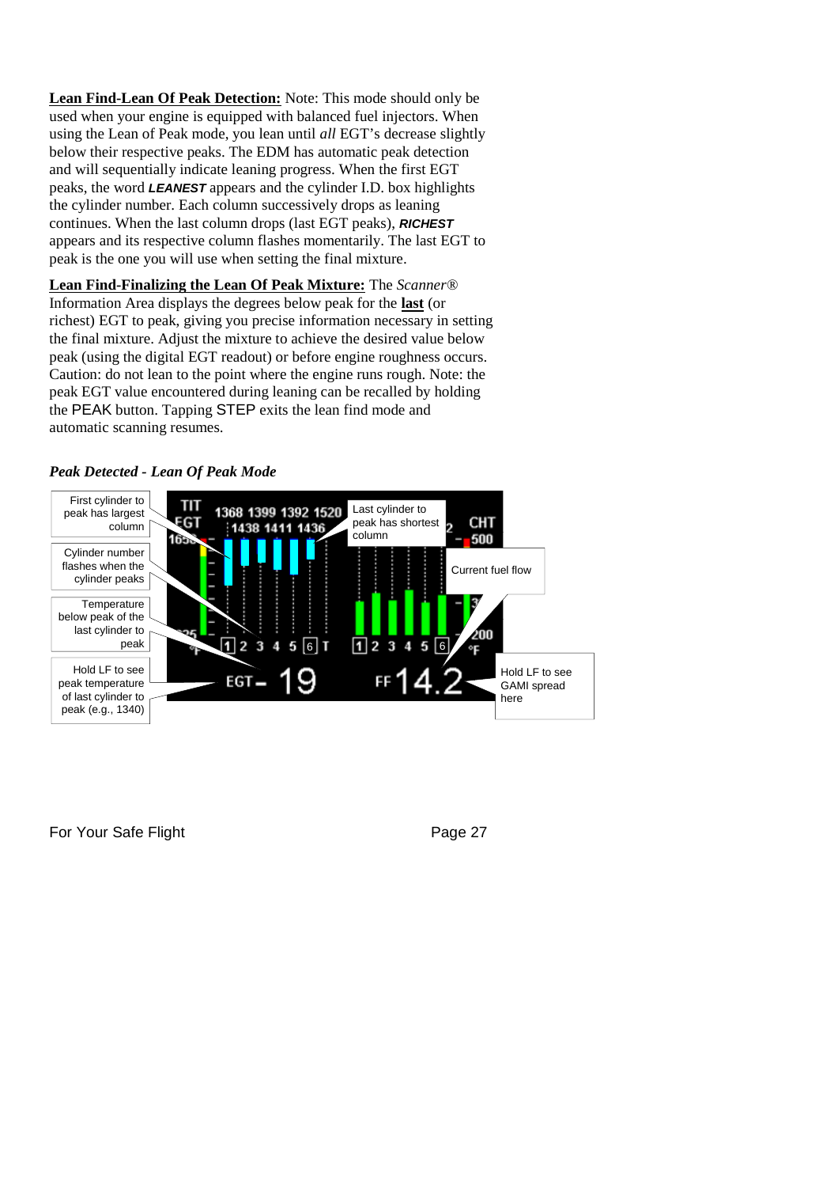**Lean Find-Lean Of Peak Detection:** Note: This mode should only be used when your engine is equipped with balanced fuel injectors. When using the Lean of Peak mode, you lean until *all* EGT's decrease slightly below their respective peaks. The EDM has automatic peak detection and will sequentially indicate leaning progress. When the first EGT peaks, the word ***LEANEST*** appears and the cylinder I.D. box highlights the cylinder number. Each column successively drops as leaning continues. When the last column drops (last EGT peaks), ***RICHEST*** appears and its respective column flashes momentarily. The last EGT to peak is the one you will use when setting the final mixture.

**Lean Find-Finalizing the Lean Of Peak Mixture:** The *Scanner®* Information Area displays the degrees below peak for the **last** (or richest) EGT to peak, giving you precise information necessary in setting the final mixture. Adjust the mixture to achieve the desired value below peak (using the digital EGT readout) or before engine roughness occurs. Caution: do not lean to the point where the engine runs rough. Note: the peak EGT value encountered during leaning can be recalled by holding the PEAK button. Tapping STEP exits the lean find mode and automatic scanning resumes.

***Peak Detected - Lean Of Peak Mode***

First cylinder to peak has largest column

Cylinder number flashes when the cylinder peaks

Temperature below peak of the last cylinder to peak

Hold LF to see peak temperature of last cylinder to peak (e.g., 1340)

Last cylinder to peak has shortest column

Current fuel flow

Hold LF to see GAMI spread here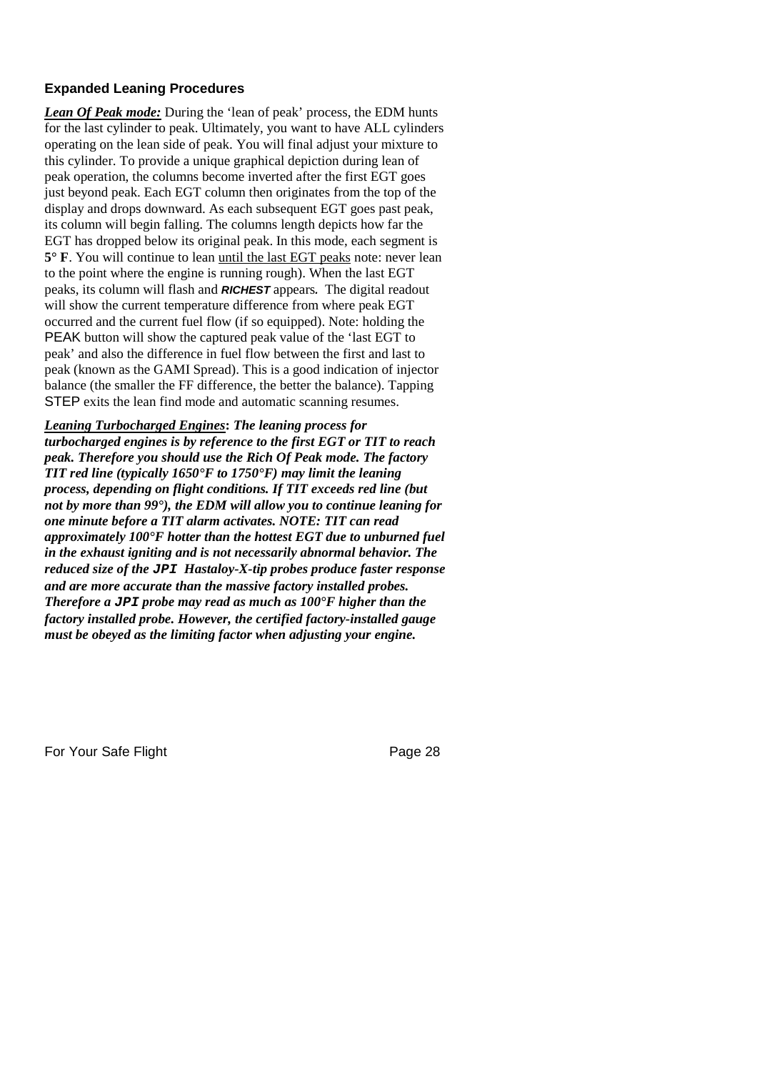### Expanded Leaning Procedures

***Lean Of Peak mode:*** During the 'lean of peak' process, the EDM hunts for the last cylinder to peak. Ultimately, you want to have ALL cylinders operating on the lean side of peak. You will final adjust your mixture to this cylinder. To provide a unique graphical depiction during lean of peak operation, the columns become inverted after the first EGT goes just beyond peak. Each EGT column then originates from the top of the display and drops downward. As each subsequent EGT goes past peak, its column will begin falling. The columns length depicts how far the EGT has dropped below its original peak. In this mode, each segment is **5° F**. You will continue to lean until the last EGT peaks note: never lean to the point where the engine is running rough). When the last EGT peaks, its column will flash and ***RICHEST*** appears. The digital readout will show the current temperature difference from where peak EGT occurred and the current fuel flow (if so equipped). Note: holding the PEAK button will show the captured peak value of the 'last EGT to peak' and also the difference in fuel flow between the first and last to peak (known as the GAMI Spread). This is a good indication of injector balance (the smaller the FF difference, the better the balance). Tapping STEP exits the lean find mode and automatic scanning resumes.

***Leaning Turbocharged Engines*: *The leaning process for turbocharged engines is by reference to the first EGT or TIT to reach peak. Therefore you should use the Rich Of Peak mode. The factory TIT red line (typically 1650°F to 1750°F) may limit the leaning process, depending on flight conditions. If TIT exceeds red line (but not by more than 99°), the EDM will allow you to continue leaning for one minute before a TIT alarm activates. NOTE: TIT can read approximately 100°F hotter than the hottest EGT due to unburned fuel in the exhaust igniting and is not necessarily abnormal behavior. The reduced size of the JPI Hastaloy-X-tip probes produce faster response and are more accurate than the massive factory installed probes. Therefore a JPI probe may read as much as 100°F higher than the factory installed probe. However, the certified factory-installed gauge must be obeyed as the limiting factor when adjusting your engine.***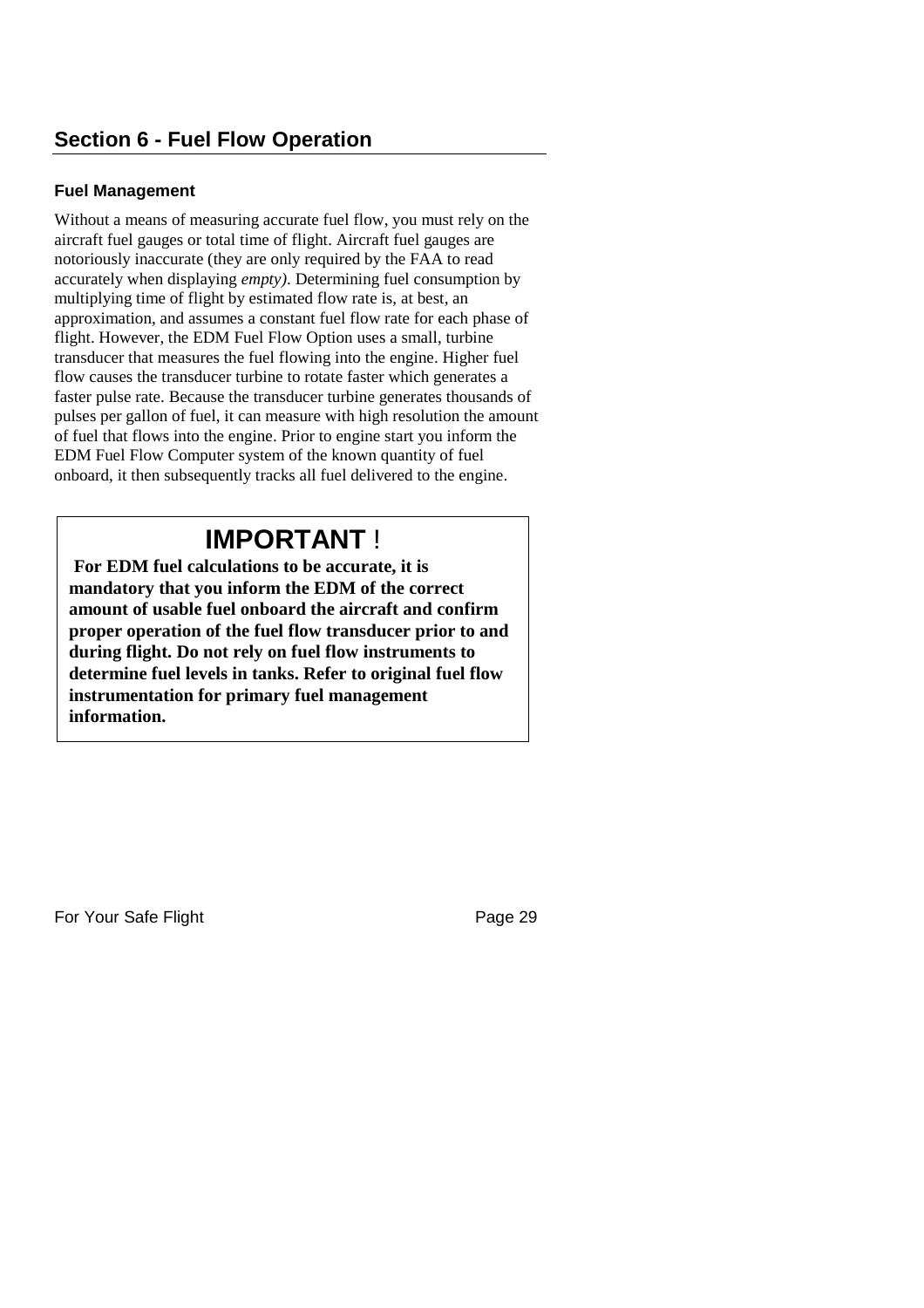## Section 6 - Fuel Flow Operation

### Fuel Management

Without a means of measuring accurate fuel flow, you must rely on the aircraft fuel gauges or total time of flight. Aircraft fuel gauges are notoriously inaccurate (they are only required by the FAA to read accurately when displaying *empty)*. Determining fuel consumption by multiplying time of flight by estimated flow rate is, at best, an approximation, and assumes a constant fuel flow rate for each phase of flight. However, the EDM Fuel Flow Option uses a small, turbine transducer that measures the fuel flowing into the engine. Higher fuel flow causes the transducer turbine to rotate faster which generates a faster pulse rate. Because the transducer turbine generates thousands of pulses per gallon of fuel, it can measure with high resolution the amount of fuel that flows into the engine. Prior to engine start you inform the EDM Fuel Flow Computer system of the known quantity of fuel onboard, it then subsequently tracks all fuel delivered to the engine.

> **IMPORTANT !**
>
> **For EDM fuel calculations to be accurate, it is mandatory that you inform the EDM of the correct amount of usable fuel onboard the aircraft and confirm proper operation of the fuel flow transducer prior to and during flight. Do not rely on fuel flow instruments to determine fuel levels in tanks. Refer to original fuel flow instrumentation for primary fuel management information.**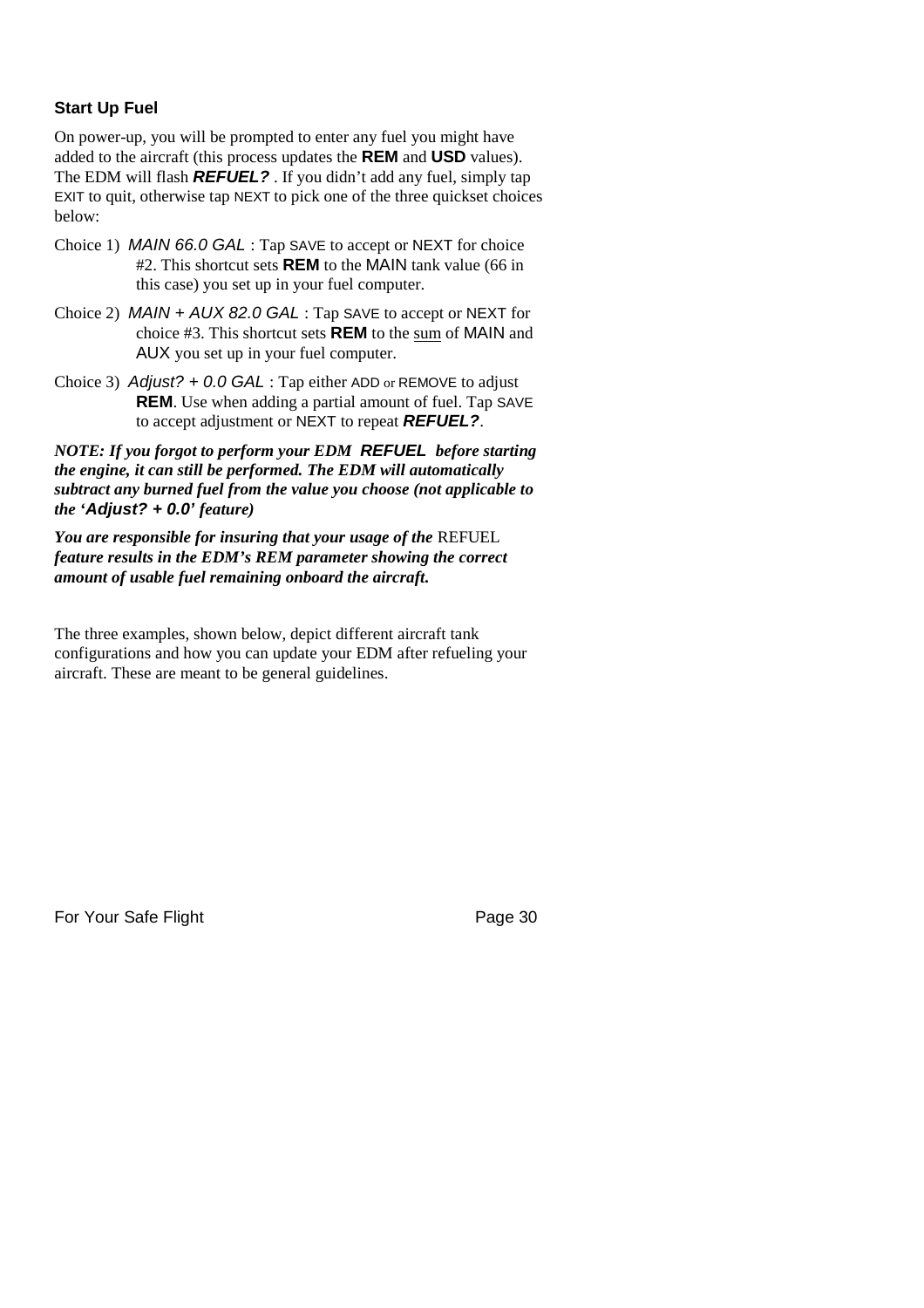### Start Up Fuel

On power-up, you will be prompted to enter any fuel you might have added to the aircraft (this process updates the **REM** and **USD** values). The EDM will flash ***REFUEL?*** . If you didn't add any fuel, simply tap EXIT to quit, otherwise tap NEXT to pick one of the three quickset choices below:

Choice 1) *MAIN 66.0 GAL* : Tap SAVE to accept or NEXT for choice #2. This shortcut sets **REM** to the MAIN tank value (66 in this case) you set up in your fuel computer.

Choice 2) *MAIN + AUX 82.0 GAL* : Tap SAVE to accept or NEXT for choice #3. This shortcut sets **REM** to the <u>sum</u> of MAIN and AUX you set up in your fuel computer.

Choice 3) *Adjust? + 0.0 GAL* : Tap either ADD or REMOVE to adjust **REM**. Use when adding a partial amount of fuel. Tap SAVE to accept adjustment or NEXT to repeat ***REFUEL?***.

***NOTE: If you forgot to perform your EDM REFUEL before starting the engine, it can still be performed. The EDM will automatically subtract any burned fuel from the value you choose (not applicable to the 'Adjust? + 0.0' feature)***

***You are responsible for insuring that your usage of the*** REFUEL ***feature results in the EDM's REM parameter showing the correct amount of usable fuel remaining onboard the aircraft.***

The three examples, shown below, depict different aircraft tank configurations and how you can update your EDM after refueling your aircraft. These are meant to be general guidelines.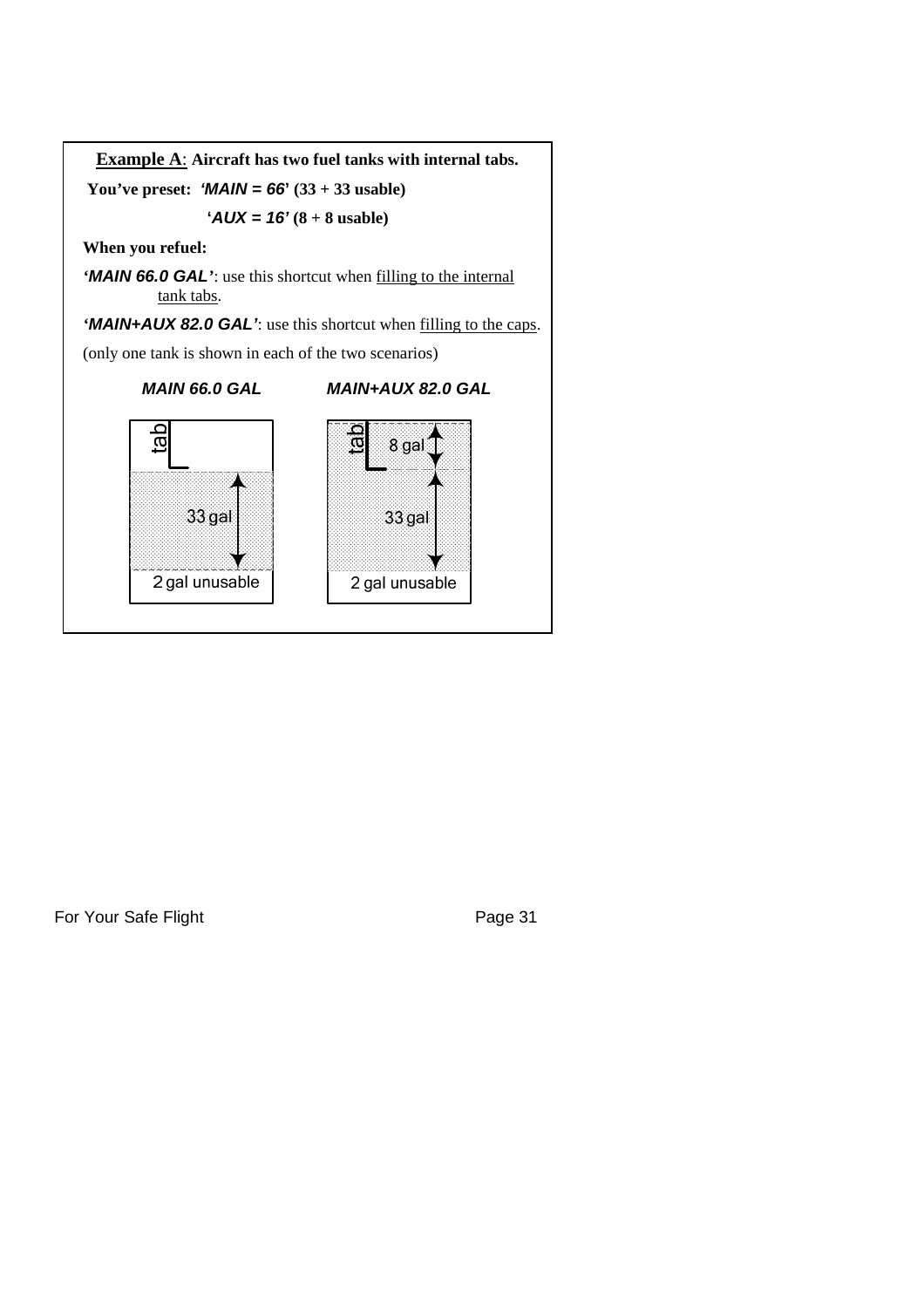**Example A**: **Aircraft has two fuel tanks with internal tabs.**

**You've preset:** ***'MAIN = 66'*** **(33 + 33 usable)**

***'AUX = 16'*** **(8 + 8 usable)**

**When you refuel:**

***'MAIN 66.0 GAL'***: use this shortcut when filling to the internal tank tabs.

***'MAIN+AUX 82.0 GAL'***: use this shortcut when filling to the caps.

(only one tank is shown in each of the two scenarios)

***MAIN 66.0 GAL***

tab

33 gal

2 gal unusable

***MAIN+AUX 82.0 GAL***

tab

8 gal

33 gal

2 gal unusable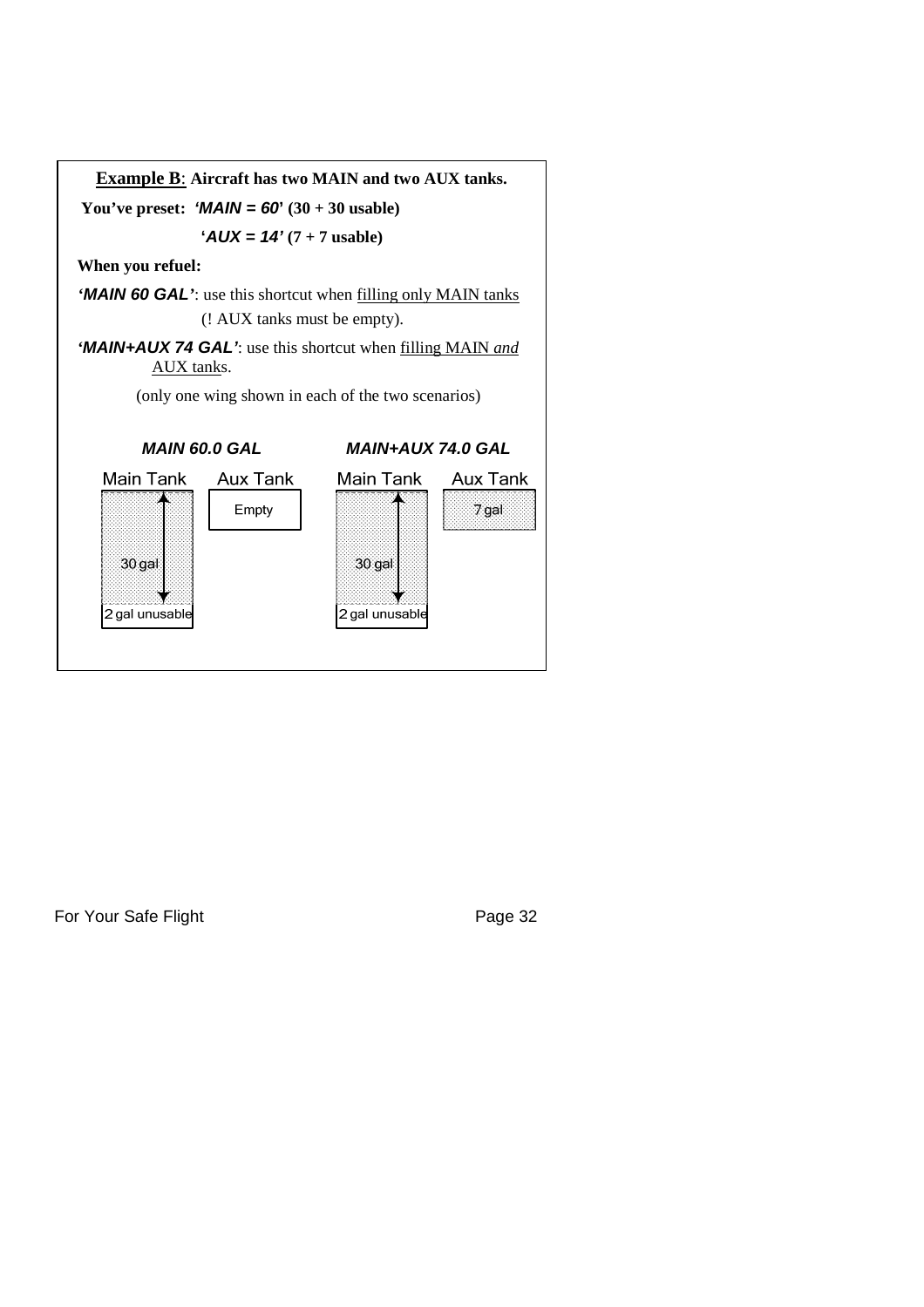**Example B**: **Aircraft has two MAIN and two AUX tanks.**

**You've preset:** ***'MAIN = 60'*** **(30 + 30 usable)**

***'AUX = 14'*** **(7 + 7 usable)**

**When you refuel:**

***'MAIN 60 GAL'***: use this shortcut when filling only MAIN tanks (! AUX tanks must be empty).

***'MAIN+AUX 74 GAL'***: use this shortcut when filling MAIN *and* AUX tanks.

(only one wing shown in each of the two scenarios)

***MAIN 60.0 GAL***

Main Tank — 30 gal — 2 gal unusable

Aux Tank — Empty

***MAIN+AUX 74.0 GAL***

Main Tank — 30 gal — 2 gal unusable

Aux Tank — 7 gal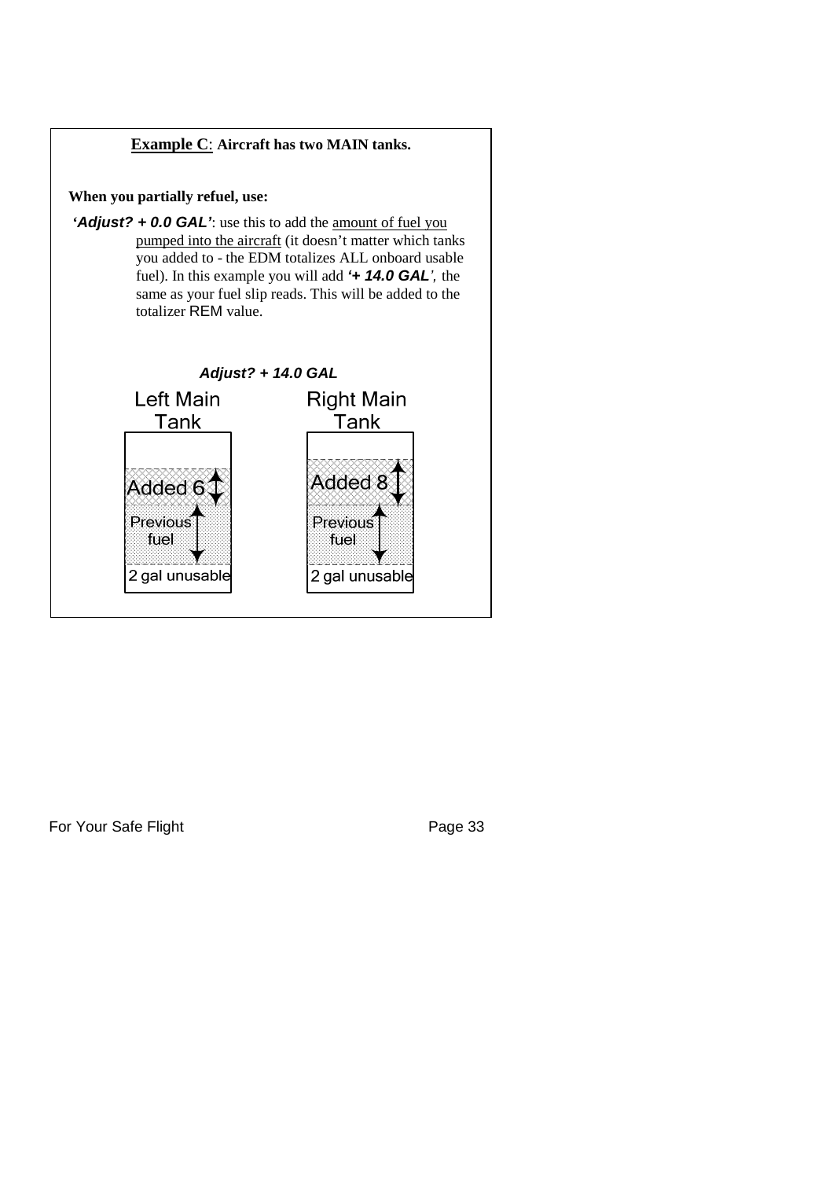**<u>Example C</u>: Aircraft has two MAIN tanks.**

**When you partially refuel, use:**

***'Adjust? + 0.0 GAL'***: use this to add the <u>amount of fuel you pumped into the aircraft</u> (it doesn't matter which tanks you added to - the EDM totalizes ALL onboard usable fuel). In this example you will add ***'+ 14.0 GAL'***, the same as your fuel slip reads. This will be added to the totalizer REM value.

***Adjust? + 14.0 GAL***

| Left Main Tank | Right Main Tank |
|---|---|
| Added 6 | Added 8 |
| Previous fuel | Previous fuel |
| 2 gal unusable | 2 gal unusable |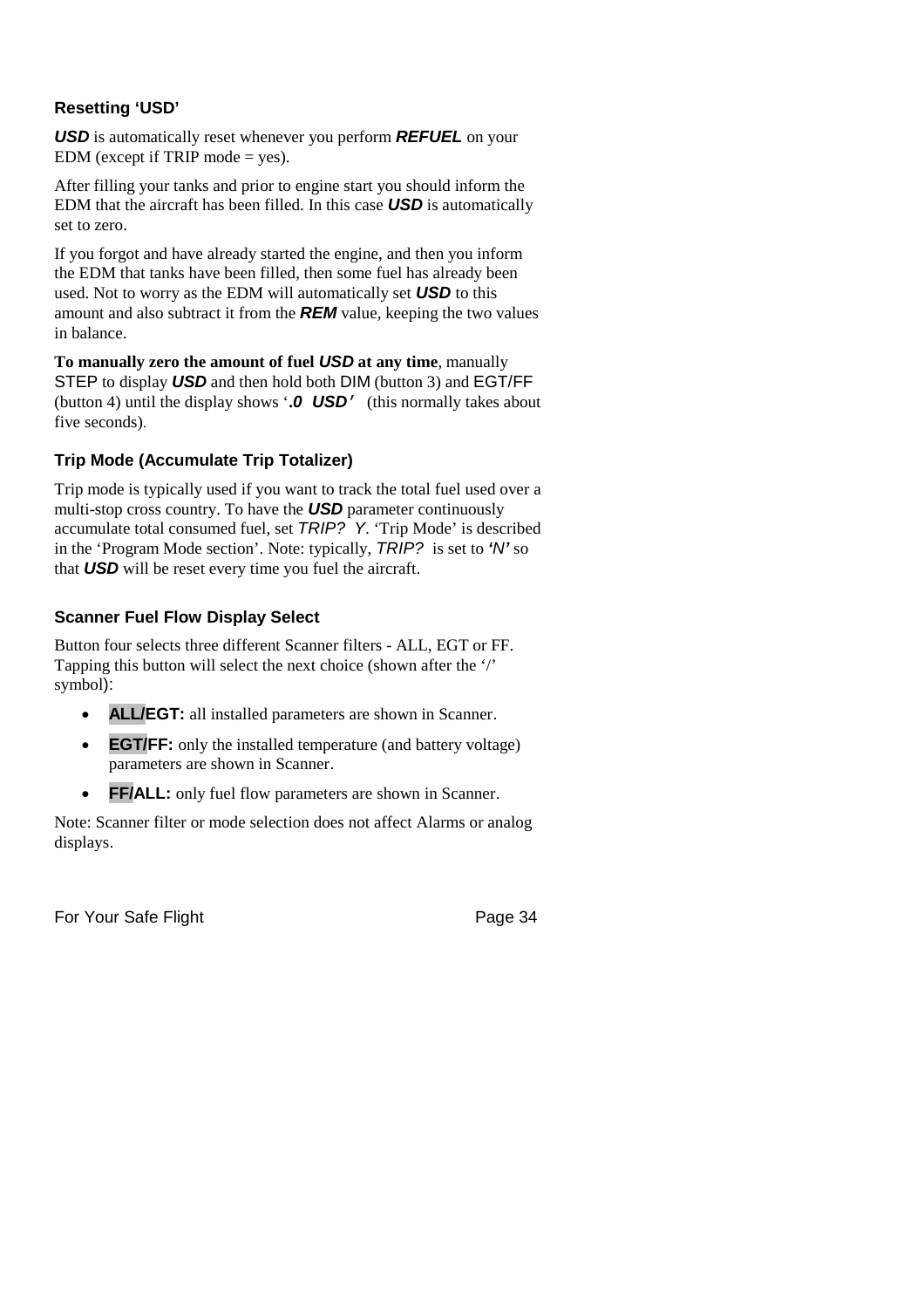### Resetting 'USD'

***USD*** is automatically reset whenever you perform ***REFUEL*** on your EDM (except if TRIP mode = yes).

After filling your tanks and prior to engine start you should inform the EDM that the aircraft has been filled. In this case ***USD*** is automatically set to zero.

If you forgot and have already started the engine, and then you inform the EDM that tanks have been filled, then some fuel has already been used. Not to worry as the EDM will automatically set ***USD*** to this amount and also subtract it from the ***REM*** value, keeping the two values in balance.

**To manually zero the amount of fuel *USD* at any time**, manually STEP to display ***USD*** and then hold both DIM (button 3) and EGT/FF (button 4) until the display shows '***.0 USD'*** (this normally takes about five seconds).

### Trip Mode (Accumulate Trip Totalizer)

Trip mode is typically used if you want to track the total fuel used over a multi-stop cross country. To have the ***USD*** parameter continuously accumulate total consumed fuel, set *TRIP? Y*. 'Trip Mode' is described in the 'Program Mode section'. Note: typically, *TRIP?* is set to ***'N'*** so that ***USD*** will be reset every time you fuel the aircraft.

### Scanner Fuel Flow Display Select

Button four selects three different Scanner filters - ALL, EGT or FF. Tapping this button will select the next choice (shown after the '/' symbol):

- **ALL/EGT:** all installed parameters are shown in Scanner.
- **EGT/FF:** only the installed temperature (and battery voltage) parameters are shown in Scanner.
- **FF/ALL:** only fuel flow parameters are shown in Scanner.

Note: Scanner filter or mode selection does not affect Alarms or analog displays.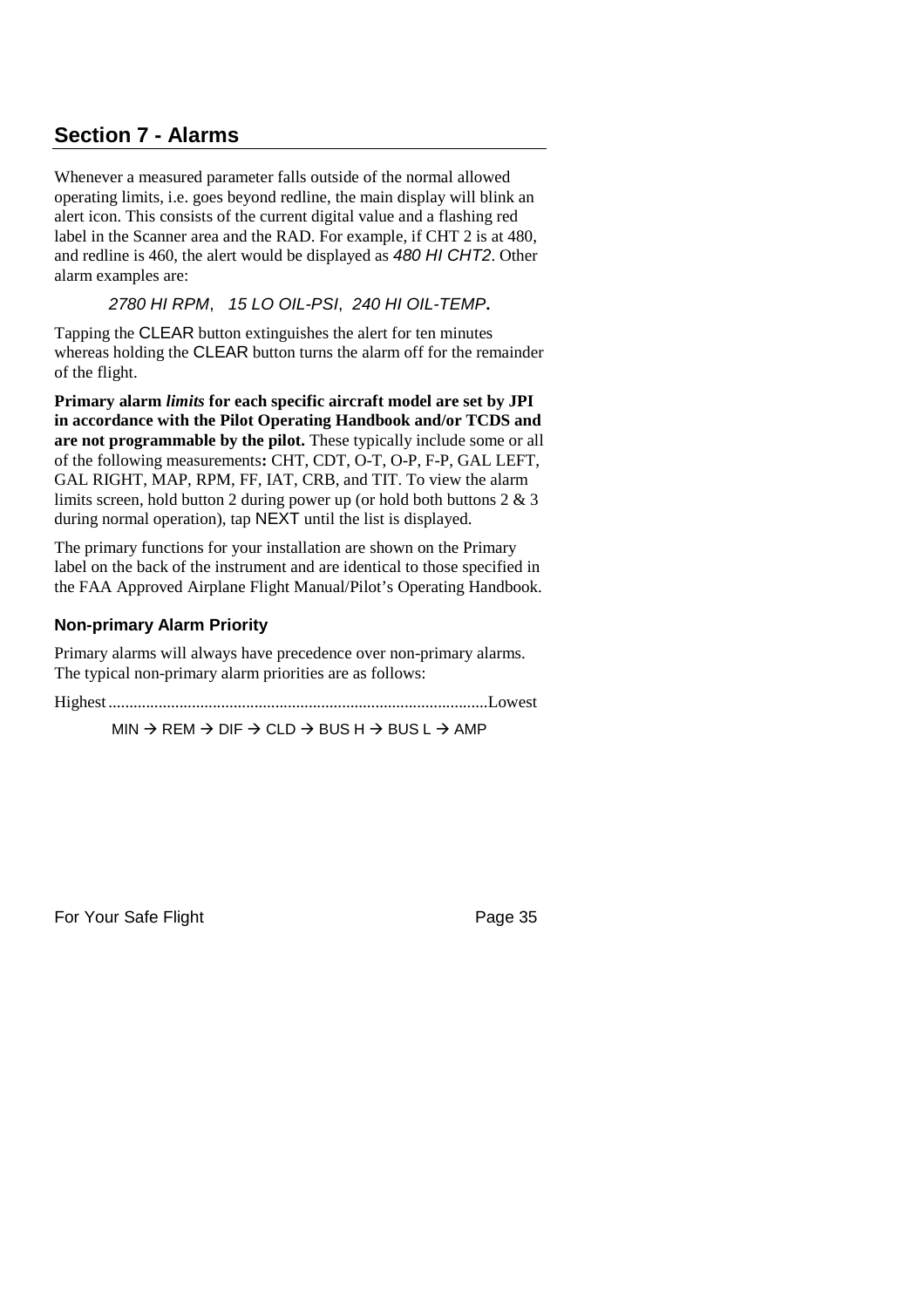## Section 7 - Alarms

Whenever a measured parameter falls outside of the normal allowed operating limits, i.e. goes beyond redline, the main display will blink an alert icon. This consists of the current digital value and a flashing red label in the Scanner area and the RAD. For example, if CHT 2 is at 480, and redline is 460, the alert would be displayed as *480 HI CHT2*. Other alarm examples are:

*2780 HI RPM*, *15 LO OIL-PSI*, *240 HI OIL-TEMP*.

Tapping the CLEAR button extinguishes the alert for ten minutes whereas holding the CLEAR button turns the alarm off for the remainder of the flight.

**Primary alarm *limits* for each specific aircraft model are set by JPI in accordance with the Pilot Operating Handbook and/or TCDS and are not programmable by the pilot.** These typically include some or all of the following measurements**:** CHT, CDT, O-T, O-P, F-P, GAL LEFT, GAL RIGHT, MAP, RPM, FF, IAT, CRB, and TIT. To view the alarm limits screen, hold button 2 during power up (or hold both buttons 2 & 3 during normal operation), tap NEXT until the list is displayed.

The primary functions for your installation are shown on the Primary label on the back of the instrument and are identical to those specified in the FAA Approved Airplane Flight Manual/Pilot's Operating Handbook.

### Non-primary Alarm Priority

Primary alarms will always have precedence over non-primary alarms. The typical non-primary alarm priorities are as follows:

Highest..........................................................................................Lowest

MIN → REM → DIF → CLD → BUS H → BUS L → AMP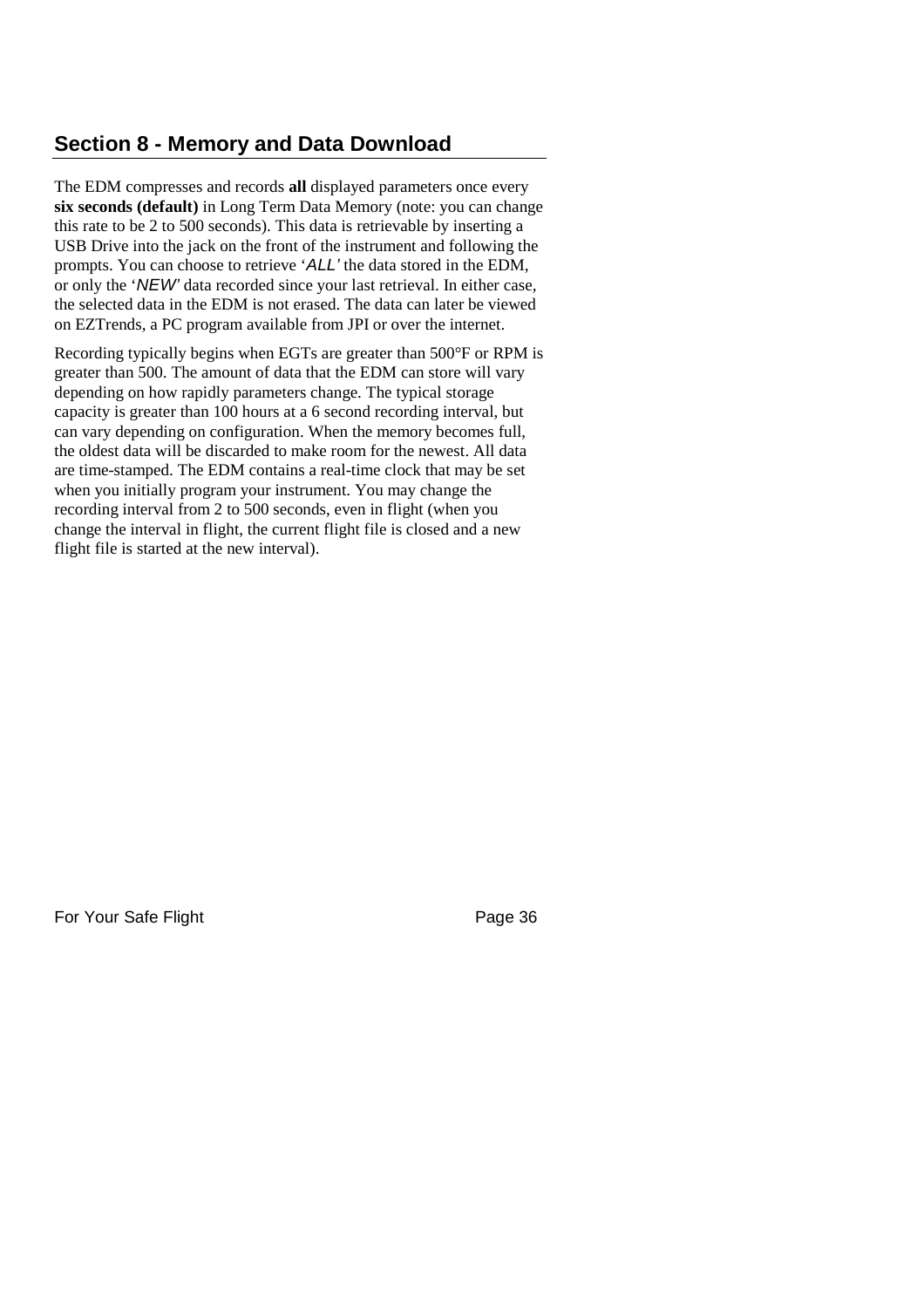## Section 8 - Memory and Data Download

The EDM compresses and records **all** displayed parameters once every **six seconds (default)** in Long Term Data Memory (note: you can change this rate to be 2 to 500 seconds). This data is retrievable by inserting a USB Drive into the jack on the front of the instrument and following the prompts. You can choose to retrieve '*ALL*' the data stored in the EDM, or only the '*NEW*' data recorded since your last retrieval. In either case, the selected data in the EDM is not erased. The data can later be viewed on EZTrends, a PC program available from JPI or over the internet.

Recording typically begins when EGTs are greater than 500°F or RPM is greater than 500. The amount of data that the EDM can store will vary depending on how rapidly parameters change. The typical storage capacity is greater than 100 hours at a 6 second recording interval, but can vary depending on configuration. When the memory becomes full, the oldest data will be discarded to make room for the newest. All data are time-stamped. The EDM contains a real-time clock that may be set when you initially program your instrument. You may change the recording interval from 2 to 500 seconds, even in flight (when you change the interval in flight, the current flight file is closed and a new flight file is started at the new interval).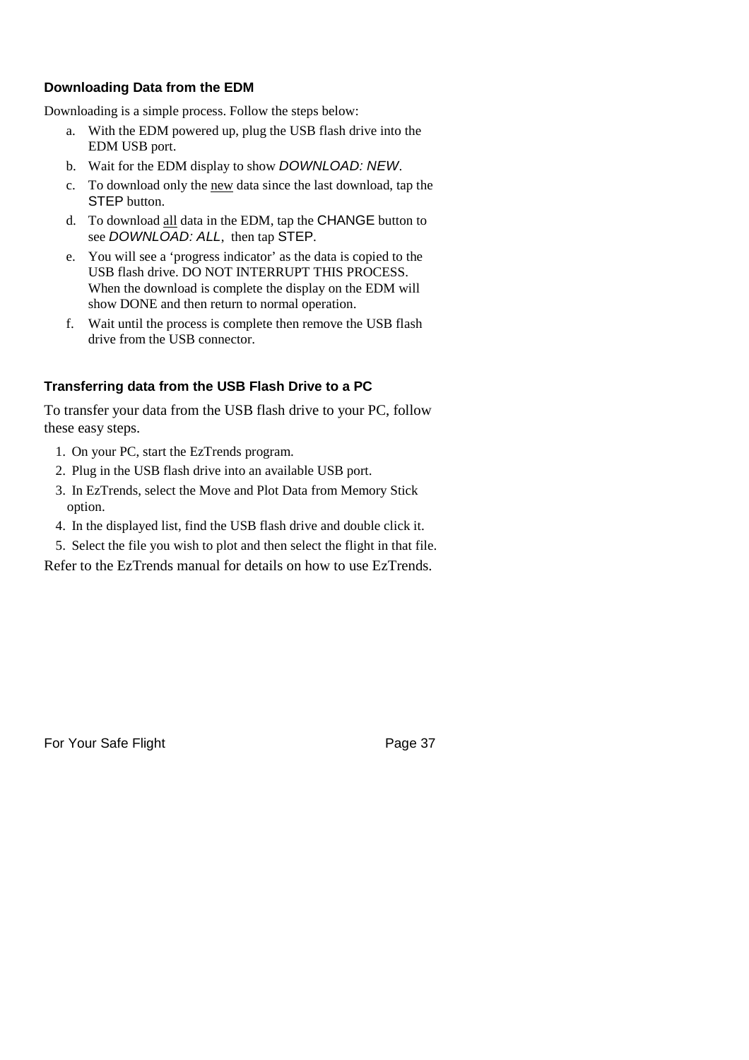### Downloading Data from the EDM

Downloading is a simple process. Follow the steps below:

a. With the EDM powered up, plug the USB flash drive into the EDM USB port.
b. Wait for the EDM display to show *DOWNLOAD: NEW*.
c. To download only the new data since the last download, tap the STEP button.
d. To download all data in the EDM, tap the CHANGE button to see *DOWNLOAD: ALL*, then tap STEP.
e. You will see a 'progress indicator' as the data is copied to the USB flash drive. DO NOT INTERRUPT THIS PROCESS. When the download is complete the display on the EDM will show DONE and then return to normal operation.
f. Wait until the process is complete then remove the USB flash drive from the USB connector.

### Transferring data from the USB Flash Drive to a PC

To transfer your data from the USB flash drive to your PC, follow these easy steps.

1. On your PC, start the EzTrends program.
2. Plug in the USB flash drive into an available USB port.
3. In EzTrends, select the Move and Plot Data from Memory Stick option.
4. In the displayed list, find the USB flash drive and double click it.
5. Select the file you wish to plot and then select the flight in that file.

Refer to the EzTrends manual for details on how to use EzTrends.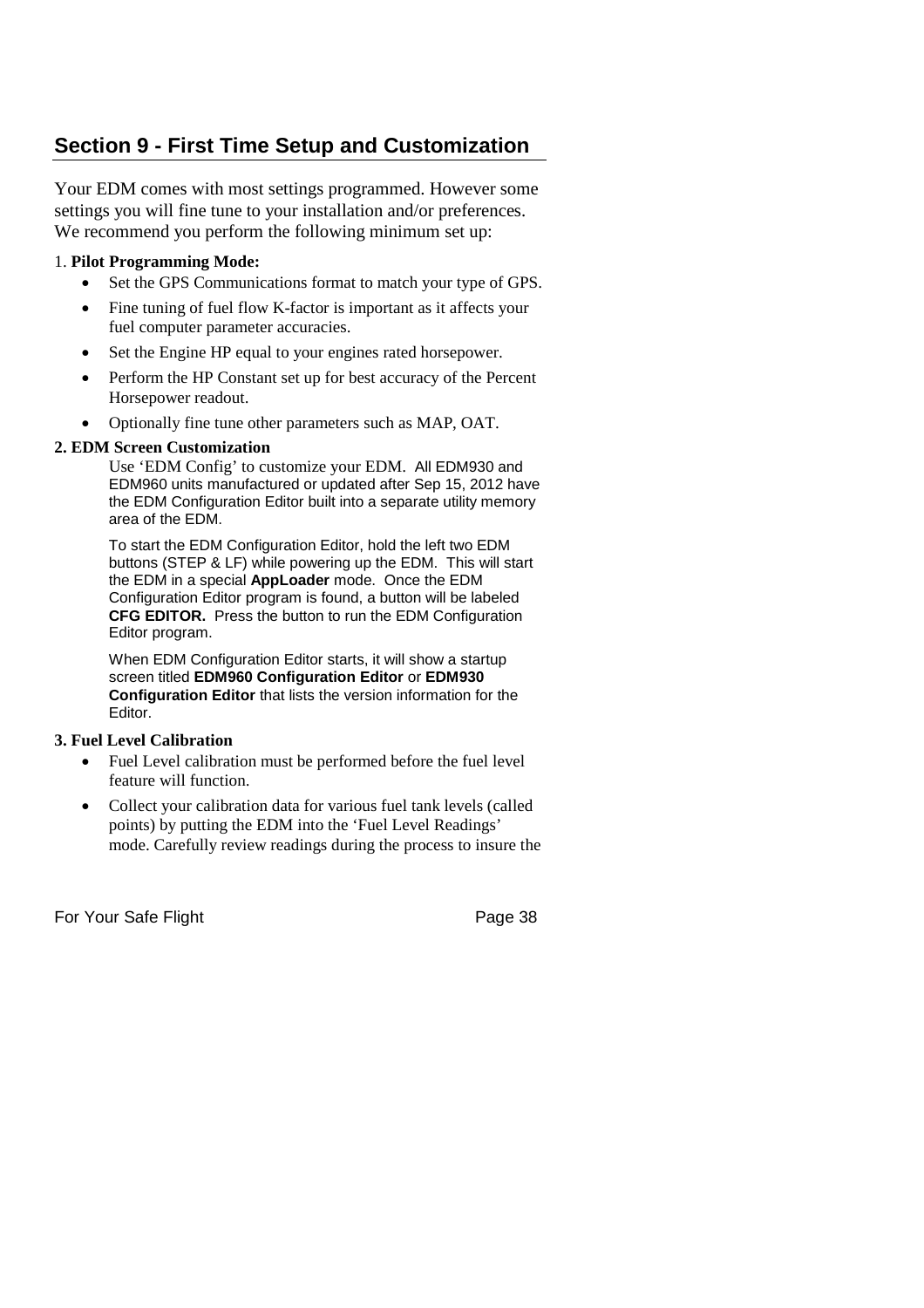## Section 9 - First Time Setup and Customization

Your EDM comes with most settings programmed. However some settings you will fine tune to your installation and/or preferences. We recommend you perform the following minimum set up:

1. **Pilot Programming Mode:**
   - Set the GPS Communications format to match your type of GPS.
   - Fine tuning of fuel flow K-factor is important as it affects your fuel computer parameter accuracies.
   - Set the Engine HP equal to your engines rated horsepower.
   - Perform the HP Constant set up for best accuracy of the Percent Horsepower readout.
   - Optionally fine tune other parameters such as MAP, OAT.

**2. EDM Screen Customization**

Use 'EDM Config' to customize your EDM. All EDM930 and EDM960 units manufactured or updated after Sep 15, 2012 have the EDM Configuration Editor built into a separate utility memory area of the EDM.

To start the EDM Configuration Editor, hold the left two EDM buttons (STEP & LF) while powering up the EDM. This will start the EDM in a special **AppLoader** mode. Once the EDM Configuration Editor program is found, a button will be labeled **CFG EDITOR.** Press the button to run the EDM Configuration Editor program.

When EDM Configuration Editor starts, it will show a startup screen titled **EDM960 Configuration Editor** or **EDM930 Configuration Editor** that lists the version information for the Editor.

**3. Fuel Level Calibration**

- Fuel Level calibration must be performed before the fuel level feature will function.
- Collect your calibration data for various fuel tank levels (called points) by putting the EDM into the 'Fuel Level Readings' mode. Carefully review readings during the process to insure the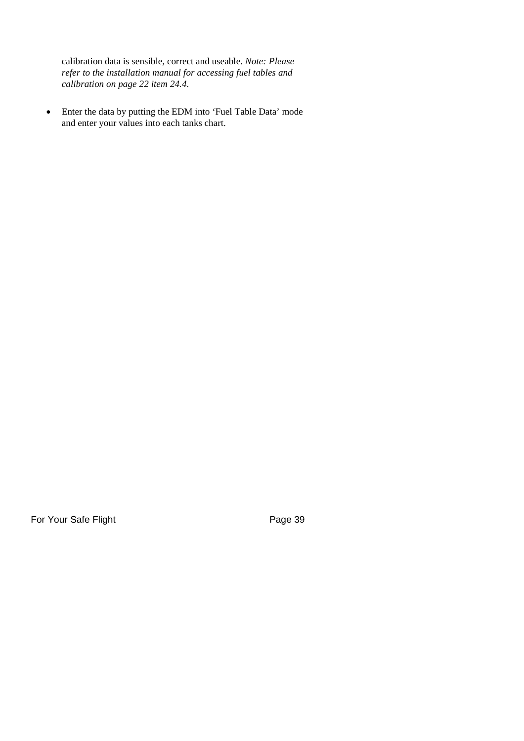calibration data is sensible, correct and useable. *Note: Please refer to the installation manual for accessing fuel tables and calibration on page 22 item 24.4.*

- Enter the data by putting the EDM into 'Fuel Table Data' mode and enter your values into each tanks chart.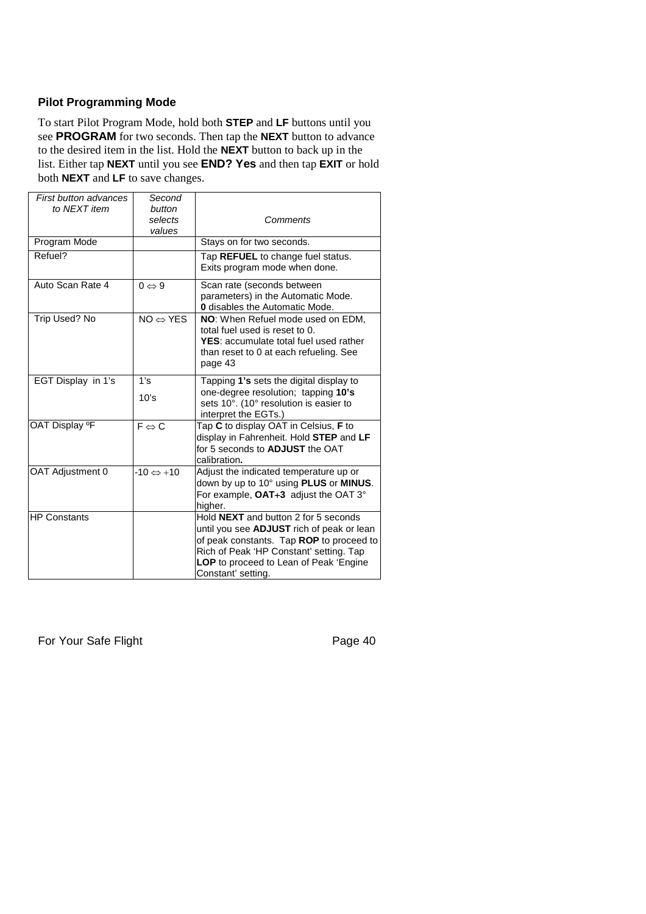### Pilot Programming Mode

To start Pilot Program Mode, hold both **STEP** and **LF** buttons until you see **PROGRAM** for two seconds. Then tap the **NEXT** button to advance to the desired item in the list. Hold the **NEXT** button to back up in the list. Either tap **NEXT** until you see **END? Yes** and then tap **EXIT** or hold both **NEXT** and **LF** to save changes.

| *First button advances to NEXT item* | *Second button selects values* | *Comments* |
|---|---|---|
| Program Mode | | Stays on for two seconds. |
| Refuel? | | Tap **REFUEL** to change fuel status. Exits program mode when done. |
| Auto Scan Rate 4 | 0 ⇔ 9 | Scan rate (seconds between parameters) in the Automatic Mode. **0** disables the Automatic Mode. |
| Trip Used? No | NO ⇔ YES | **NO**: When Refuel mode used on EDM, total fuel used is reset to 0. **YES**: accumulate total fuel used rather than reset to 0 at each refueling. See page 43 |
| EGT Display in 1's | 1's<br>10's | Tapping **1's** sets the digital display to one-degree resolution; tapping **10's** sets 10°. (10° resolution is easier to interpret the EGTs.) |
| OAT Display ºF | F ⇔ C | Tap **C** to display OAT in Celsius, **F** to display in Fahrenheit. Hold **STEP** and **LF** for 5 seconds to **ADJUST** the OAT calibration**.** |
| OAT Adjustment 0 | -10 ⇔ +10 | Adjust the indicated temperature up or down by up to 10° using **PLUS** or **MINUS**. For example, **OAT+3** adjust the OAT 3° higher. |
| HP Constants | | Hold **NEXT** and button 2 for 5 seconds until you see **ADJUST** rich of peak or lean of peak constants. Tap **ROP** to proceed to Rich of Peak 'HP Constant' setting. Tap **LOP** to proceed to Lean of Peak 'Engine Constant' setting. |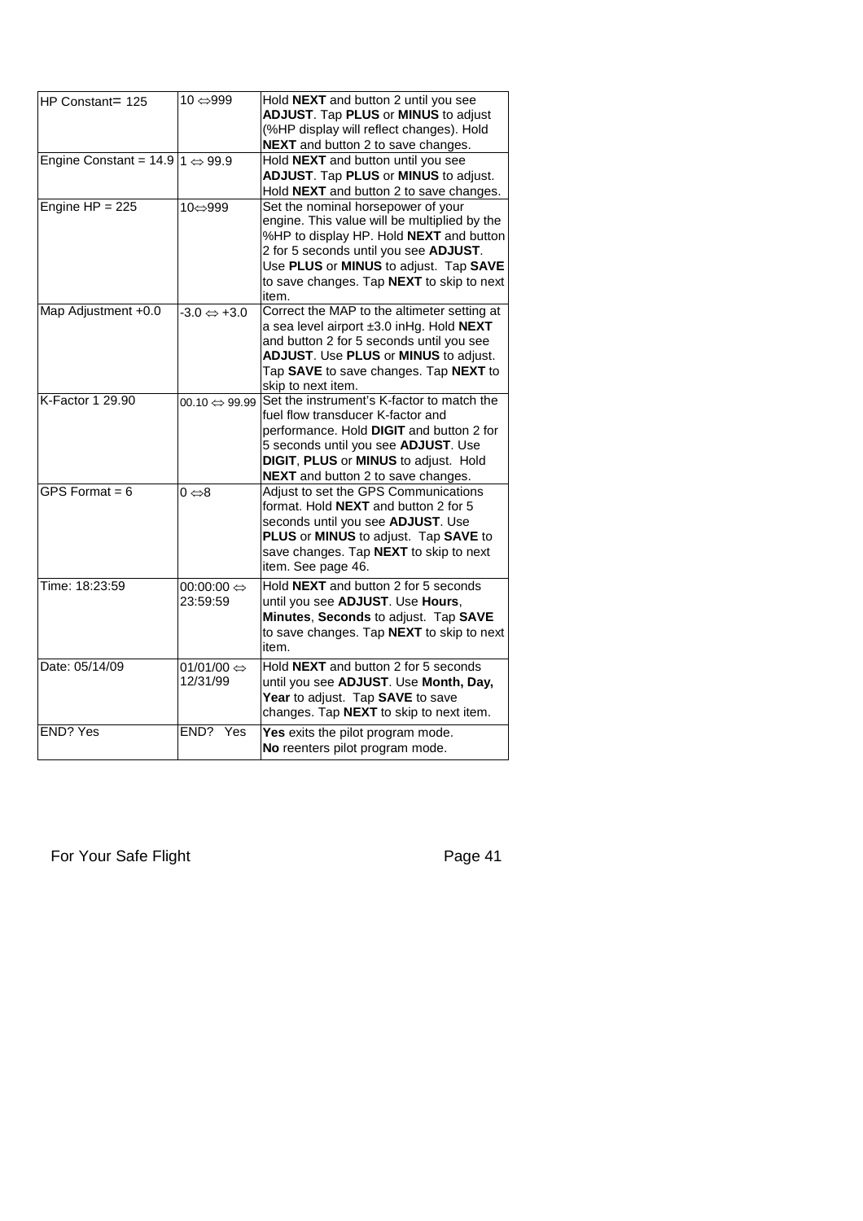| | | |
|---|---|---|
| HP Constant= 125 | 10 ⇔999 | Hold **NEXT** and button 2 until you see **ADJUST**. Tap **PLUS** or **MINUS** to adjust (%HP display will reflect changes). Hold **NEXT** and button 2 to save changes. |
| Engine Constant = 14.9 | 1 ⇔ 99.9 | Hold **NEXT** and button until you see **ADJUST**. Tap **PLUS** or **MINUS** to adjust. Hold **NEXT** and button 2 to save changes. |
| Engine HP = 225 | 10⇔999 | Set the nominal horsepower of your engine. This value will be multiplied by the %HP to display HP. Hold **NEXT** and button 2 for 5 seconds until you see **ADJUST**. Use **PLUS** or **MINUS** to adjust. Tap **SAVE** to save changes. Tap **NEXT** to skip to next item. |
| Map Adjustment +0.0 | -3.0 ⇔ +3.0 | Correct the MAP to the altimeter setting at a sea level airport ±3.0 inHg. Hold **NEXT** and button 2 for 5 seconds until you see **ADJUST**. Use **PLUS** or **MINUS** to adjust. Tap **SAVE** to save changes. Tap **NEXT** to skip to next item. |
| K-Factor 1 29.90 | 00.10 ⇔ 99.99 | Set the instrument's K-factor to match the fuel flow transducer K-factor and performance. Hold **DIGIT** and button 2 for 5 seconds until you see **ADJUST**. Use **DIGIT**, **PLUS** or **MINUS** to adjust. Hold **NEXT** and button 2 to save changes. |
| GPS Format = 6 | 0 ⇔8 | Adjust to set the GPS Communications format. Hold **NEXT** and button 2 for 5 seconds until you see **ADJUST**. Use **PLUS** or **MINUS** to adjust. Tap **SAVE** to save changes. Tap **NEXT** to skip to next item. See page 46. |
| Time: 18:23:59 | 00:00:00 ⇔ 23:59:59 | Hold **NEXT** and button 2 for 5 seconds until you see **ADJUST**. Use **Hours**, **Minutes**, **Seconds** to adjust. Tap **SAVE** to save changes. Tap **NEXT** to skip to next item. |
| Date: 05/14/09 | 01/01/00 ⇔ 12/31/99 | Hold **NEXT** and button 2 for 5 seconds until you see **ADJUST**. Use **Month, Day, Year** to adjust. Tap **SAVE** to save changes. Tap **NEXT** to skip to next item. |
| END? Yes | END? Yes | **Yes** exits the pilot program mode.<br>**No** reenters pilot program mode. |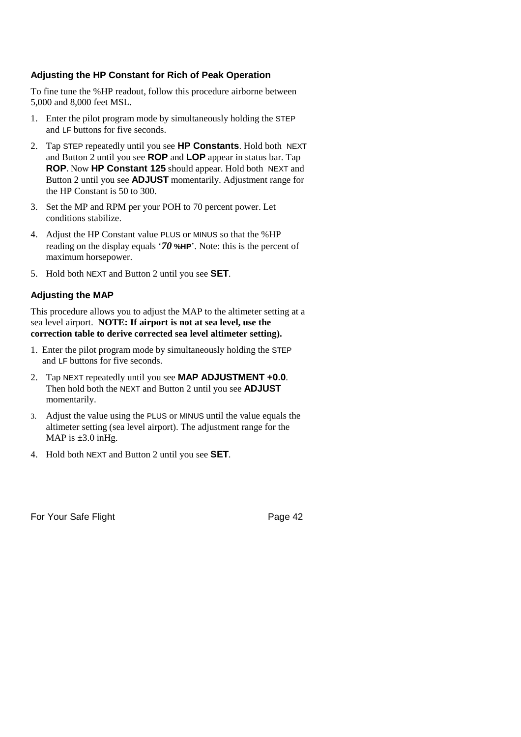### Adjusting the HP Constant for Rich of Peak Operation

To fine tune the %HP readout, follow this procedure airborne between 5,000 and 8,000 feet MSL.

1. Enter the pilot program mode by simultaneously holding the STEP and LF buttons for five seconds.
2. Tap STEP repeatedly until you see **HP Constants**. Hold both NEXT and Button 2 until you see **ROP** and **LOP** appear in status bar. Tap **ROP**. Now **HP Constant 125** should appear. Hold both NEXT and Button 2 until you see **ADJUST** momentarily. Adjustment range for the HP Constant is 50 to 300.
3. Set the MP and RPM per your POH to 70 percent power. Let conditions stabilize.
4. Adjust the HP Constant value PLUS or MINUS so that the %HP reading on the display equals '***70* %HP**'. Note: this is the percent of maximum horsepower.
5. Hold both NEXT and Button 2 until you see **SET**.

### Adjusting the MAP

This procedure allows you to adjust the MAP to the altimeter setting at a sea level airport. **NOTE: If airport is not at sea level, use the correction table to derive corrected sea level altimeter setting).**

1. Enter the pilot program mode by simultaneously holding the STEP and LF buttons for five seconds.
2. Tap NEXT repeatedly until you see **MAP ADJUSTMENT +0.0**. Then hold both the NEXT and Button 2 until you see **ADJUST** momentarily.
3. Adjust the value using the PLUS or MINUS until the value equals the altimeter setting (sea level airport). The adjustment range for the MAP is ±3.0 inHg.
4. Hold both NEXT and Button 2 until you see **SET**.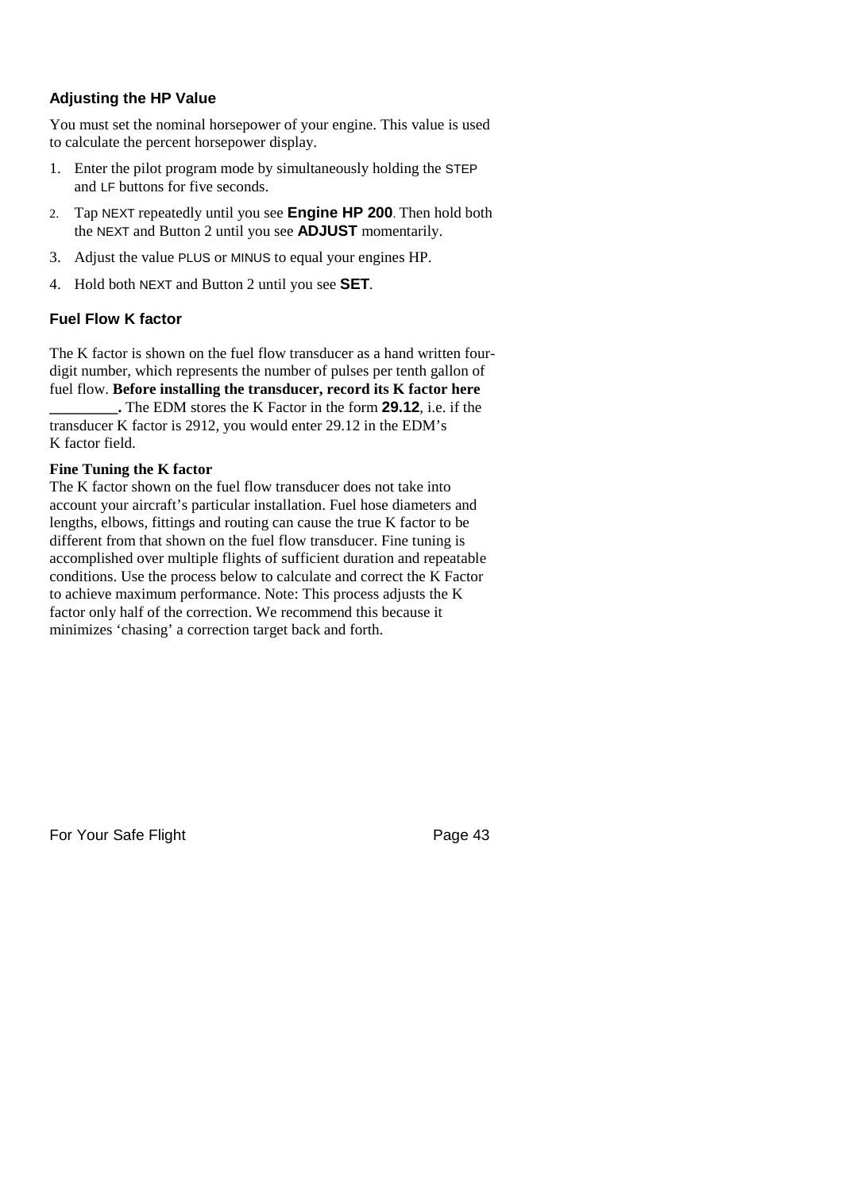### Adjusting the HP Value

You must set the nominal horsepower of your engine. This value is used to calculate the percent horsepower display.

1. Enter the pilot program mode by simultaneously holding the STEP and LF buttons for five seconds.
2. Tap NEXT repeatedly until you see **Engine HP 200**. Then hold both the NEXT and Button 2 until you see **ADJUST** momentarily.
3. Adjust the value PLUS or MINUS to equal your engines HP.
4. Hold both NEXT and Button 2 until you see **SET**.

### Fuel Flow K factor

The K factor is shown on the fuel flow transducer as a hand written four-digit number, which represents the number of pulses per tenth gallon of fuel flow. **Before installing the transducer, record its K factor here _________.** The EDM stores the K Factor in the form **29.12**, i.e. if the transducer K factor is 2912, you would enter 29.12 in the EDM's K factor field.

**Fine Tuning the K factor**

The K factor shown on the fuel flow transducer does not take into account your aircraft's particular installation. Fuel hose diameters and lengths, elbows, fittings and routing can cause the true K factor to be different from that shown on the fuel flow transducer. Fine tuning is accomplished over multiple flights of sufficient duration and repeatable conditions. Use the process below to calculate and correct the K Factor to achieve maximum performance. Note: This process adjusts the K factor only half of the correction. We recommend this because it minimizes 'chasing' a correction target back and forth.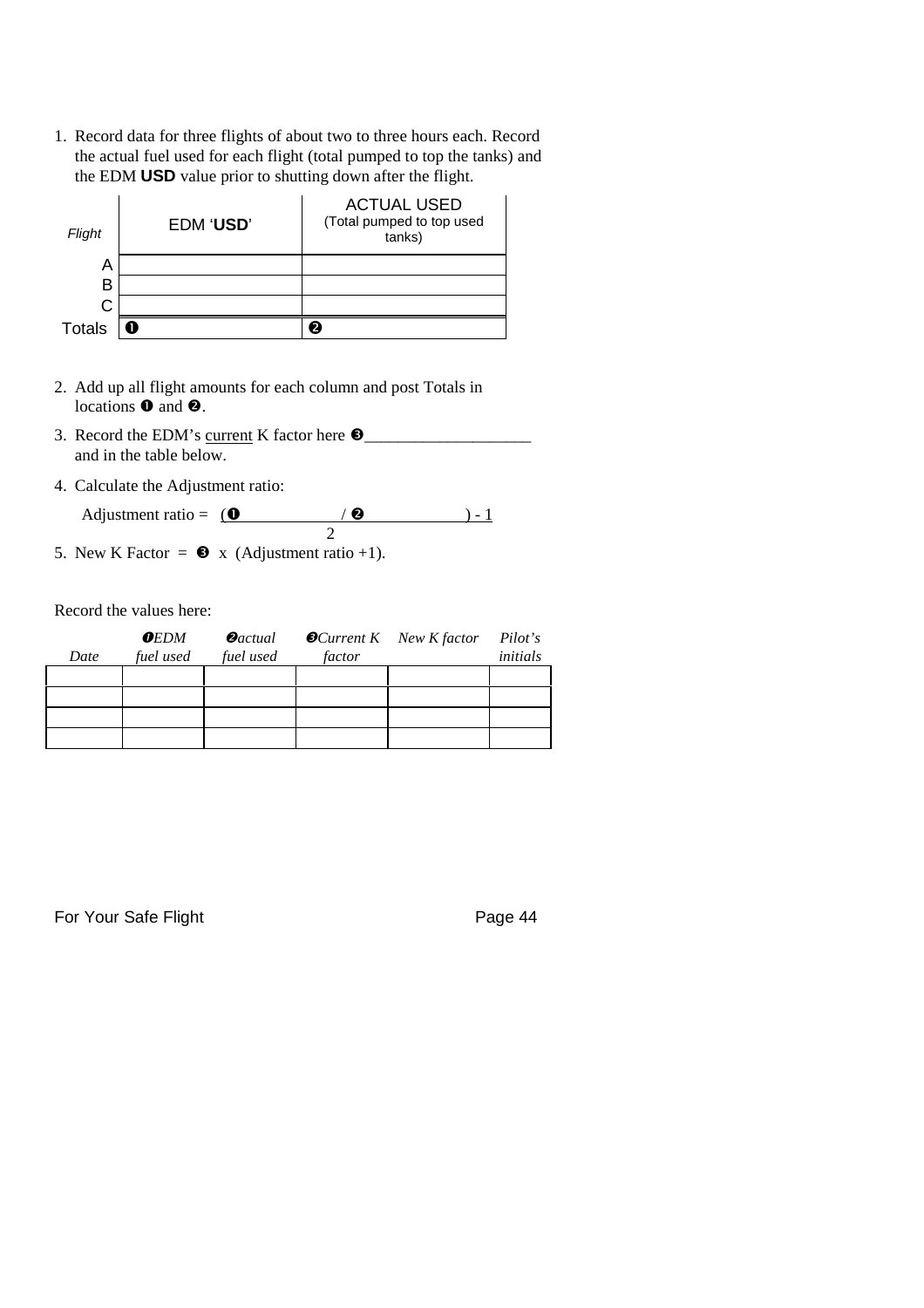1. Record data for three flights of about two to three hours each. Record the actual fuel used for each flight (total pumped to top the tanks) and the EDM **USD** value prior to shutting down after the flight.

| *Flight* | EDM '**USD**' | ACTUAL USED (Total pumped to top used tanks) |
|---|---|---|
| A | | |
| B | | |
| C | | |
| Totals | ➊ | ➋ |

2. Add up all flight amounts for each column and post Totals in locations ➊ and ➋.

3. Record the EDM's <u>current</u> K factor here ➌____________________ and in the table below.

4. Calculate the Adjustment ratio:

   Adjustment ratio = $\dfrac{(➊ \quad\quad / ➋ \quad\quad) - 1}{2}$

5. New K Factor = ➌ x (Adjustment ratio +1).

Record the values here:

| *Date* | *➊EDM fuel used* | *➋actual fuel used* | *➌Current K factor* | *New K factor* | *Pilot's initials* |
|---|---|---|---|---|---|
| | | | | | |
| | | | | | |
| | | | | | |
| | | | | | |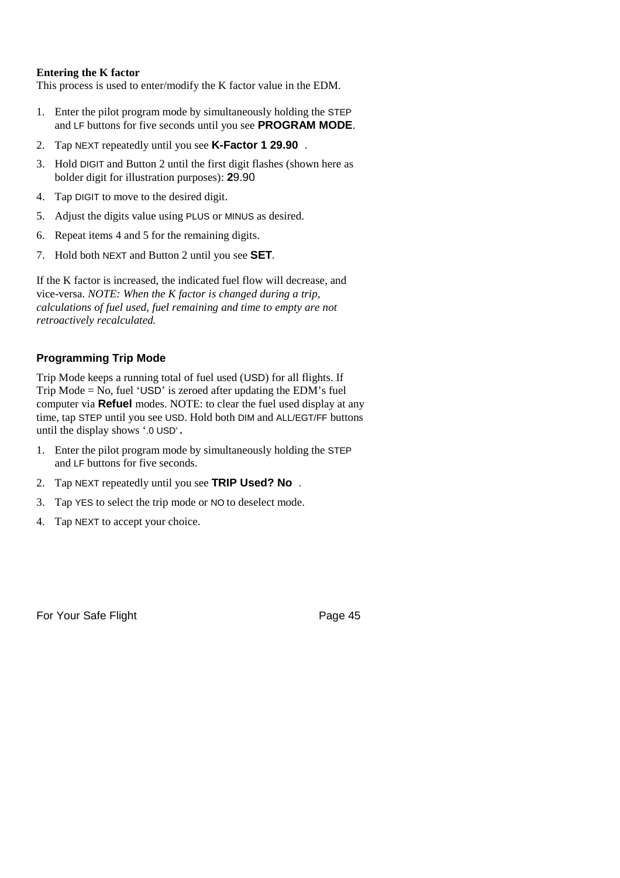**Entering the K factor**

This process is used to enter/modify the K factor value in the EDM.

1. Enter the pilot program mode by simultaneously holding the STEP and LF buttons for five seconds until you see **PROGRAM MODE**.
2. Tap NEXT repeatedly until you see **K-Factor 1 29.90** .
3. Hold DIGIT and Button 2 until the first digit flashes (shown here as bolder digit for illustration purposes): **2**9.90
4. Tap DIGIT to move to the desired digit.
5. Adjust the digits value using PLUS or MINUS as desired.
6. Repeat items 4 and 5 for the remaining digits.
7. Hold both NEXT and Button 2 until you see **SET**.

If the K factor is increased, the indicated fuel flow will decrease, and vice-versa. *NOTE: When the K factor is changed during a trip, calculations of fuel used, fuel remaining and time to empty are not retroactively recalculated.*

### Programming Trip Mode

Trip Mode keeps a running total of fuel used (USD) for all flights. If Trip Mode = No, fuel 'USD' is zeroed after updating the EDM's fuel computer via **Refuel** modes. NOTE: to clear the fuel used display at any time, tap STEP until you see USD. Hold both DIM and ALL/EGT/FF buttons until the display shows '.0 USD'.

1. Enter the pilot program mode by simultaneously holding the STEP and LF buttons for five seconds.
2. Tap NEXT repeatedly until you see **TRIP Used? No** .
3. Tap YES to select the trip mode or NO to deselect mode.
4. Tap NEXT to accept your choice.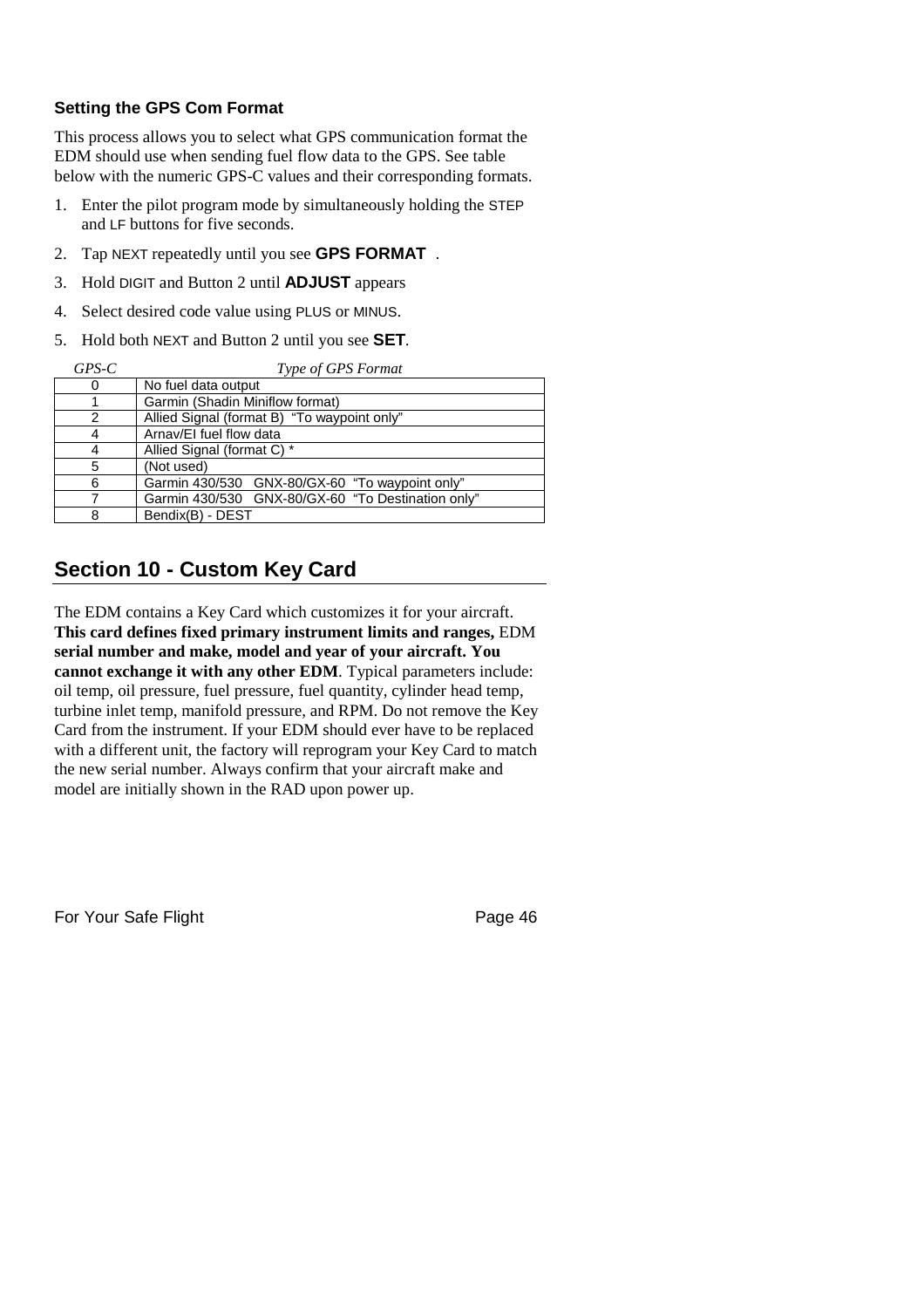### Setting the GPS Com Format

This process allows you to select what GPS communication format the EDM should use when sending fuel flow data to the GPS. See table below with the numeric GPS-C values and their corresponding formats.

1. Enter the pilot program mode by simultaneously holding the STEP and LF buttons for five seconds.
2. Tap NEXT repeatedly until you see **GPS FORMAT** .
3. Hold DIGIT and Button 2 until **ADJUST** appears
4. Select desired code value using PLUS or MINUS.
5. Hold both NEXT and Button 2 until you see **SET**.

| *GPS-C* | *Type of GPS Format* |
|---|---|
| 0 | No fuel data output |
| 1 | Garmin (Shadin Miniflow format) |
| 2 | Allied Signal (format B) "To waypoint only" |
| 4 | Arnav/EI fuel flow data |
| 4 | Allied Signal (format C) * |
| 5 | (Not used) |
| 6 | Garmin 430/530 GNX-80/GX-60 "To waypoint only" |
| 7 | Garmin 430/530 GNX-80/GX-60 "To Destination only" |
| 8 | Bendix(B) - DEST |

## Section 10 - Custom Key Card

The EDM contains a Key Card which customizes it for your aircraft. **This card defines fixed primary instrument limits and ranges,** EDM **serial number and make, model and year of your aircraft. You cannot exchange it with any other EDM**. Typical parameters include: oil temp, oil pressure, fuel pressure, fuel quantity, cylinder head temp, turbine inlet temp, manifold pressure, and RPM. Do not remove the Key Card from the instrument. If your EDM should ever have to be replaced with a different unit, the factory will reprogram your Key Card to match the new serial number. Always confirm that your aircraft make and model are initially shown in the RAD upon power up.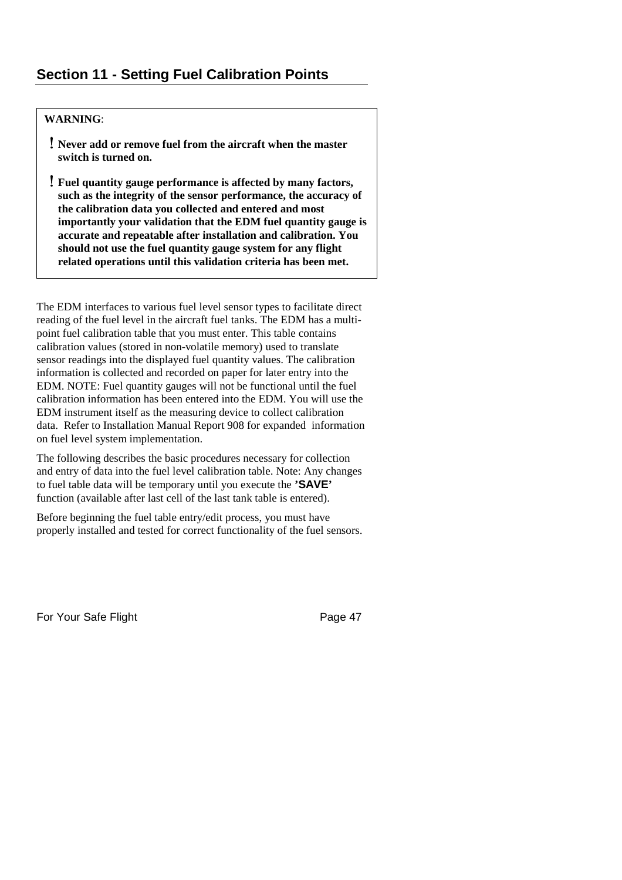## Section 11 - Setting Fuel Calibration Points

**WARNING**:

- **Never add or remove fuel from the aircraft when the master switch is turned on.**
- **Fuel quantity gauge performance is affected by many factors, such as the integrity of the sensor performance, the accuracy of the calibration data you collected and entered and most importantly your validation that the EDM fuel quantity gauge is accurate and repeatable after installation and calibration. You should not use the fuel quantity gauge system for any flight related operations until this validation criteria has been met.**

The EDM interfaces to various fuel level sensor types to facilitate direct reading of the fuel level in the aircraft fuel tanks. The EDM has a multi-point fuel calibration table that you must enter. This table contains calibration values (stored in non-volatile memory) used to translate sensor readings into the displayed fuel quantity values. The calibration information is collected and recorded on paper for later entry into the EDM. NOTE: Fuel quantity gauges will not be functional until the fuel calibration information has been entered into the EDM. You will use the EDM instrument itself as the measuring device to collect calibration data. Refer to Installation Manual Report 908 for expanded information on fuel level system implementation.

The following describes the basic procedures necessary for collection and entry of data into the fuel level calibration table. Note: Any changes to fuel table data will be temporary until you execute the **'SAVE'** function (available after last cell of the last tank table is entered).

Before beginning the fuel table entry/edit process, you must have properly installed and tested for correct functionality of the fuel sensors.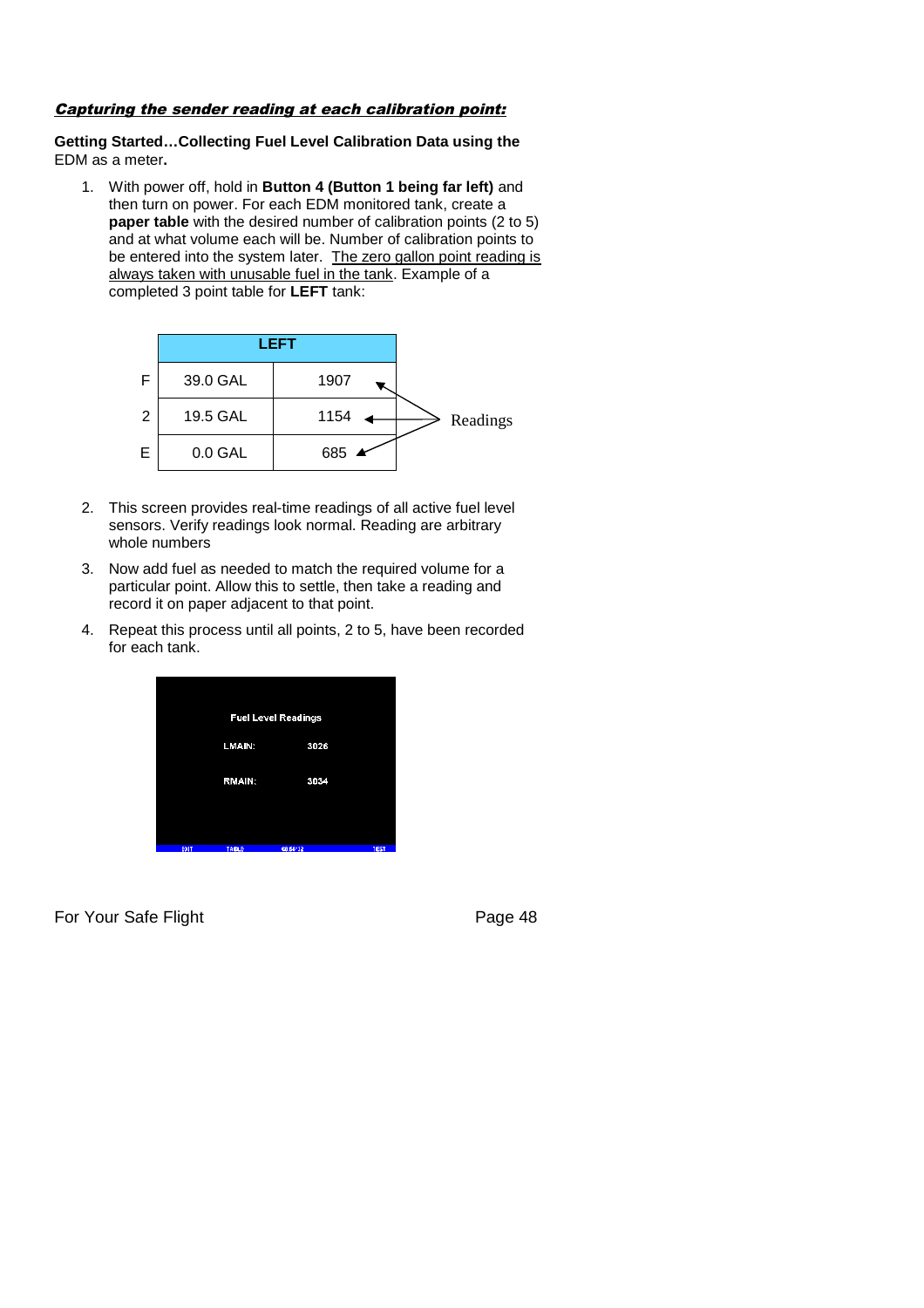***Capturing the sender reading at each calibration point:***

**Getting Started…Collecting Fuel Level Calibration Data using the** EDM as a meter**.**

1. With power off, hold in **Button 4 (Button 1 being far left)** and then turn on power. For each EDM monitored tank, create a **paper table** with the desired number of calibration points (2 to 5) and at what volume each will be. Number of calibration points to be entered into the system later. <u>The zero gallon point reading is always taken with unusable fuel in the tank</u>. Example of a completed 3 point table for **LEFT** tank:

| | LEFT | |
|---|---|---|
| F | 39.0 GAL | 1907 |
| 2 | 19.5 GAL | 1154 |
| E | 0.0 GAL | 685 |

Readings

2. This screen provides real-time readings of all active fuel level sensors. Verify readings look normal. Reading are arbitrary whole numbers
3. Now add fuel as needed to match the required volume for a particular point. Allow this to settle, then take a reading and record it on paper adjacent to that point.
4. Repeat this process until all points, 2 to 5, have been recorded for each tank.

Fuel Level Readings

LMAIN: 3026

RMAIN: 3034

EXIT TABLE TEST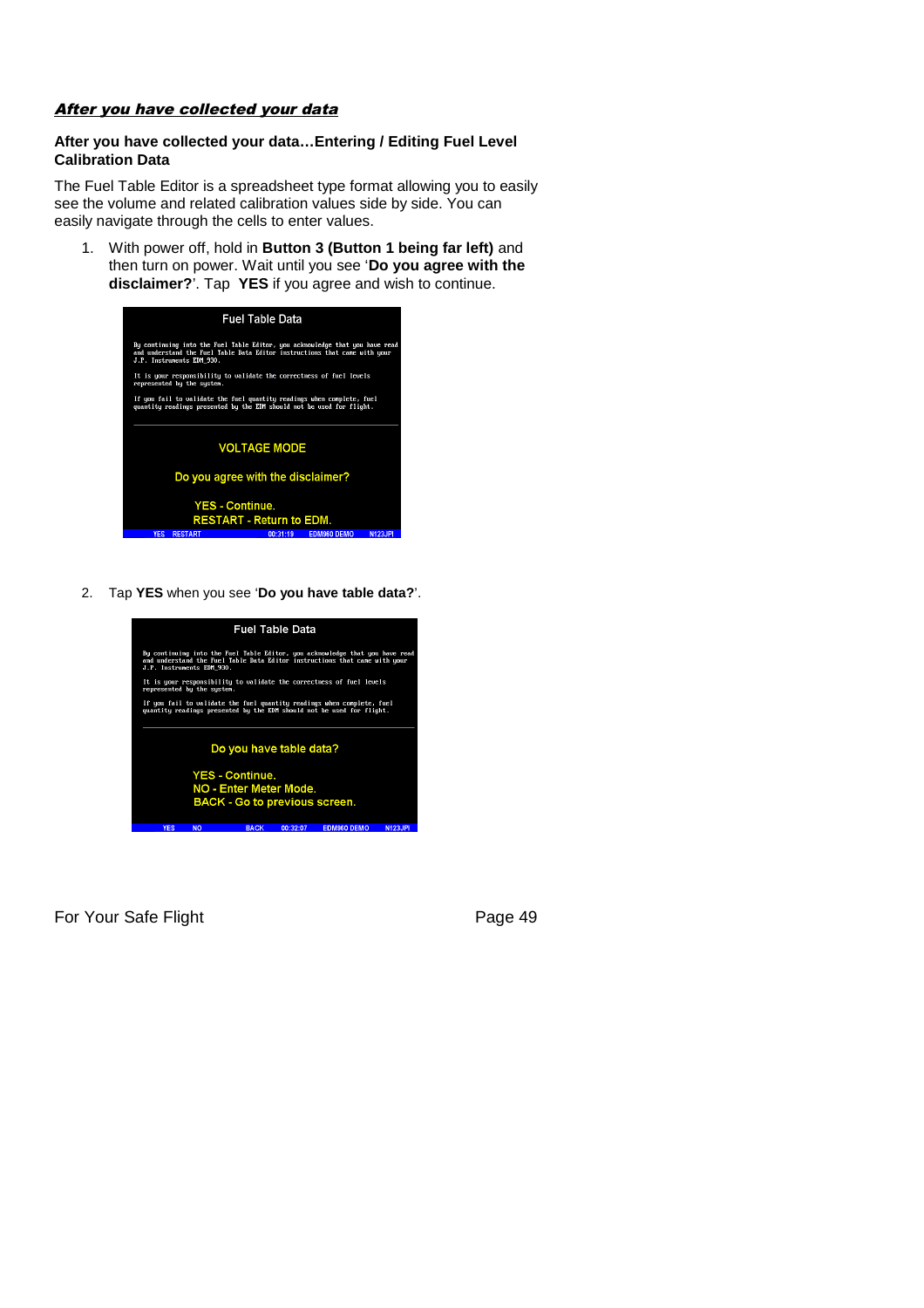***After you have collected your data***

**After you have collected your data…Entering / Editing Fuel Level Calibration Data**

The Fuel Table Editor is a spreadsheet type format allowing you to easily see the volume and related calibration values side by side. You can easily navigate through the cells to enter values.

1. With power off, hold in **Button 3 (Button 1 being far left)** and then turn on power. Wait until you see '**Do you agree with the disclaimer?**'. Tap **YES** if you agree and wish to continue.

Fuel Table Data

By continuing into the Fuel Table Editor, you acknowledge that you have read and understand the Fuel Table Data Editor instructions that came with your J.P. Instruments EDM 930.

It is your responsibility to validate the correctness of fuel levels represented by the system.

If you fail to validate the fuel quantity readings when complete, fuel quantity readings presented by the EDM should not be used for flight.

VOLTAGE MODE

Do you agree with the disclaimer?

YES - Continue.
RESTART - Return to EDM.

YES RESTART 00:31:19 EDM960 DEMO N123JPI

2. Tap **YES** when you see '**Do you have table data?**'.

Fuel Table Data

By continuing into the Fuel Table Editor, you acknowledge that you have read and understand the Fuel Table Data Editor instructions that came with your J.P. Instruments EDM 930.

It is your responsibility to validate the correctness of fuel levels represented by the system.

If you fail to validate the fuel quantity readings when complete, fuel quantity readings presented by the EDM should not be used for flight.

Do you have table data?

YES - Continue.
NO - Enter Meter Mode.
BACK - Go to previous screen.

YES NO BACK 00:32:07 EDM960 DEMO N123JPI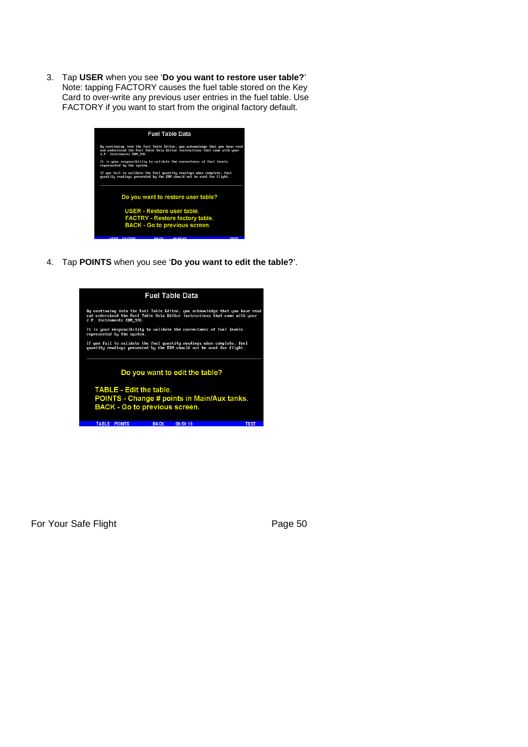3. Tap **USER** when you see '**Do you want to restore user table?**' Note: tapping FACTORY causes the fuel table stored on the Key Card to over-write any previous user entries in the fuel table. Use FACTORY if you want to start from the original factory default.

Fuel Table Data

By continuing into the Fuel Table Editor, you acknowledge that you have read and understand the Fuel Table Data Editor instructions that came with your J.P. Instruments EDM_930.

It is your responsibility to validate the correctness of fuel levels represented by the system.

If you fail to validate the fuel quantity readings when complete, fuel quantity readings presented by the EDM should not be used for flight.

Do you want to restore user table?

USER - Restore user table.
FACTRY - Restore factory table.
BACK - Go to previous screen.

4. Tap **POINTS** when you see '**Do you want to edit the table?**'.

Fuel Table Data

By continuing into the Fuel Table Editor, you acknowledge that you have read and understand the Fuel Table Data Editor instructions that came with your J.P. Instruments EDM_930.

It is your responsibility to validate the correctness of fuel levels represented by the system.

If you fail to validate the fuel quantity readings when complete, fuel quantity readings presented by the EDM should not be used for flight.

Do you want to edit the table?

TABLE - Edit the table.
POINTS - Change # points in Main/Aux tanks.
BACK - Go to previous screen.

TABLE POINTS BACK 08:56:19 TEST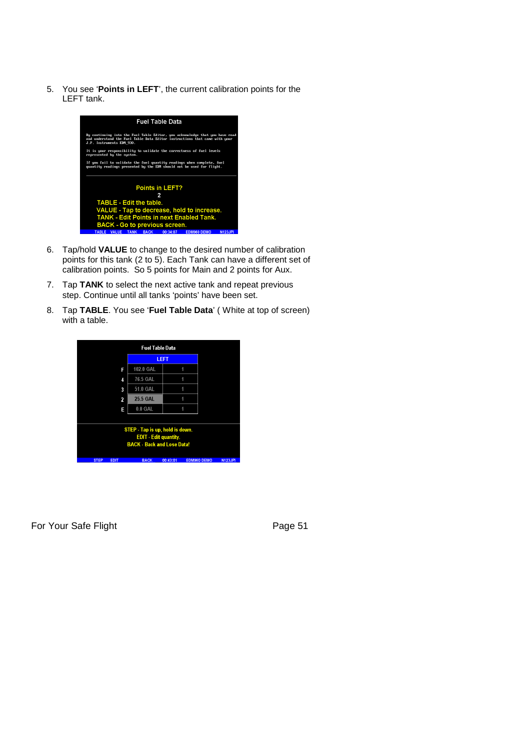5. You see '**Points in LEFT**', the current calibration points for the LEFT tank.

Fuel Table Data

By continuing into the Fuel Table Editor, you acknowledge that you have read and understand the Fuel Table Data Editor instructions that came with your J.P. Instruments EDM_930.

It is your responsibility to validate the correctness of fuel levels represented by the system.

If you fail to validate the fuel quantity readings when complete, fuel quantity readings presented by the EDM should not be used for flight.

Points in LEFT?

2

TABLE - Edit the table.
VALUE - Tap to decrease, hold to increase.
TANK - Edit Points in next Enabled Tank.
BACK - Go to previous screen.

TABLE VALUE TANK BACK 00:34:07 EDM960 DEMO N123JPI

6. Tap/hold **VALUE** to change to the desired number of calibration points for this tank (2 to 5). Each Tank can have a different set of calibration points. So 5 points for Main and 2 points for Aux.

7. Tap **TANK** to select the next active tank and repeat previous step. Continue until all tanks 'points' have been set.

8. Tap **TABLE**. You see '**Fuel Table Data**' ( White at top of screen) with a table.

Fuel Table Data

| | LEFT | |
|---|---|---|
| F | 102.0 GAL | 1 |
| 4 | 76.5 GAL | 1 |
| 3 | 51.0 GAL | 1 |
| 2 | 25.5 GAL | 1 |
| E | 0.0 GAL | 1 |

STEP - Tap is up, hold is down.
EDIT - Edit quantity.
BACK - Back and Lose Data!

STEP EDIT BACK 00:43:01 EDM960 DEMO N123JPI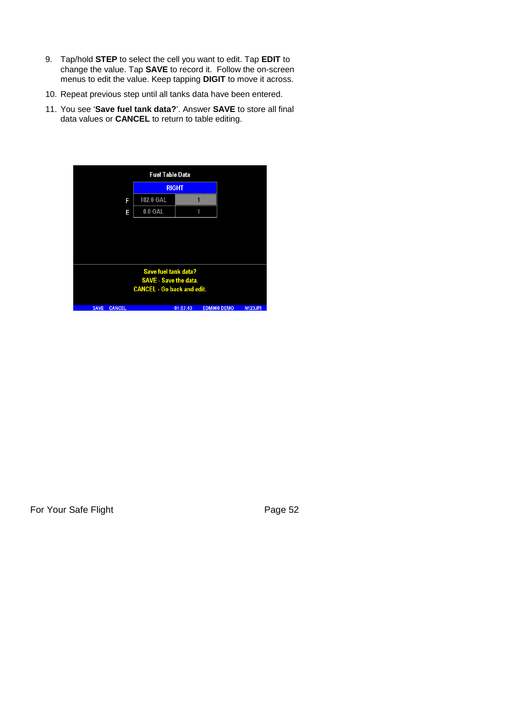9. Tap/hold **STEP** to select the cell you want to edit. Tap **EDIT** to change the value. Tap **SAVE** to record it. Follow the on-screen menus to edit the value. Keep tapping **DIGIT** to move it across.
10. Repeat previous step until all tanks data have been entered.
11. You see '**Save fuel tank data?**'. Answer **SAVE** to store all final data values or **CANCEL** to return to table editing.

Fuel Table Data

| | RIGHT | |
|---|---|---|
| F | 102.0 GAL | 1 |
| E | 0.0 GAL | 1 |

Save fuel tank data?
SAVE - Save the data.
CANCEL - Go back and edit.

SAVE CANCEL 01:57:43 EDM960 DEMO N123JPI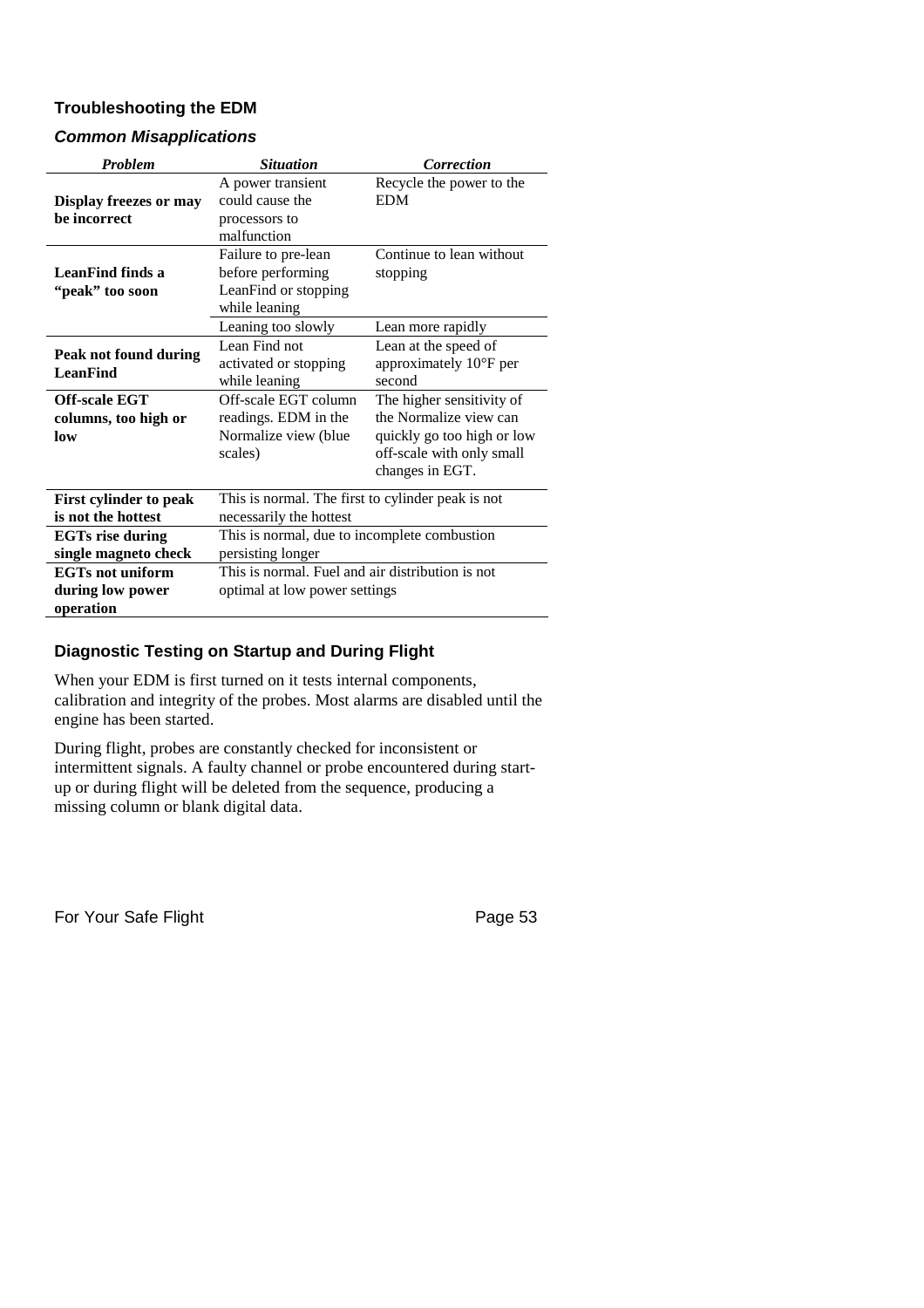## Troubleshooting the EDM

### *Common Misapplications*

| ***Problem*** | ***Situation*** | ***Correction*** |
|---|---|---|
| **Display freezes or may be incorrect** | A power transient could cause the processors to malfunction | Recycle the power to the EDM |
| **LeanFind finds a "peak" too soon** | Failure to pre-lean before performing LeanFind or stopping while leaning | Continue to lean without stopping |
| | Leaning too slowly | Lean more rapidly |
| **Peak not found during LeanFind** | Lean Find not activated or stopping while leaning | Lean at the speed of approximately 10°F per second |
| **Off-scale EGT columns, too high or low** | Off-scale EGT column readings. EDM in the Normalize view (blue scales) | The higher sensitivity of the Normalize view can quickly go too high or low off-scale with only small changes in EGT. |
| **First cylinder to peak is not the hottest** | This is normal. The first to cylinder peak is not necessarily the hottest | |
| **EGTs rise during single magneto check** | This is normal, due to incomplete combustion persisting longer | |
| **EGTs not uniform during low power operation** | This is normal. Fuel and air distribution is not optimal at low power settings | |

## Diagnostic Testing on Startup and During Flight

When your EDM is first turned on it tests internal components, calibration and integrity of the probes. Most alarms are disabled until the engine has been started.

During flight, probes are constantly checked for inconsistent or intermittent signals. A faulty channel or probe encountered during start-up or during flight will be deleted from the sequence, producing a missing column or blank digital data.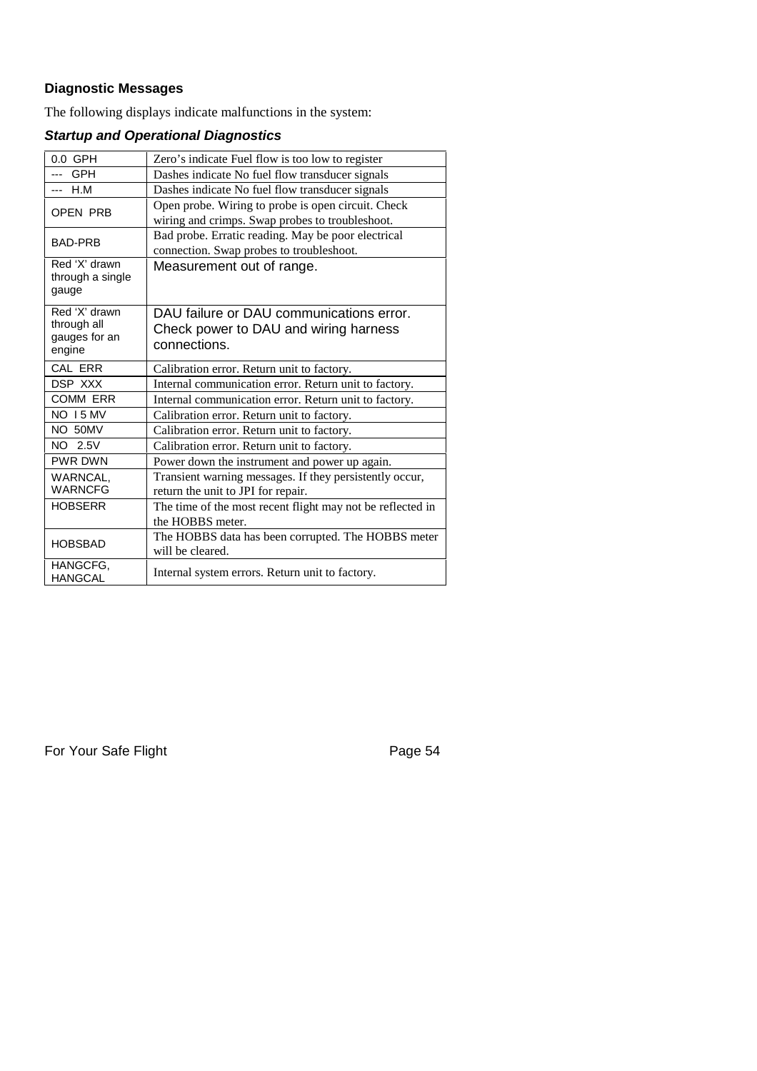### Diagnostic Messages

The following displays indicate malfunctions in the system:

#### *Startup and Operational Diagnostics*

| | |
|---|---|
| 0.0 GPH | Zero's indicate Fuel flow is too low to register |
| --- GPH | Dashes indicate No fuel flow transducer signals |
| --- H.M | Dashes indicate No fuel flow transducer signals |
| OPEN PRB | Open probe. Wiring to probe is open circuit. Check wiring and crimps. Swap probes to troubleshoot. |
| BAD-PRB | Bad probe. Erratic reading. May be poor electrical connection. Swap probes to troubleshoot. |
| Red 'X' drawn through a single gauge | Measurement out of range. |
| Red 'X' drawn through all gauges for an engine | DAU failure or DAU communications error. Check power to DAU and wiring harness connections. |
| CAL ERR | Calibration error. Return unit to factory. |
| DSP XXX | Internal communication error. Return unit to factory. |
| COMM ERR | Internal communication error. Return unit to factory. |
| NO I 5 MV | Calibration error. Return unit to factory. |
| NO 50MV | Calibration error. Return unit to factory. |
| NO 2.5V | Calibration error. Return unit to factory. |
| PWR DWN | Power down the instrument and power up again. |
| WARNCAL, WARNCFG | Transient warning messages. If they persistently occur, return the unit to JPI for repair. |
| HOBSERR | The time of the most recent flight may not be reflected in the HOBBS meter. |
| HOBSBAD | The HOBBS data has been corrupted. The HOBBS meter will be cleared. |
| HANGCFG, HANGCAL | Internal system errors. Return unit to factory. |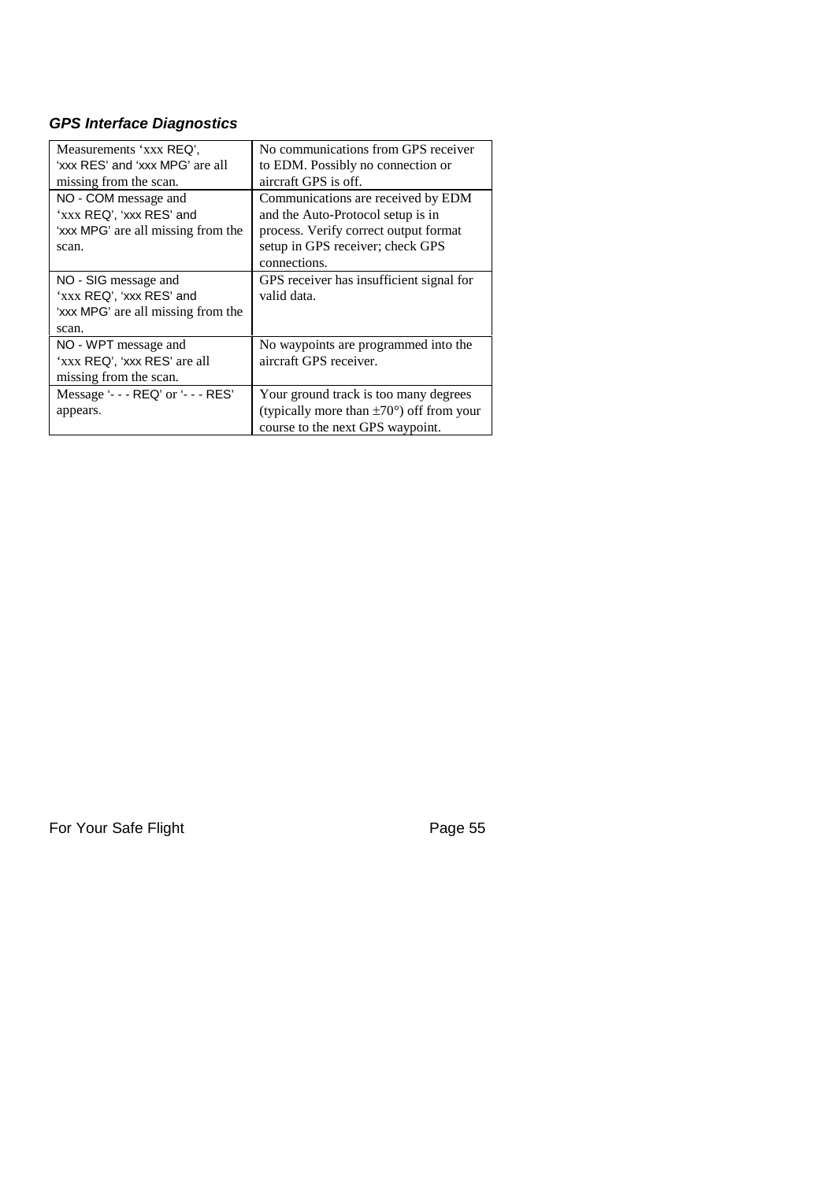### *GPS Interface Diagnostics*

| | |
|---|---|
| Measurements 'xxx REQ', 'xxx RES' and 'xxx MPG' are all missing from the scan. | No communications from GPS receiver to EDM. Possibly no connection or aircraft GPS is off. |
| NO - COM message and 'xxx REQ', 'xxx RES' and 'xxx MPG' are all missing from the scan. | Communications are received by EDM and the Auto-Protocol setup is in process. Verify correct output format setup in GPS receiver; check GPS connections. |
| NO - SIG message and 'xxx REQ', 'xxx RES' and 'xxx MPG' are all missing from the scan. | GPS receiver has insufficient signal for valid data. |
| NO - WPT message and 'xxx REQ', 'xxx RES' are all missing from the scan. | No waypoints are programmed into the aircraft GPS receiver. |
| Message '- - - REQ' or '- - - RES' appears. | Your ground track is too many degrees (typically more than ±70°) off from your course to the next GPS waypoint. |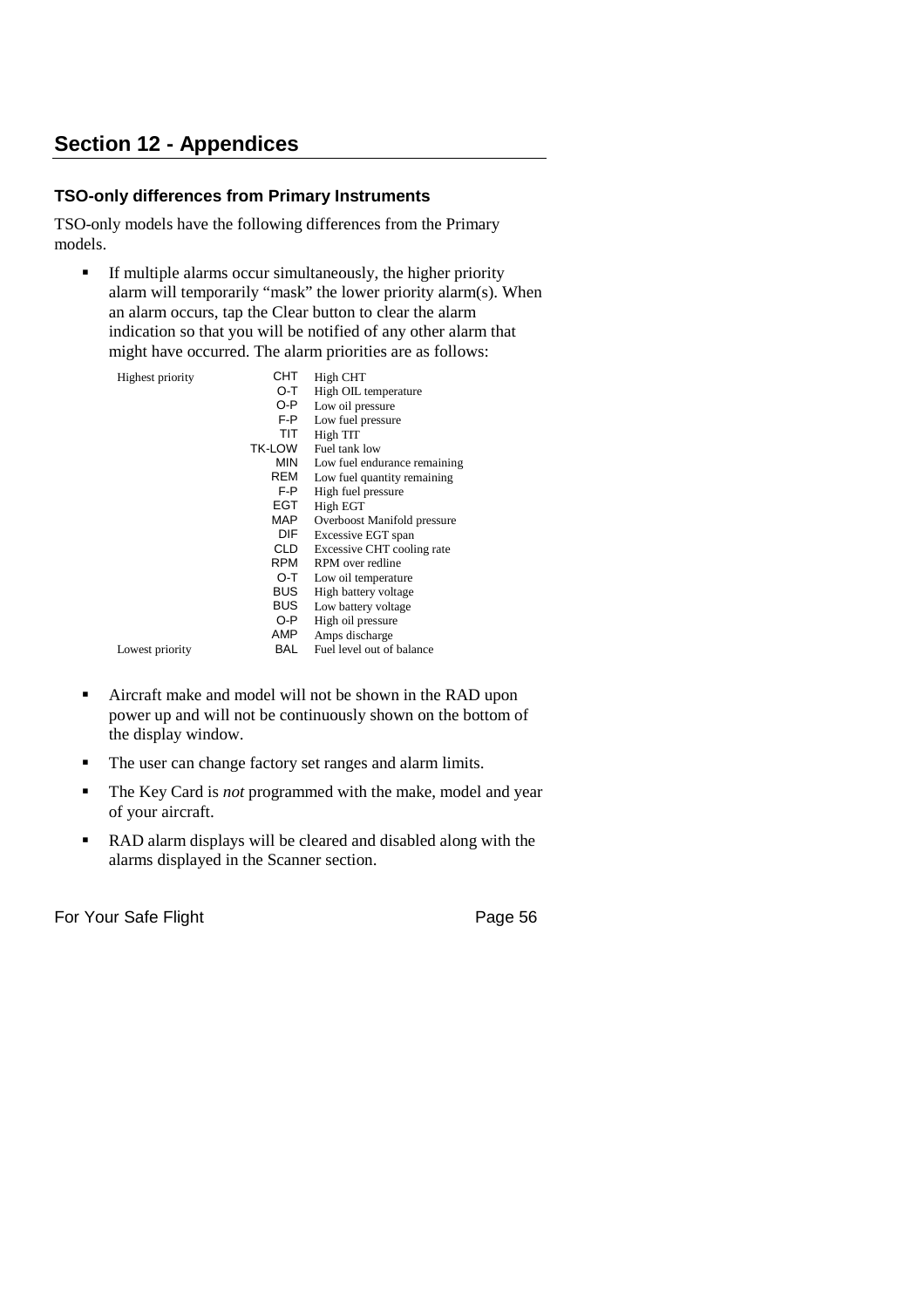## Section 12 - Appendices

### TSO-only differences from Primary Instruments

TSO-only models have the following differences from the Primary models.

- If multiple alarms occur simultaneously, the higher priority alarm will temporarily "mask" the lower priority alarm(s). When an alarm occurs, tap the Clear button to clear the alarm indication so that you will be notified of any other alarm that might have occurred. The alarm priorities are as follows:

| | | |
|---|---|---|
| Highest priority | CHT | High CHT |
| | O-T | High OIL temperature |
| | O-P | Low oil pressure |
| | F-P | Low fuel pressure |
| | TIT | High TIT |
| | TK-LOW | Fuel tank low |
| | MIN | Low fuel endurance remaining |
| | REM | Low fuel quantity remaining |
| | F-P | High fuel pressure |
| | EGT | High EGT |
| | MAP | Overboost Manifold pressure |
| | DIF | Excessive EGT span |
| | CLD | Excessive CHT cooling rate |
| | RPM | RPM over redline |
| | O-T | Low oil temperature |
| | BUS | High battery voltage |
| | BUS | Low battery voltage |
| | O-P | High oil pressure |
| | AMP | Amps discharge |
| Lowest priority | BAL | Fuel level out of balance |

- Aircraft make and model will not be shown in the RAD upon power up and will not be continuously shown on the bottom of the display window.
- The user can change factory set ranges and alarm limits.
- The Key Card is *not* programmed with the make, model and year of your aircraft.
- RAD alarm displays will be cleared and disabled along with the alarms displayed in the Scanner section.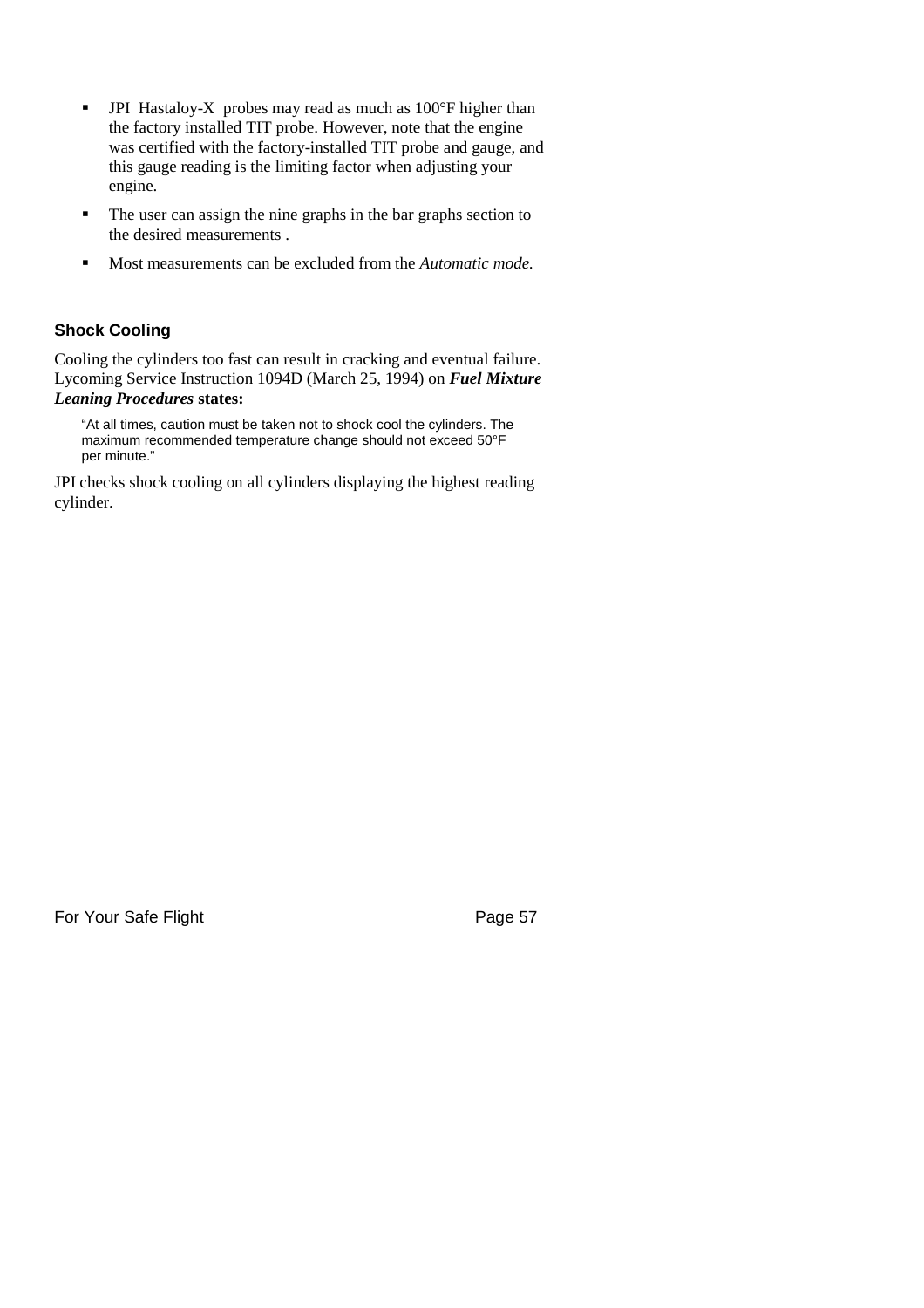- JPI Hastaloy-X probes may read as much as 100°F higher than the factory installed TIT probe. However, note that the engine was certified with the factory-installed TIT probe and gauge, and this gauge reading is the limiting factor when adjusting your engine.
- The user can assign the nine graphs in the bar graphs section to the desired measurements .
- Most measurements can be excluded from the *Automatic mode.*

### Shock Cooling

Cooling the cylinders too fast can result in cracking and eventual failure. Lycoming Service Instruction 1094D (March 25, 1994) on ***Fuel Mixture Leaning Procedures*** **states:**

> "At all times, caution must be taken not to shock cool the cylinders. The maximum recommended temperature change should not exceed 50°F per minute."

JPI checks shock cooling on all cylinders displaying the highest reading cylinder.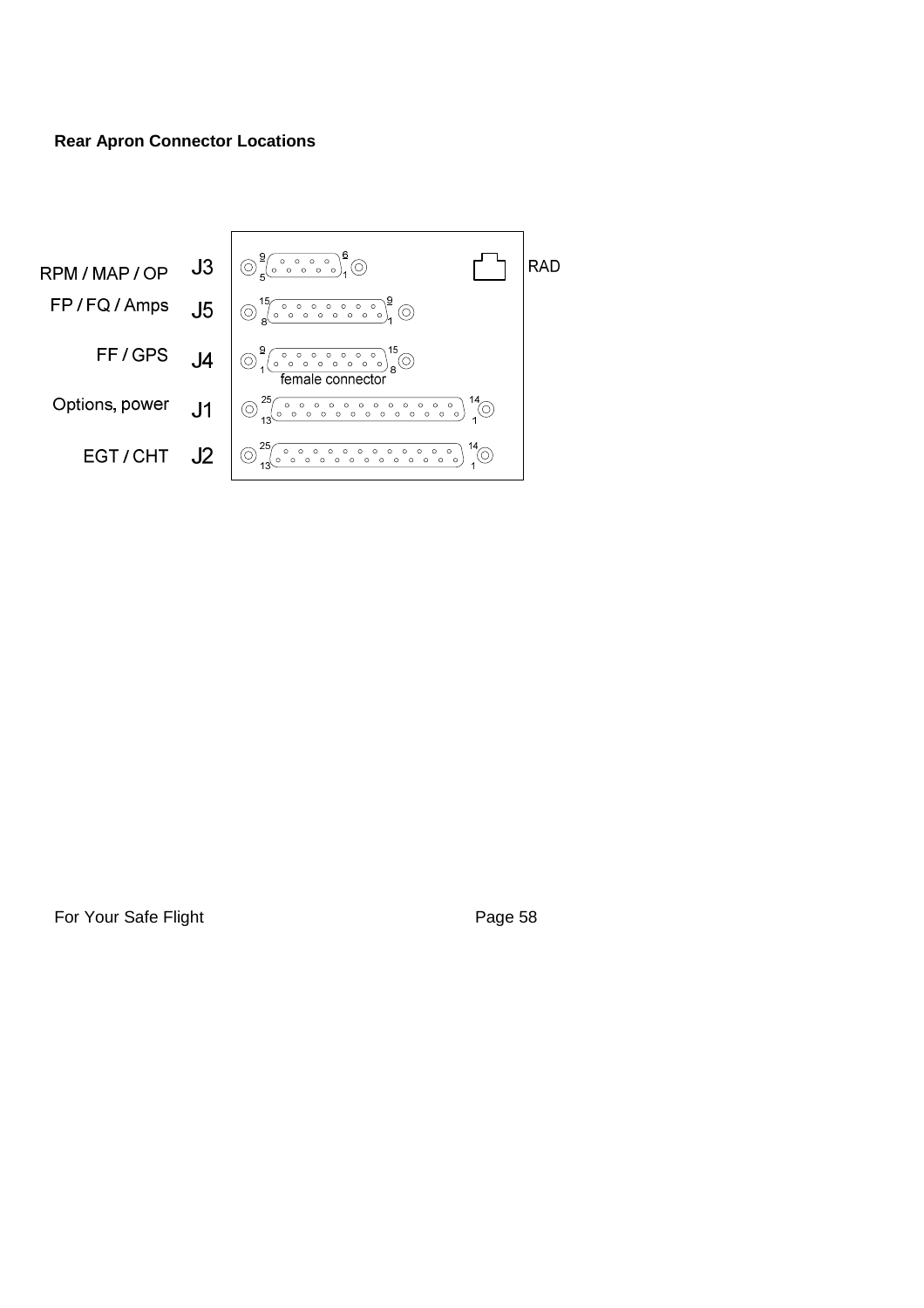**Rear Apron Connector Locations**

| Function | Connector | Notes |
|---|---|---|
| RPM / MAP / OP | J3 | 9-pin (pins 1–5, 6–9) |
| FP / FQ / Amps | J5 | 15-pin (pins 1–8, 9–15) |
| FF / GPS | J4 | 15-pin (pins 1–8, 9–15), female connector |
| Options, power | J1 | 25-pin (pins 1–13, 14–25) |
| EGT / CHT | J2 | 25-pin (pins 1–13, 14–25) |
| RAD | | |

For Your Safe Flight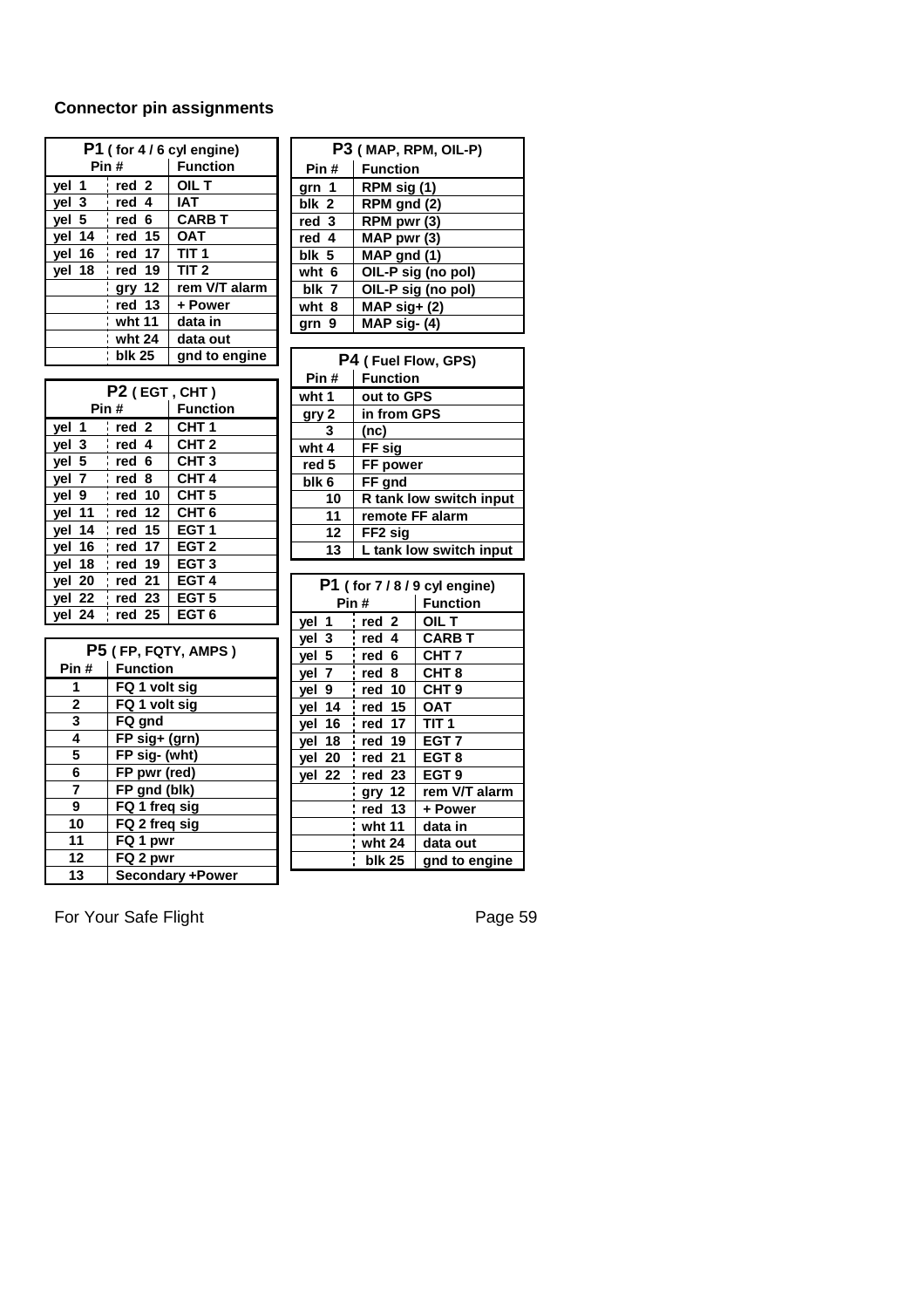## Connector pin assignments

| P1 ( for 4 / 6 cyl engine) | | |
|---|---|---|
| Pin # | | Function |
| yel 1 | red 2 | OIL T |
| yel 3 | red 4 | IAT |
| yel 5 | red 6 | CARB T |
| yel 14 | red 15 | OAT |
| yel 16 | red 17 | TIT 1 |
| yel 18 | red 19 | TIT 2 |
| | gry 12 | rem V/T alarm |
| | red 13 | + Power |
| | wht 11 | data in |
| | wht 24 | data out |
| | blk 25 | gnd to engine |

| P2 ( EGT , CHT ) | | |
|---|---|---|
| Pin # | | Function |
| yel 1 | red 2 | CHT 1 |
| yel 3 | red 4 | CHT 2 |
| yel 5 | red 6 | CHT 3 |
| yel 7 | red 8 | CHT 4 |
| yel 9 | red 10 | CHT 5 |
| yel 11 | red 12 | CHT 6 |
| yel 14 | red 15 | EGT 1 |
| yel 16 | red 17 | EGT 2 |
| yel 18 | red 19 | EGT 3 |
| yel 20 | red 21 | EGT 4 |
| yel 22 | red 23 | EGT 5 |
| yel 24 | red 25 | EGT 6 |

| P5 ( FP, FQTY, AMPS ) | |
|---|---|
| Pin # | Function |
| 1 | FQ 1 volt sig |
| 2 | FQ 1 volt sig |
| 3 | FQ gnd |
| 4 | FP sig+ (grn) |
| 5 | FP sig- (wht) |
| 6 | FP pwr (red) |
| 7 | FP gnd (blk) |
| 9 | FQ 1 freq sig |
| 10 | FQ 2 freq sig |
| 11 | FQ 1 pwr |
| 12 | FQ 2 pwr |
| 13 | Secondary +Power |

| P3 ( MAP, RPM, OIL-P) | |
|---|---|
| Pin # | Function |
| grn 1 | RPM sig (1) |
| blk 2 | RPM gnd (2) |
| red 3 | RPM pwr (3) |
| red 4 | MAP pwr (3) |
| blk 5 | MAP gnd (1) |
| wht 6 | OIL-P sig (no pol) |
| blk 7 | OIL-P sig (no pol) |
| wht 8 | MAP sig+ (2) |
| grn 9 | MAP sig- (4) |

| P4 ( Fuel Flow, GPS) | |
|---|---|
| Pin # | Function |
| wht 1 | out to GPS |
| gry 2 | in from GPS |
| 3 | (nc) |
| wht 4 | FF sig |
| red 5 | FF power |
| blk 6 | FF gnd |
| 10 | R tank low switch input |
| 11 | remote FF alarm |
| 12 | FF2 sig |
| 13 | L tank low switch input |

| P1 ( for 7 / 8 / 9 cyl engine) | | |
|---|---|---|
| Pin # | | Function |
| yel 1 | red 2 | OIL T |
| yel 3 | red 4 | CARB T |
| yel 5 | red 6 | CHT 7 |
| yel 7 | red 8 | CHT 8 |
| yel 9 | red 10 | CHT 9 |
| yel 14 | red 15 | OAT |
| yel 16 | red 17 | TIT 1 |
| yel 18 | red 19 | EGT 7 |
| yel 20 | red 21 | EGT 8 |
| yel 22 | red 23 | EGT 9 |
| | gry 12 | rem V/T alarm |
| | red 13 | + Power |
| | wht 11 | data in |
| | wht 24 | data out |
| | blk 25 | gnd to engine |

For Your Safe Flight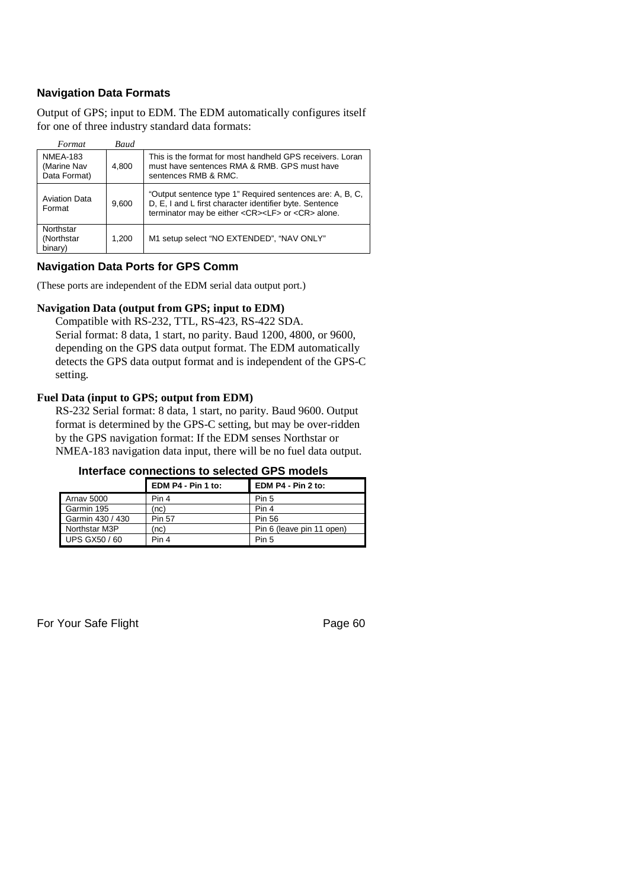## Navigation Data Formats

Output of GPS; input to EDM. The EDM automatically configures itself for one of three industry standard data formats:

| *Format* | *Baud* | |
|---|---|---|
| NMEA-183 (Marine Nav Data Format) | 4,800 | This is the format for most handheld GPS receivers. Loran must have sentences RMA & RMB. GPS must have sentences RMB & RMC. |
| Aviation Data Format | 9,600 | "Output sentence type 1" Required sentences are: A, B, C, D, E, I and L first character identifier byte. Sentence terminator may be either <CR><LF> or <CR> alone. |
| Northstar (Northstar binary) | 1,200 | M1 setup select "NO EXTENDED", "NAV ONLY" |

## Navigation Data Ports for GPS Comm

(These ports are independent of the EDM serial data output port.)

**Navigation Data (output from GPS; input to EDM)**

Compatible with RS-232, TTL, RS-423, RS-422 SDA.
Serial format: 8 data, 1 start, no parity. Baud 1200, 4800, or 9600, depending on the GPS data output format. The EDM automatically detects the GPS data output format and is independent of the GPS-C setting.

**Fuel Data (input to GPS; output from EDM)**

RS-232 Serial format: 8 data, 1 start, no parity. Baud 9600. Output format is determined by the GPS-C setting, but may be over-ridden by the GPS navigation format: If the EDM senses Northstar or NMEA-183 navigation data input, there will be no fuel data output.

**Interface connections to selected GPS models**

| | EDM P4 - Pin 1 to: | EDM P4 - Pin 2 to: |
|---|---|---|
| Arnav 5000 | Pin 4 | Pin 5 |
| Garmin 195 | (nc) | Pin 4 |
| Garmin 430 / 430 | Pin 57 | Pin 56 |
| Northstar M3P | (nc) | Pin 6 (leave pin 11 open) |
| UPS GX50 / 60 | Pin 4 | Pin 5 |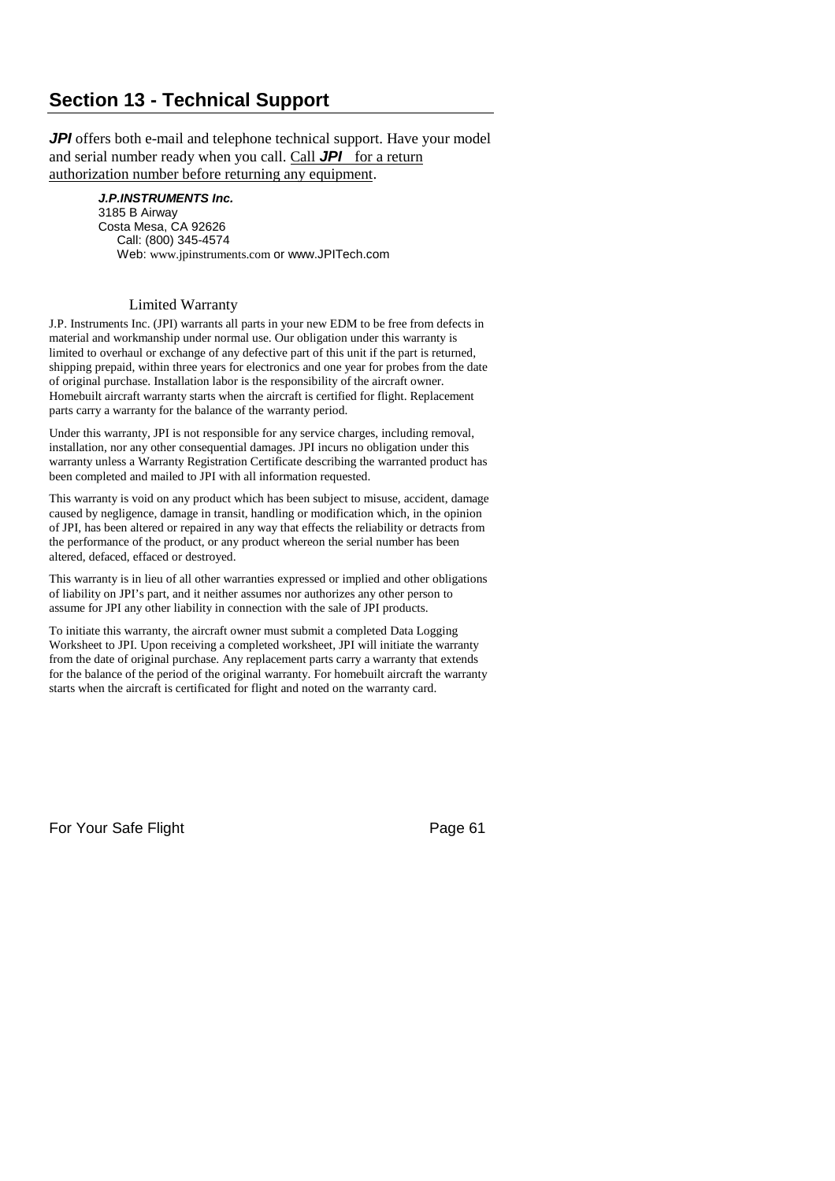## Section 13 - Technical Support

***JPI*** offers both e-mail and telephone technical support. Have your model and serial number ready when you call. Call ***JPI*** for a return authorization number before returning any equipment.

***J.P.INSTRUMENTS Inc.***
3185 B Airway
Costa Mesa, CA 92626
Call: (800) 345-4574
Web: www.jpinstruments.com or www.JPITech.com

### Limited Warranty

J.P. Instruments Inc. (JPI) warrants all parts in your new EDM to be free from defects in material and workmanship under normal use. Our obligation under this warranty is limited to overhaul or exchange of any defective part of this unit if the part is returned, shipping prepaid, within three years for electronics and one year for probes from the date of original purchase. Installation labor is the responsibility of the aircraft owner. Homebuilt aircraft warranty starts when the aircraft is certified for flight. Replacement parts carry a warranty for the balance of the warranty period.

Under this warranty, JPI is not responsible for any service charges, including removal, installation, nor any other consequential damages. JPI incurs no obligation under this warranty unless a Warranty Registration Certificate describing the warranted product has been completed and mailed to JPI with all information requested.

This warranty is void on any product which has been subject to misuse, accident, damage caused by negligence, damage in transit, handling or modification which, in the opinion of JPI, has been altered or repaired in any way that effects the reliability or detracts from the performance of the product, or any product whereon the serial number has been altered, defaced, effaced or destroyed.

This warranty is in lieu of all other warranties expressed or implied and other obligations of liability on JPI's part, and it neither assumes nor authorizes any other person to assume for JPI any other liability in connection with the sale of JPI products.

To initiate this warranty, the aircraft owner must submit a completed Data Logging Worksheet to JPI. Upon receiving a completed worksheet, JPI will initiate the warranty from the date of original purchase. Any replacement parts carry a warranty that extends for the balance of the period of the original warranty. For homebuilt aircraft the warranty starts when the aircraft is certificated for flight and noted on the warranty card.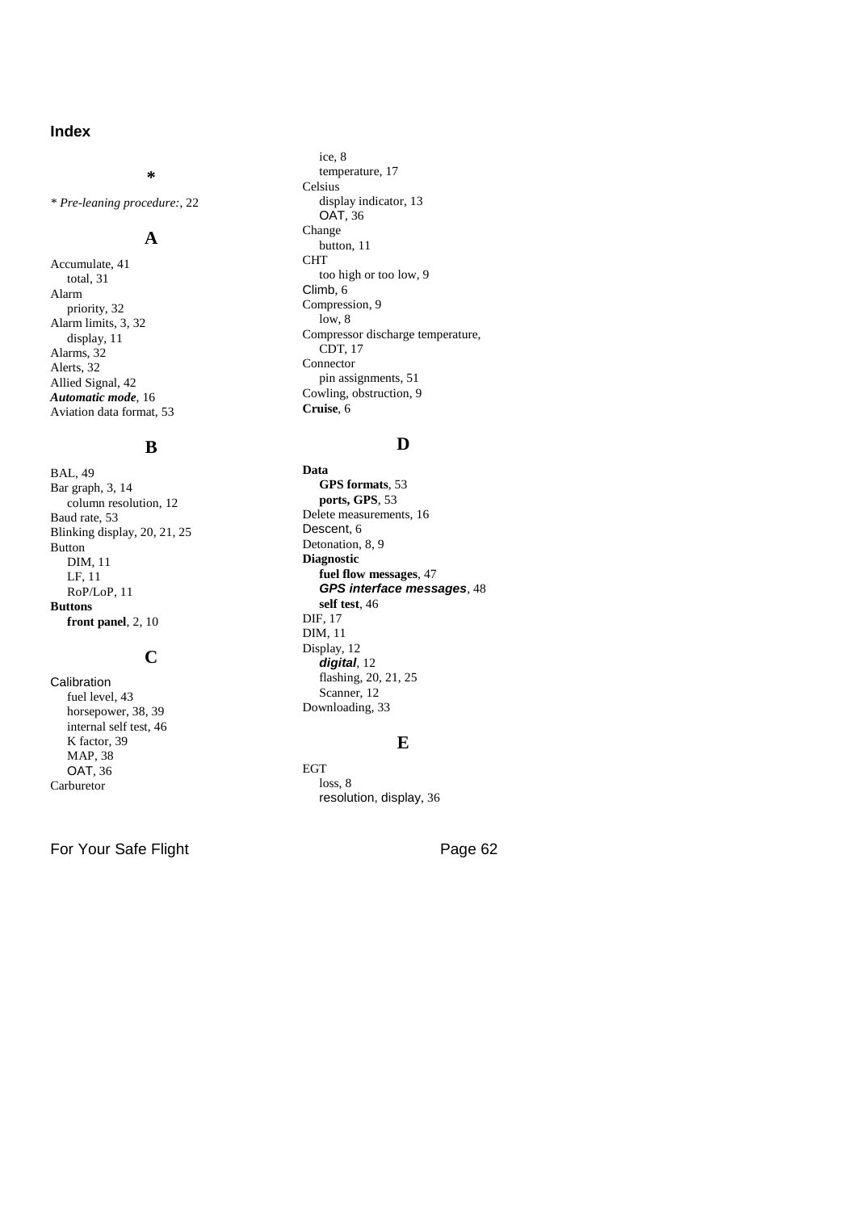# Index

## *

*\* Pre-leaning procedure:*, 22

## A

Accumulate, 41
  total, 31
Alarm
  priority, 32
Alarm limits, 3, 32
  display, 11
Alarms, 32
Alerts, 32
Allied Signal, 42
***Automatic mode***, 16
Aviation data format, 53

## B

BAL, 49
Bar graph, 3, 14
  column resolution, 12
Baud rate, 53
Blinking display, 20, 21, 25
Button
  DIM, 11
  LF, 11
  RoP/LoP, 11
**Buttons**
  **front panel**, 2, 10

## C

Calibration
  fuel level, 43
  horsepower, 38, 39
  internal self test, 46
  K factor, 39
  MAP, 38
  OAT, 36
Carburetor
  ice, 8
  temperature, 17
Celsius
  display indicator, 13
  OAT, 36
Change
  button, 11
CHT
  too high or too low, 9
Climb, 6
Compression, 9
  low, 8
Compressor discharge temperature, CDT, 17
Connector
  pin assignments, 51
Cowling, obstruction, 9
**Cruise**, 6

## D

**Data**
  **GPS formats**, 53
  **ports, GPS**, 53
Delete measurements, 16
Descent, 6
Detonation, 8, 9
**Diagnostic**
  **fuel flow messages**, 47
  ***GPS interface messages***, 48
  **self test**, 46
DIF, 17
DIM, 11
Display, 12
  ***digital***, 12
  flashing, 20, 21, 25
  Scanner, 12
Downloading, 33

## E

EGT
  loss, 8
  resolution, display, 36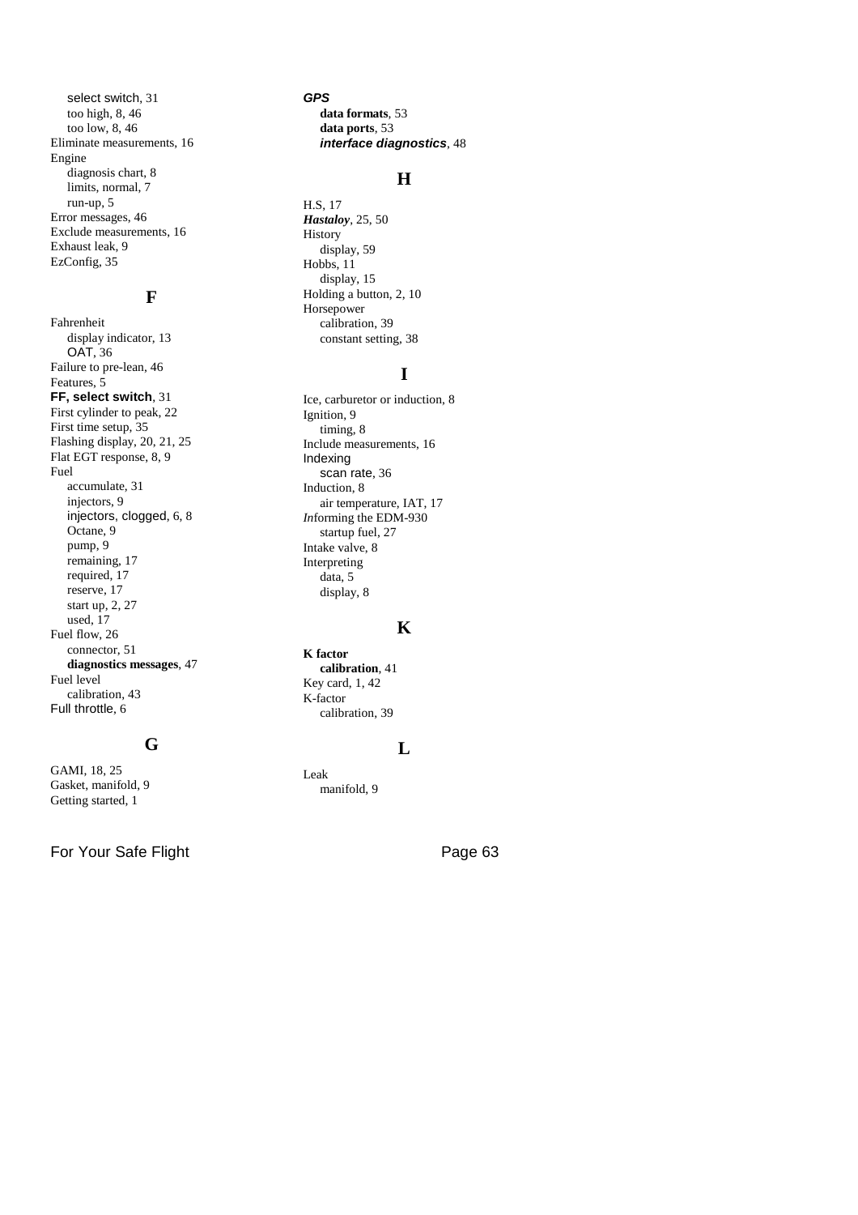select switch, 31
too high, 8, 46
too low, 8, 46

Eliminate measurements, 16

Engine
diagnosis chart, 8
limits, normal, 7
run-up, 5

Error messages, 46

Exclude measurements, 16

Exhaust leak, 9

EzConfig, 35

### F

Fahrenheit
display indicator, 13
OAT, 36

Failure to pre-lean, 46

Features, 5

**FF, select switch**, 31

First cylinder to peak, 22

First time setup, 35

Flashing display, 20, 21, 25

Flat EGT response, 8, 9

Fuel
accumulate, 31
injectors, 9
injectors, clogged, 6, 8
Octane, 9
pump, 9
remaining, 17
required, 17
reserve, 17
start up, 2, 27
used, 17

Fuel flow, 26
connector, 51
**diagnostics messages**, 47

Fuel level
calibration, 43

Full throttle, 6

### G

GAMI, 18, 25

Gasket, manifold, 9

Getting started, 1

***GPS***
**data formats**, 53
**data ports**, 53
***interface diagnostics***, 48

### H

H.S, 17

***Hastaloy***, 25, 50

History
display, 59

Hobbs, 11
display, 15

Holding a button, 2, 10

Horsepower
calibration, 39
constant setting, 38

### I

Ice, carburetor or induction, 8

Ignition, 9
timing, 8

Include measurements, 16

Indexing
scan rate, 36

Induction, 8
air temperature, IAT, 17

*In*forming the EDM-930
startup fuel, 27

Intake valve, 8

Interpreting
data, 5
display, 8

### K

**K factor**
**calibration**, 41

Key card, 1, 42

K-factor
calibration, 39

### L

Leak
manifold, 9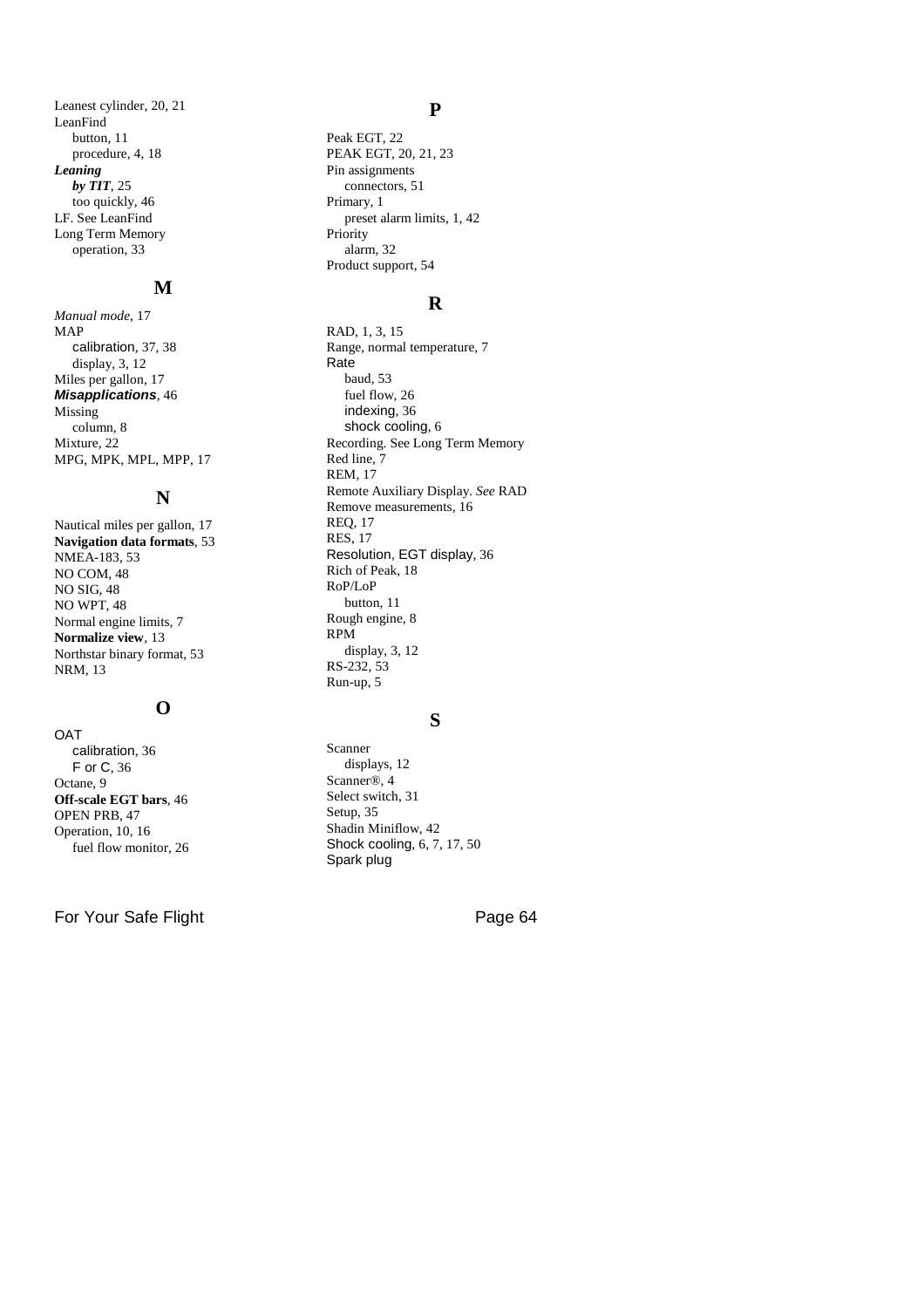Leanest cylinder, 20, 21
LeanFind
  button, 11
  procedure, 4, 18
***Leaning***
  ***by TIT***, 25
  too quickly, 46
LF. See LeanFind
Long Term Memory
  operation, 33

## M

*Manual mode*, 17
MAP
  calibration, 37, 38
  display, 3, 12
Miles per gallon, 17
***Misapplications***, 46
Missing
  column, 8
Mixture, 22
MPG, MPK, MPL, MPP, 17

## N

Nautical miles per gallon, 17
**Navigation data formats**, 53
NMEA-183, 53
NO COM, 48
NO SIG, 48
NO WPT, 48
Normal engine limits, 7
**Normalize view**, 13
Northstar binary format, 53
NRM, 13

## O

OAT
  calibration, 36
  F or C, 36
Octane, 9
**Off-scale EGT bars**, 46
OPEN PRB, 47
Operation, 10, 16
  fuel flow monitor, 26

## P

Peak EGT, 22
PEAK EGT, 20, 21, 23
Pin assignments
  connectors, 51
Primary, 1
  preset alarm limits, 1, 42
Priority
  alarm, 32
Product support, 54

## R

RAD, 1, 3, 15
Range, normal temperature, 7
Rate
  baud, 53
  fuel flow, 26
  indexing, 36
  shock cooling, 6
Recording. See Long Term Memory
Red line, 7
REM, 17
Remote Auxiliary Display. *See* RAD
Remove measurements, 16
REQ, 17
RES, 17
Resolution, EGT display, 36
Rich of Peak, 18
RoP/LoP
  button, 11
Rough engine, 8
RPM
  display, 3, 12
RS-232, 53
Run-up, 5

## S

Scanner
  displays, 12
Scanner®, 4
Select switch, 31
Setup, 35
Shadin Miniflow, 42
Shock cooling, 6, 7, 17, 50
Spark plug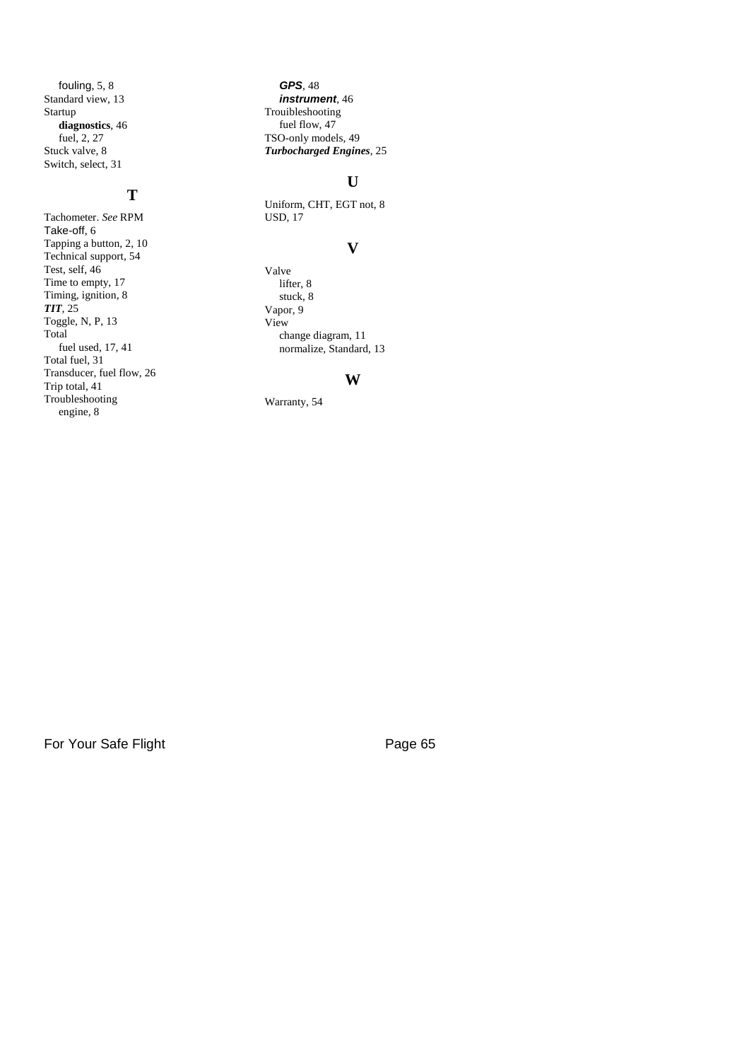fouling, 5, 8
Standard view, 13
Startup
  **diagnostics**, 46
  fuel, 2, 27
Stuck valve, 8
Switch, select, 31

## T

Tachometer. *See* RPM
Take-off, 6
Tapping a button, 2, 10
Technical support, 54
Test, self, 46
Time to empty, 17
Timing, ignition, 8
***TIT***, 25
Toggle, N, P, 13
Total
  fuel used, 17, 41
Total fuel, 31
Transducer, fuel flow, 26
Trip total, 41
Troubleshooting
  engine, 8
  ***GPS***, 48
  ***instrument***, 46
Trouibleshooting
  fuel flow, 47
TSO-only models, 49
***Turbocharged Engines***, 25

## U

Uniform, CHT, EGT not, 8
USD, 17

## V

Valve
  lifter, 8
  stuck, 8
Vapor, 9
View
  change diagram, 11
  normalize, Standard, 13

## W

Warranty, 54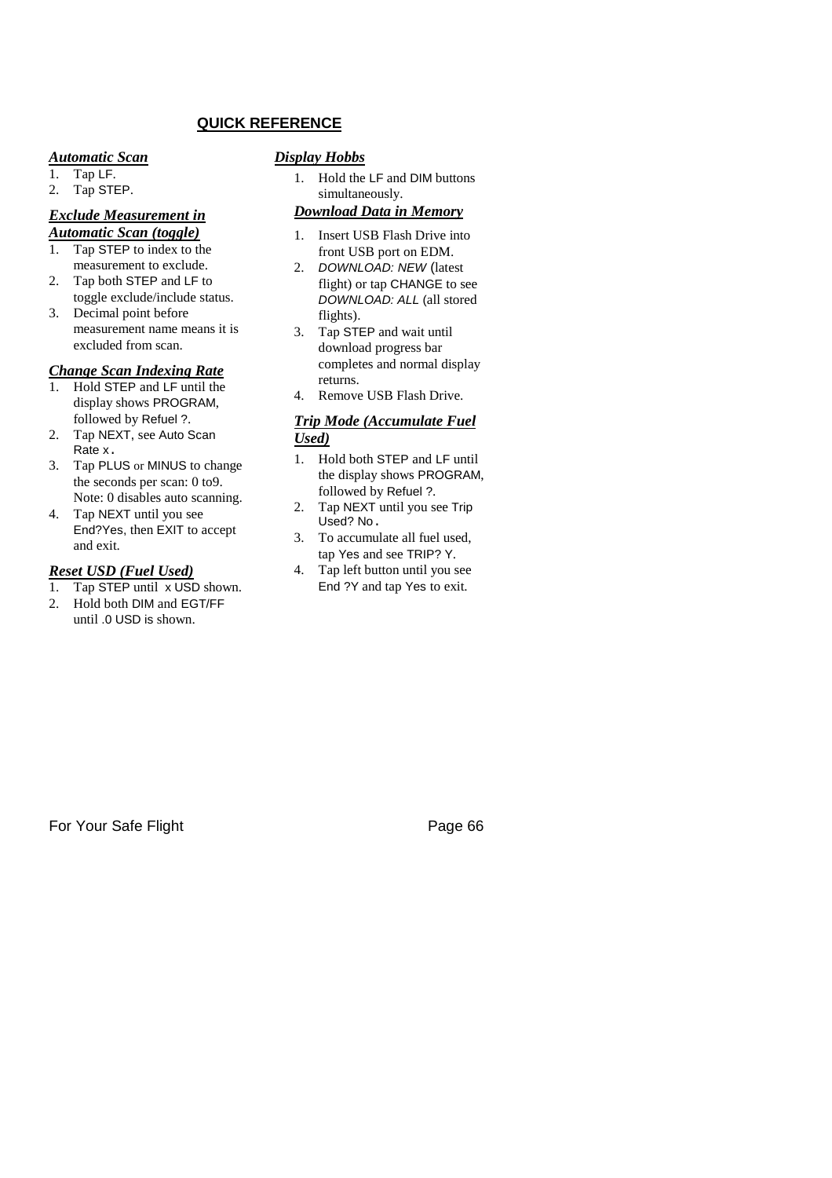## QUICK REFERENCE

### *Automatic Scan*

1. Tap LF.
2. Tap STEP.

### *Exclude Measurement in Automatic Scan (toggle)*

1. Tap STEP to index to the measurement to exclude.
2. Tap both STEP and LF to toggle exclude/include status.
3. Decimal point before measurement name means it is excluded from scan.

### *Change Scan Indexing Rate*

1. Hold STEP and LF until the display shows PROGRAM, followed by Refuel ?.
2. Tap NEXT, see Auto Scan Rate x.
3. Tap PLUS or MINUS to change the seconds per scan: 0 to9. Note: 0 disables auto scanning.
4. Tap NEXT until you see End?Yes, then EXIT to accept and exit.

### *Reset USD (Fuel Used)*

1. Tap STEP until x USD shown.
2. Hold both DIM and EGT/FF until .0 USD is shown.

### *Display Hobbs*

1. Hold the LF and DIM buttons simultaneously.

### *Download Data in Memory*

1. Insert USB Flash Drive into front USB port on EDM.
2. *DOWNLOAD: NEW* (latest flight) or tap CHANGE to see *DOWNLOAD: ALL* (all stored flights).
3. Tap STEP and wait until download progress bar completes and normal display returns.
4. Remove USB Flash Drive.

### *Trip Mode (Accumulate Fuel Used)*

1. Hold both STEP and LF until the display shows PROGRAM, followed by Refuel ?.
2. Tap NEXT until you see Trip Used? No.
3. To accumulate all fuel used, tap Yes and see TRIP? Y.
4. Tap left button until you see End ?Y and tap Yes to exit.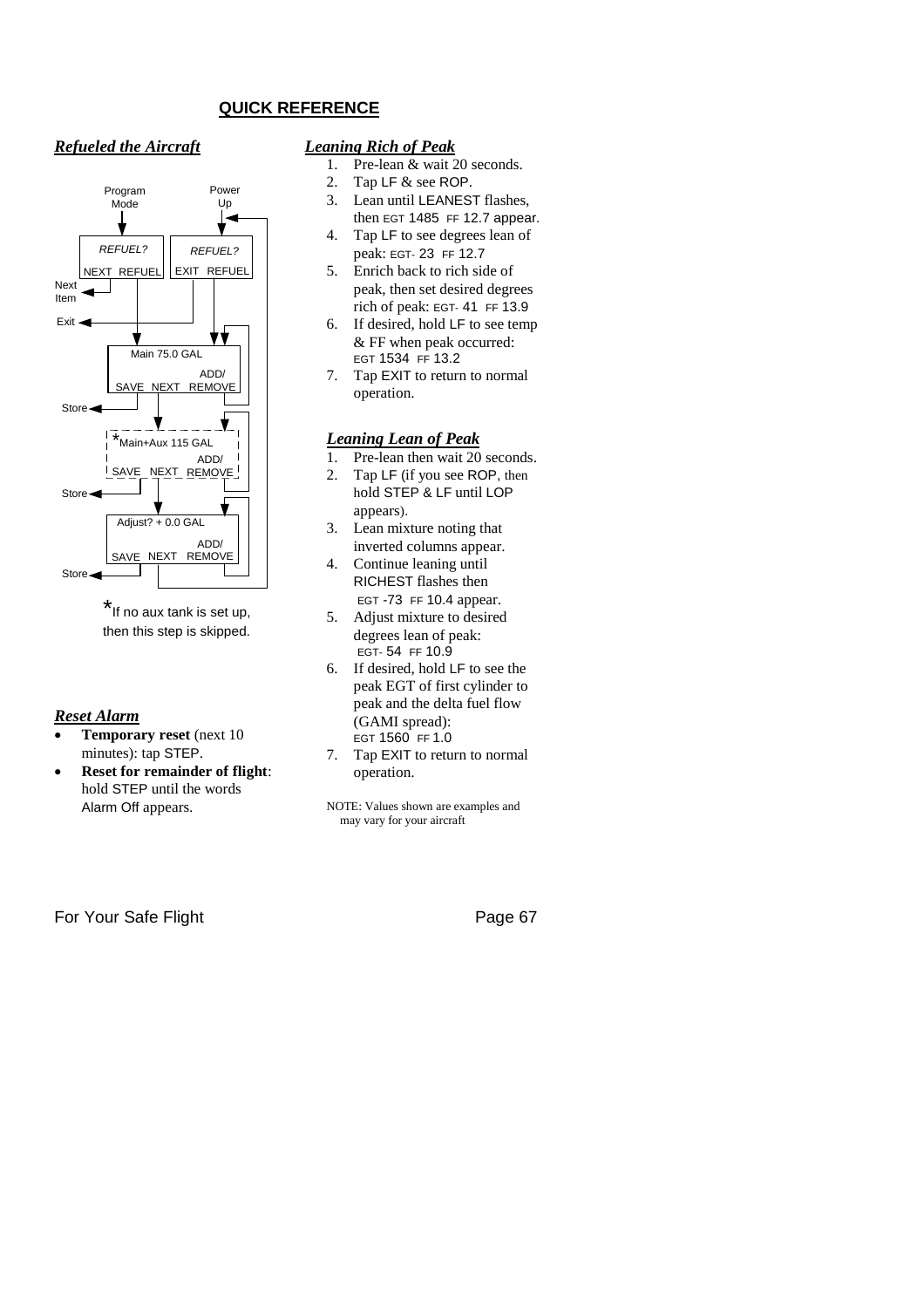## QUICK REFERENCE

### *Refueled the Aircraft*

Program Mode

Power Up

REFUEL?

NEXT REFUEL

REFUEL?

EXIT REFUEL

Next Item

Exit

Main 75.0 GAL

SAVE NEXT ADD/ REMOVE

Store

*Main+Aux 115 GAL

SAVE NEXT ADD/ REMOVE

Store

Adjust? + 0.0 GAL

SAVE NEXT ADD/ REMOVE

Store

*If no aux tank is set up, then this step is skipped.

### *Reset Alarm*

- **Temporary reset** (next 10 minutes): tap STEP.
- **Reset for remainder of flight**: hold STEP until the words Alarm Off appears.

### *Leaning Rich of Peak*

1. Pre-lean & wait 20 seconds.
2. Tap LF & see ROP.
3. Lean until LEANEST flashes, then EGT 1485 FF 12.7 appear.
4. Tap LF to see degrees lean of peak: EGT- 23 FF 12.7
5. Enrich back to rich side of peak, then set desired degrees rich of peak: EGT- 41 FF 13.9
6. If desired, hold LF to see temp & FF when peak occurred: EGT 1534 FF 13.2
7. Tap EXIT to return to normal operation.

### *Leaning Lean of Peak*

1. Pre-lean then wait 20 seconds.
2. Tap LF (if you see ROP, then hold STEP & LF until LOP appears).
3. Lean mixture noting that inverted columns appear.
4. Continue leaning until RICHEST flashes then EGT -73 FF 10.4 appear.
5. Adjust mixture to desired degrees lean of peak: EGT- 54 FF 10.9
6. If desired, hold LF to see the peak EGT of first cylinder to peak and the delta fuel flow (GAMI spread): EGT 1560 FF 1.0
7. Tap EXIT to return to normal operation.

NOTE: Values shown are examples and may vary for your aircraft